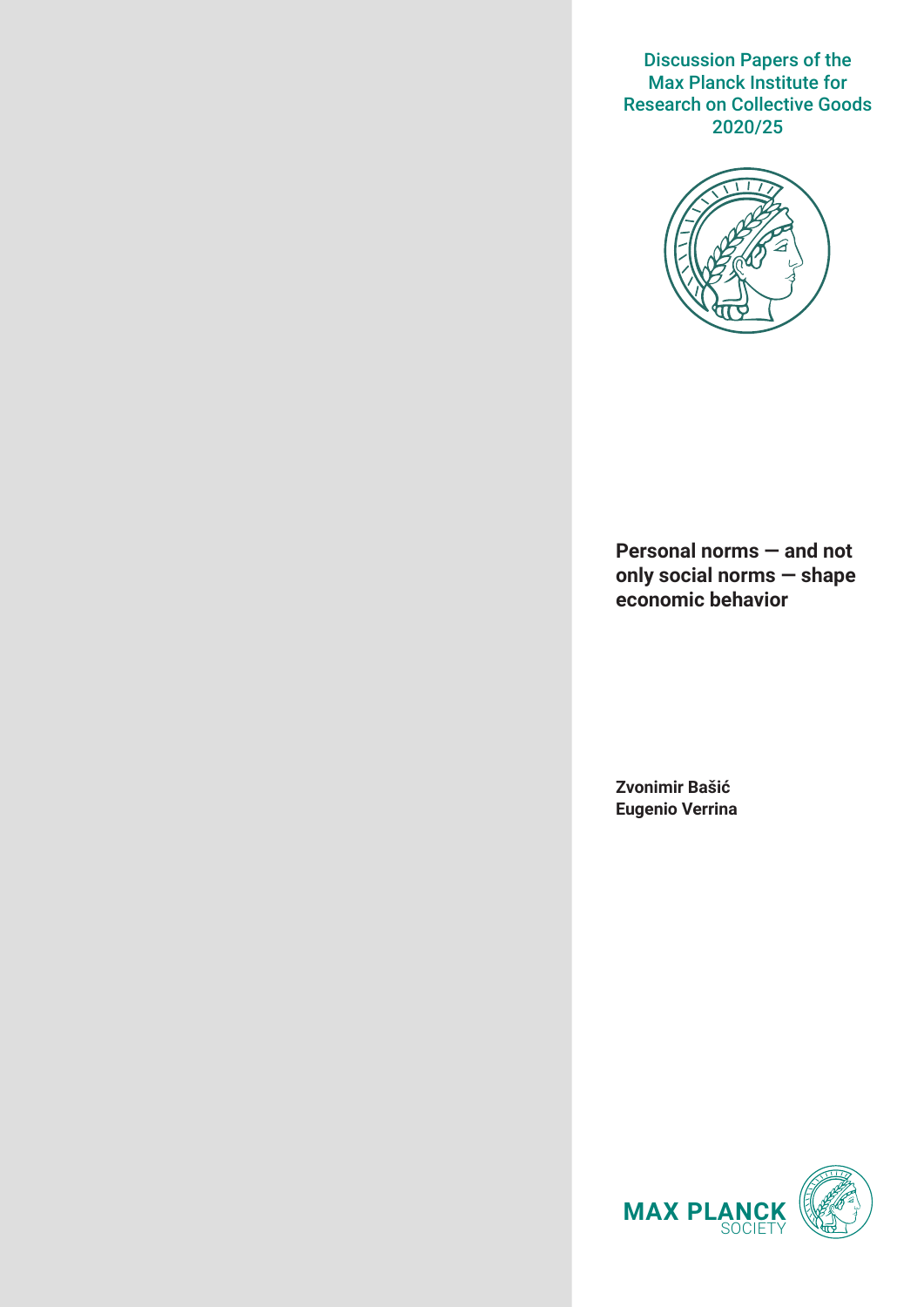Discussion Papers of the Max Planck Institute for Research on Collective Goods 2020/25

# Personal norms — and not only social norms — shape economic behavior

**Zvonimir Bašić**
**Eugenio Verrina**

MAX PLANCK SOCIETY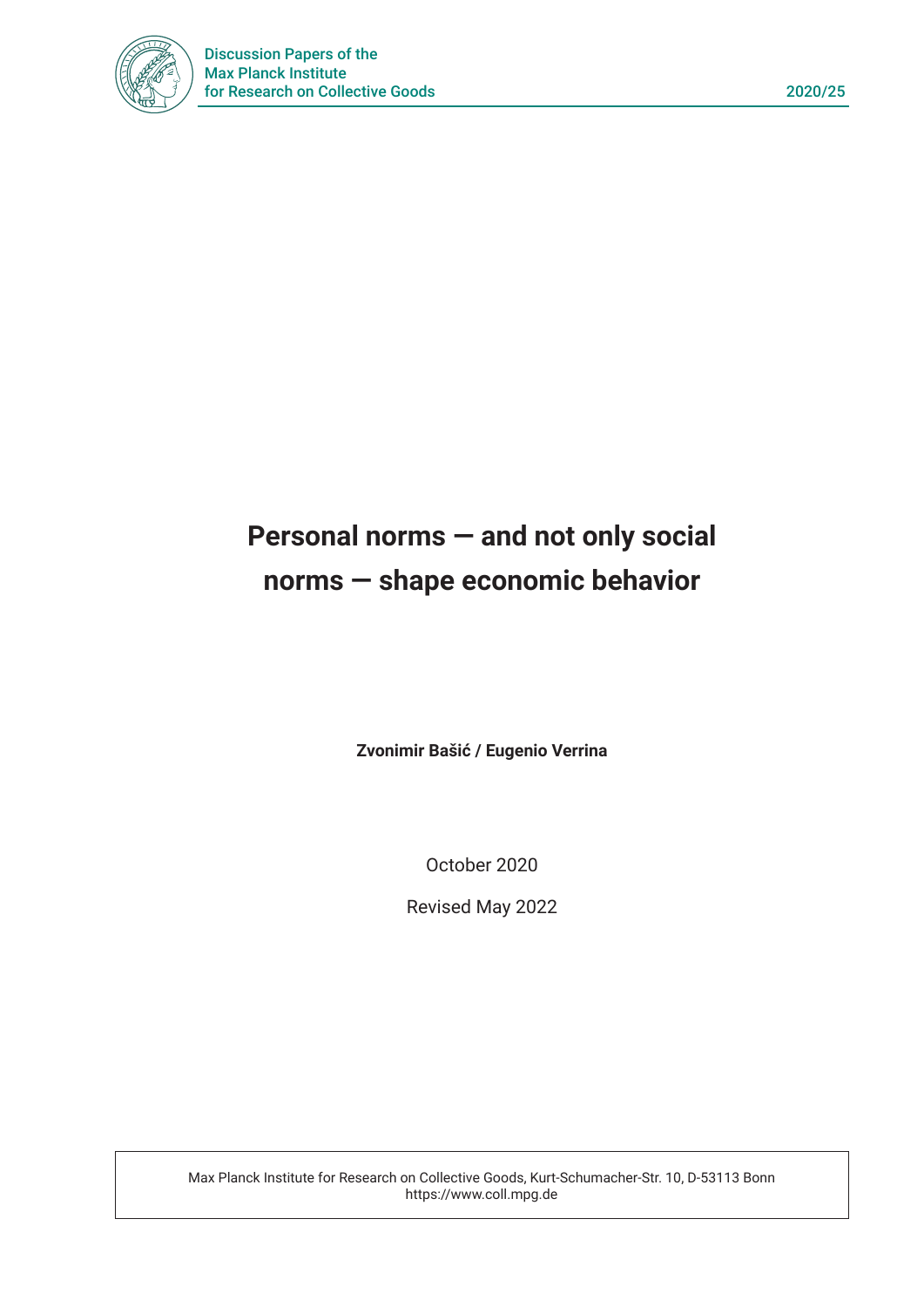# Personal norms — and not only social norms — shape economic behavior

**Zvonimir Bašić / Eugenio Verrina**

October 2020

Revised May 2022

Max Planck Institute for Research on Collective Goods, Kurt-Schumacher-Str. 10, D-53113 Bonn
https://www.coll.mpg.de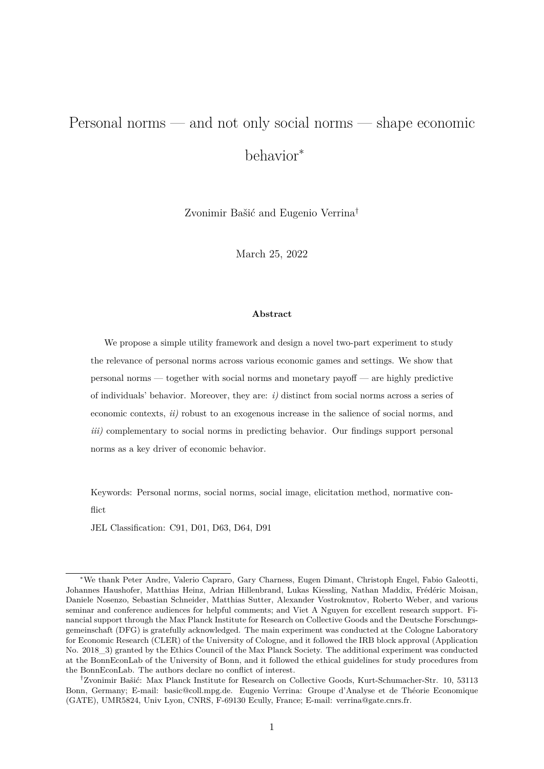# Personal norms — and not only social norms — shape economic behavior*

Zvonimir Bašić and Eugenio Verrina†

March 25, 2022

### Abstract

We propose a simple utility framework and design a novel two-part experiment to study the relevance of personal norms across various economic games and settings. We show that personal norms — together with social norms and monetary payoff — are highly predictive of individuals' behavior. Moreover, they are: *i)* distinct from social norms across a series of economic contexts, *ii)* robust to an exogenous increase in the salience of social norms, and *iii)* complementary to social norms in predicting behavior. Our findings support personal norms as a key driver of economic behavior.

Keywords: Personal norms, social norms, social image, elicitation method, normative conflict

JEL Classification: C91, D01, D63, D64, D91

---

*We thank Peter Andre, Valerio Capraro, Gary Charness, Eugen Dimant, Christoph Engel, Fabio Galeotti, Johannes Haushofer, Matthias Heinz, Adrian Hillenbrand, Lukas Kiessling, Nathan Maddix, Frédéric Moisan, Daniele Nosenzo, Sebastian Schneider, Matthias Sutter, Alexander Vostroknutov, Roberto Weber, and various seminar and conference audiences for helpful comments; and Viet A Nguyen for excellent research support. Financial support through the Max Planck Institute for Research on Collective Goods and the Deutsche Forschungsgemeinschaft (DFG) is gratefully acknowledged. The main experiment was conducted at the Cologne Laboratory for Economic Research (CLER) of the University of Cologne, and it followed the IRB block approval (Application No. 2018_3) granted by the Ethics Council of the Max Planck Society. The additional experiment was conducted at the BonnEconLab of the University of Bonn, and it followed the ethical guidelines for study procedures from the BonnEconLab. The authors declare no conflict of interest.

†Zvonimir Bašić: Max Planck Institute for Research on Collective Goods, Kurt-Schumacher-Str. 10, 53113 Bonn, Germany; E-mail: basic@coll.mpg.de. Eugenio Verrina: Groupe d'Analyse et de Théorie Economique (GATE), UMR5824, Univ Lyon, CNRS, F-69130 Ecully, France; E-mail: verrina@gate.cnrs.fr.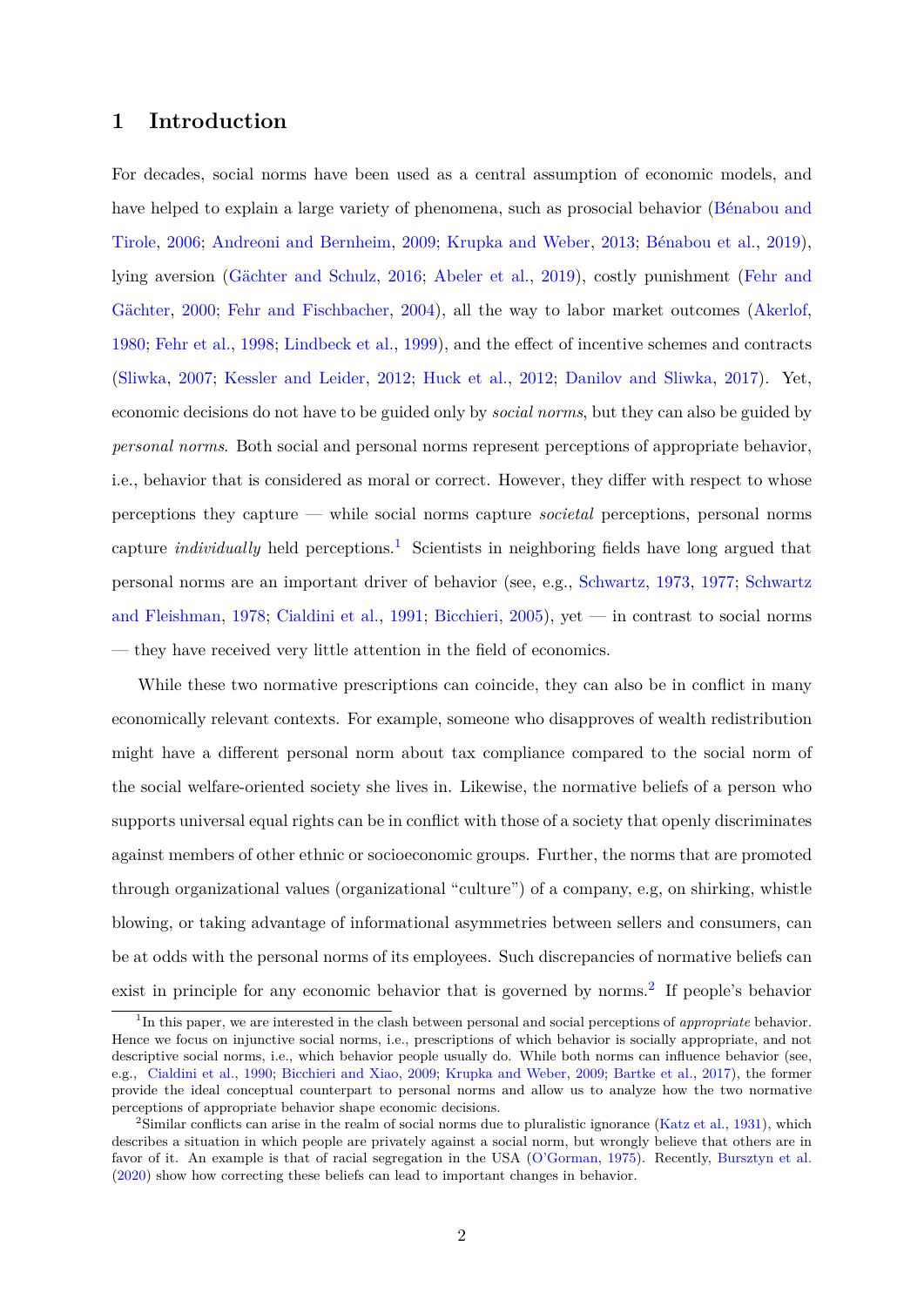# 1 Introduction

For decades, social norms have been used as a central assumption of economic models, and have helped to explain a large variety of phenomena, such as prosocial behavior (Bénabou and Tirole, 2006; Andreoni and Bernheim, 2009; Krupka and Weber, 2013; Bénabou et al., 2019), lying aversion (Gächter and Schulz, 2016; Abeler et al., 2019), costly punishment (Fehr and Gächter, 2000; Fehr and Fischbacher, 2004), all the way to labor market outcomes (Akerlof, 1980; Fehr et al., 1998; Lindbeck et al., 1999), and the effect of incentive schemes and contracts (Sliwka, 2007; Kessler and Leider, 2012; Huck et al., 2012; Danilov and Sliwka, 2017). Yet, economic decisions do not have to be guided only by *social norms*, but they can also be guided by *personal norms*. Both social and personal norms represent perceptions of appropriate behavior, i.e., behavior that is considered as moral or correct. However, they differ with respect to whose perceptions they capture — while social norms capture *societal* perceptions, personal norms capture *individually* held perceptions.[1] Scientists in neighboring fields have long argued that personal norms are an important driver of behavior (see, e.g., Schwartz, 1973, 1977; Schwartz and Fleishman, 1978; Cialdini et al., 1991; Bicchieri, 2005), yet — in contrast to social norms — they have received very little attention in the field of economics.

While these two normative prescriptions can coincide, they can also be in conflict in many economically relevant contexts. For example, someone who disapproves of wealth redistribution might have a different personal norm about tax compliance compared to the social norm of the social welfare-oriented society she lives in. Likewise, the normative beliefs of a person who supports universal equal rights can be in conflict with those of a society that openly discriminates against members of other ethnic or socioeconomic groups. Further, the norms that are promoted through organizational values (organizational "culture") of a company, e.g, on shirking, whistle blowing, or taking advantage of informational asymmetries between sellers and consumers, can be at odds with the personal norms of its employees. Such discrepancies of normative beliefs can exist in principle for any economic behavior that is governed by norms.[2] If people's behavior

[1] In this paper, we are interested in the clash between personal and social perceptions of *appropriate* behavior. Hence we focus on injunctive social norms, i.e., prescriptions of which behavior is socially appropriate, and not descriptive social norms, i.e., which behavior people usually do. While both norms can influence behavior (see, e.g., Cialdini et al., 1990; Bicchieri and Xiao, 2009; Krupka and Weber, 2009; Bartke et al., 2017), the former provide the ideal conceptual counterpart to personal norms and allow us to analyze how the two normative perceptions of appropriate behavior shape economic decisions.

[2] Similar conflicts can arise in the realm of social norms due to pluralistic ignorance (Katz et al., 1931), which describes a situation in which people are privately against a social norm, but wrongly believe that others are in favor of it. An example is that of racial segregation in the USA (O'Gorman, 1975). Recently, Bursztyn et al. (2020) show how correcting these beliefs can lead to important changes in behavior.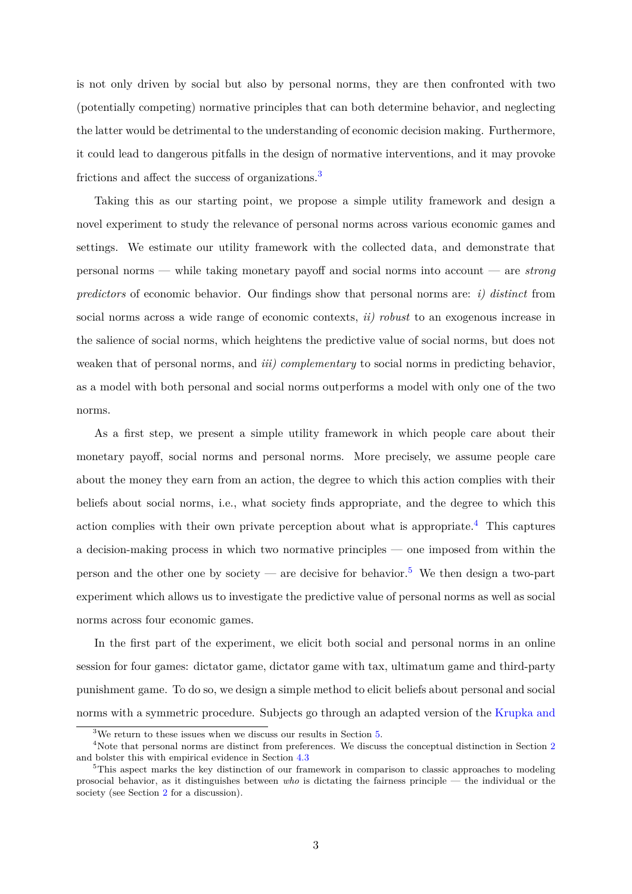is not only driven by social but also by personal norms, they are then confronted with two (potentially competing) normative principles that can both determine behavior, and neglecting the latter would be detrimental to the understanding of economic decision making. Furthermore, it could lead to dangerous pitfalls in the design of normative interventions, and it may provoke frictions and affect the success of organizations.[3]

Taking this as our starting point, we propose a simple utility framework and design a novel experiment to study the relevance of personal norms across various economic games and settings. We estimate our utility framework with the collected data, and demonstrate that personal norms — while taking monetary payoff and social norms into account — are *strong predictors* of economic behavior. Our findings show that personal norms are: *i) distinct* from social norms across a wide range of economic contexts, *ii) robust* to an exogenous increase in the salience of social norms, which heightens the predictive value of social norms, but does not weaken that of personal norms, and *iii) complementary* to social norms in predicting behavior, as a model with both personal and social norms outperforms a model with only one of the two norms.

As a first step, we present a simple utility framework in which people care about their monetary payoff, social norms and personal norms. More precisely, we assume people care about the money they earn from an action, the degree to which this action complies with their beliefs about social norms, i.e., what society finds appropriate, and the degree to which this action complies with their own private perception about what is appropriate.[4] This captures a decision-making process in which two normative principles — one imposed from within the person and the other one by society — are decisive for behavior.[5] We then design a two-part experiment which allows us to investigate the predictive value of personal norms as well as social norms across four economic games.

In the first part of the experiment, we elicit both social and personal norms in an online session for four games: dictator game, dictator game with tax, ultimatum game and third-party punishment game. To do so, we design a simple method to elicit beliefs about personal and social norms with a symmetric procedure. Subjects go through an adapted version of the Krupka and

[3] We return to these issues when we discuss our results in Section 5.

[4] Note that personal norms are distinct from preferences. We discuss the conceptual distinction in Section 2 and bolster this with empirical evidence in Section 4.3

[5] This aspect marks the key distinction of our framework in comparison to classic approaches to modeling prosocial behavior, as it distinguishes between *who* is dictating the fairness principle — the individual or the society (see Section 2 for a discussion).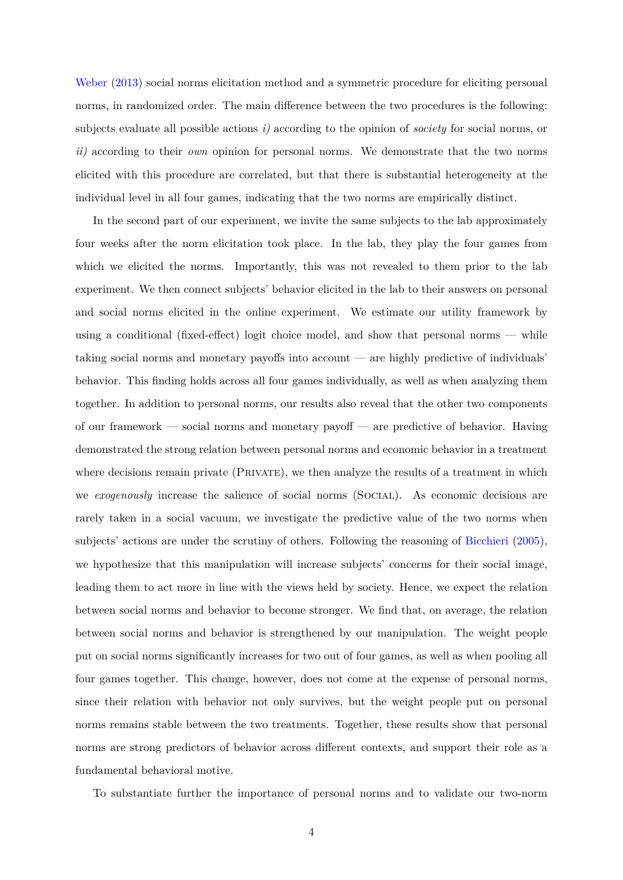Weber (2013) social norms elicitation method and a symmetric procedure for eliciting personal norms, in randomized order. The main difference between the two procedures is the following: subjects evaluate all possible actions *i)* according to the opinion of *society* for social norms, or *ii)* according to their *own* opinion for personal norms. We demonstrate that the two norms elicited with this procedure are correlated, but that there is substantial heterogeneity at the individual level in all four games, indicating that the two norms are empirically distinct.

In the second part of our experiment, we invite the same subjects to the lab approximately four weeks after the norm elicitation took place. In the lab, they play the four games from which we elicited the norms. Importantly, this was not revealed to them prior to the lab experiment. We then connect subjects' behavior elicited in the lab to their answers on personal and social norms elicited in the online experiment. We estimate our utility framework by using a conditional (fixed-effect) logit choice model, and show that personal norms — while taking social norms and monetary payoffs into account — are highly predictive of individuals' behavior. This finding holds across all four games individually, as well as when analyzing them together. In addition to personal norms, our results also reveal that the other two components of our framework — social norms and monetary payoff — are predictive of behavior. Having demonstrated the strong relation between personal norms and economic behavior in a treatment where decisions remain private (Private), we then analyze the results of a treatment in which we *exogenously* increase the salience of social norms (Social). As economic decisions are rarely taken in a social vacuum, we investigate the predictive value of the two norms when subjects' actions are under the scrutiny of others. Following the reasoning of Bicchieri (2005), we hypothesize that this manipulation will increase subjects' concerns for their social image, leading them to act more in line with the views held by society. Hence, we expect the relation between social norms and behavior to become stronger. We find that, on average, the relation between social norms and behavior is strengthened by our manipulation. The weight people put on social norms significantly increases for two out of four games, as well as when pooling all four games together. This change, however, does not come at the expense of personal norms, since their relation with behavior not only survives, but the weight people put on personal norms remains stable between the two treatments. Together, these results show that personal norms are strong predictors of behavior across different contexts, and support their role as a fundamental behavioral motive.

To substantiate further the importance of personal norms and to validate our two-norm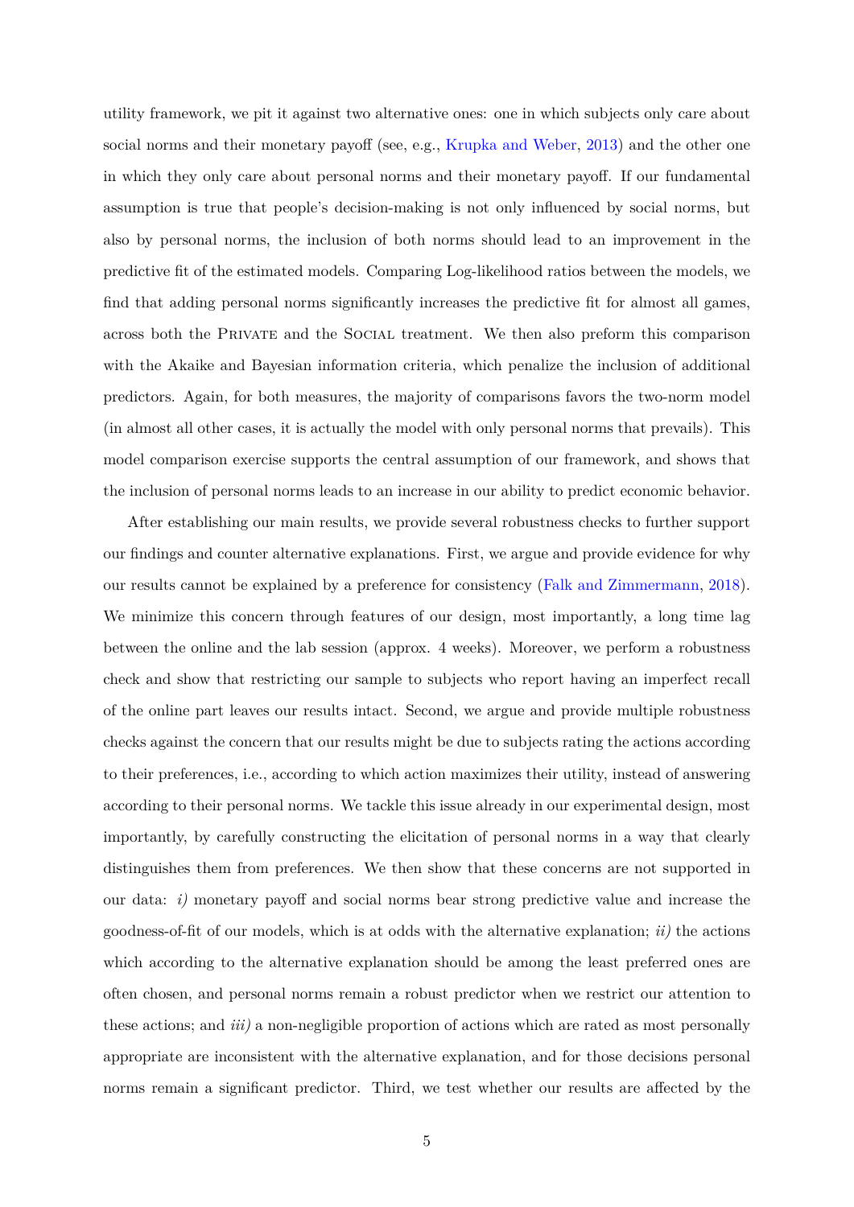utility framework, we pit it against two alternative ones: one in which subjects only care about social norms and their monetary payoff (see, e.g., Krupka and Weber, 2013) and the other one in which they only care about personal norms and their monetary payoff. If our fundamental assumption is true that people's decision-making is not only influenced by social norms, but also by personal norms, the inclusion of both norms should lead to an improvement in the predictive fit of the estimated models. Comparing Log-likelihood ratios between the models, we find that adding personal norms significantly increases the predictive fit for almost all games, across both the PRIVATE and the SOCIAL treatment. We then also preform this comparison with the Akaike and Bayesian information criteria, which penalize the inclusion of additional predictors. Again, for both measures, the majority of comparisons favors the two-norm model (in almost all other cases, it is actually the model with only personal norms that prevails). This model comparison exercise supports the central assumption of our framework, and shows that the inclusion of personal norms leads to an increase in our ability to predict economic behavior.

After establishing our main results, we provide several robustness checks to further support our findings and counter alternative explanations. First, we argue and provide evidence for why our results cannot be explained by a preference for consistency (Falk and Zimmermann, 2018). We minimize this concern through features of our design, most importantly, a long time lag between the online and the lab session (approx. 4 weeks). Moreover, we perform a robustness check and show that restricting our sample to subjects who report having an imperfect recall of the online part leaves our results intact. Second, we argue and provide multiple robustness checks against the concern that our results might be due to subjects rating the actions according to their preferences, i.e., according to which action maximizes their utility, instead of answering according to their personal norms. We tackle this issue already in our experimental design, most importantly, by carefully constructing the elicitation of personal norms in a way that clearly distinguishes them from preferences. We then show that these concerns are not supported in our data: *i)* monetary payoff and social norms bear strong predictive value and increase the goodness-of-fit of our models, which is at odds with the alternative explanation; *ii)* the actions which according to the alternative explanation should be among the least preferred ones are often chosen, and personal norms remain a robust predictor when we restrict our attention to these actions; and *iii)* a non-negligible proportion of actions which are rated as most personally appropriate are inconsistent with the alternative explanation, and for those decisions personal norms remain a significant predictor. Third, we test whether our results are affected by the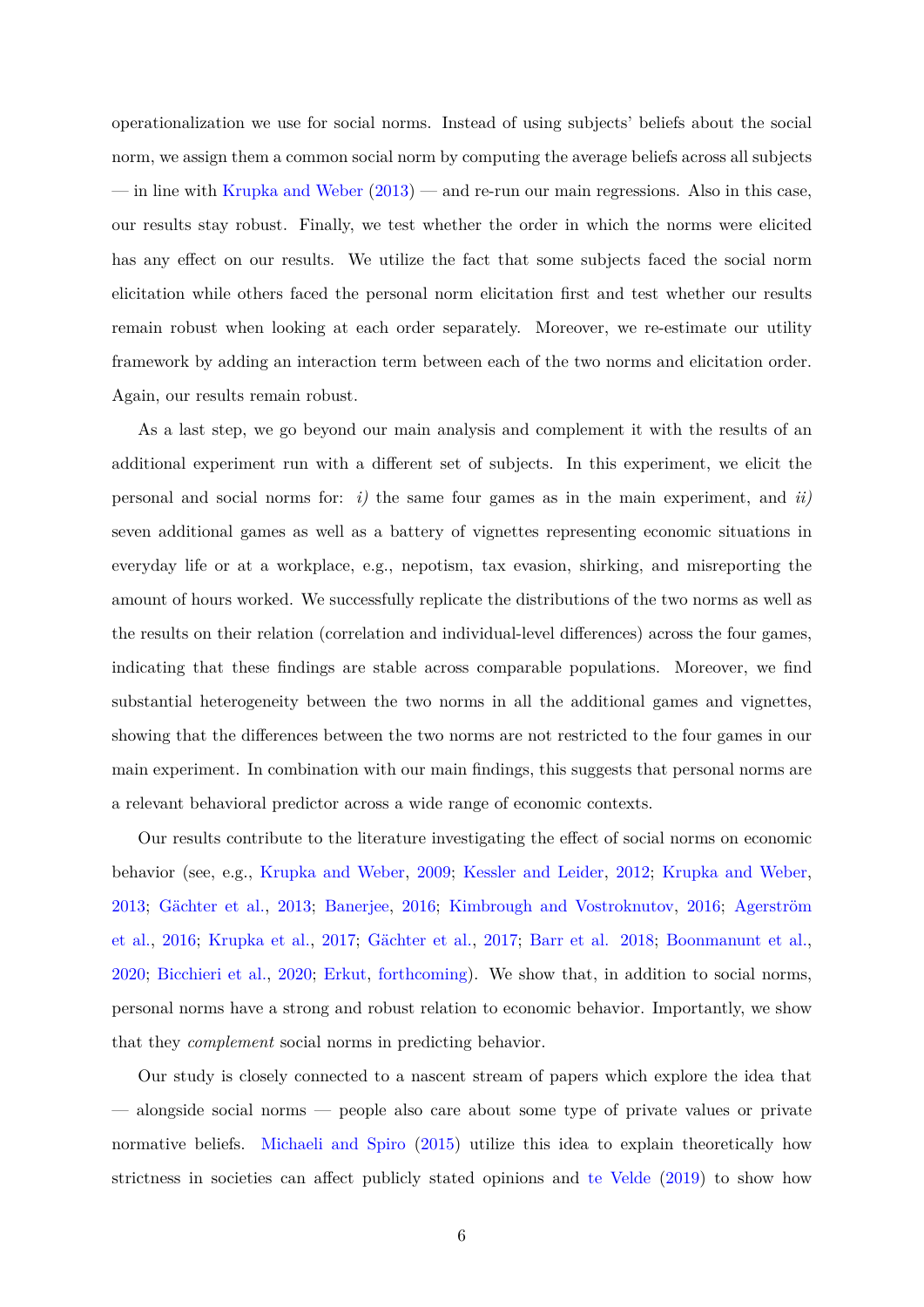operationalization we use for social norms. Instead of using subjects' beliefs about the social norm, we assign them a common social norm by computing the average beliefs across all subjects — in line with Krupka and Weber (2013) — and re-run our main regressions. Also in this case, our results stay robust. Finally, we test whether the order in which the norms were elicited has any effect on our results. We utilize the fact that some subjects faced the social norm elicitation while others faced the personal norm elicitation first and test whether our results remain robust when looking at each order separately. Moreover, we re-estimate our utility framework by adding an interaction term between each of the two norms and elicitation order. Again, our results remain robust.

As a last step, we go beyond our main analysis and complement it with the results of an additional experiment run with a different set of subjects. In this experiment, we elicit the personal and social norms for: *i)* the same four games as in the main experiment, and *ii)* seven additional games as well as a battery of vignettes representing economic situations in everyday life or at a workplace, e.g., nepotism, tax evasion, shirking, and misreporting the amount of hours worked. We successfully replicate the distributions of the two norms as well as the results on their relation (correlation and individual-level differences) across the four games, indicating that these findings are stable across comparable populations. Moreover, we find substantial heterogeneity between the two norms in all the additional games and vignettes, showing that the differences between the two norms are not restricted to the four games in our main experiment. In combination with our main findings, this suggests that personal norms are a relevant behavioral predictor across a wide range of economic contexts.

Our results contribute to the literature investigating the effect of social norms on economic behavior (see, e.g., Krupka and Weber, 2009; Kessler and Leider, 2012; Krupka and Weber, 2013; Gächter et al., 2013; Banerjee, 2016; Kimbrough and Vostroknutov, 2016; Agerström et al., 2016; Krupka et al., 2017; Gächter et al., 2017; Barr et al. 2018; Boonmanunt et al., 2020; Bicchieri et al., 2020; Erkut, forthcoming). We show that, in addition to social norms, personal norms have a strong and robust relation to economic behavior. Importantly, we show that they *complement* social norms in predicting behavior.

Our study is closely connected to a nascent stream of papers which explore the idea that — alongside social norms — people also care about some type of private values or private normative beliefs. Michaeli and Spiro (2015) utilize this idea to explain theoretically how strictness in societies can affect publicly stated opinions and te Velde (2019) to show how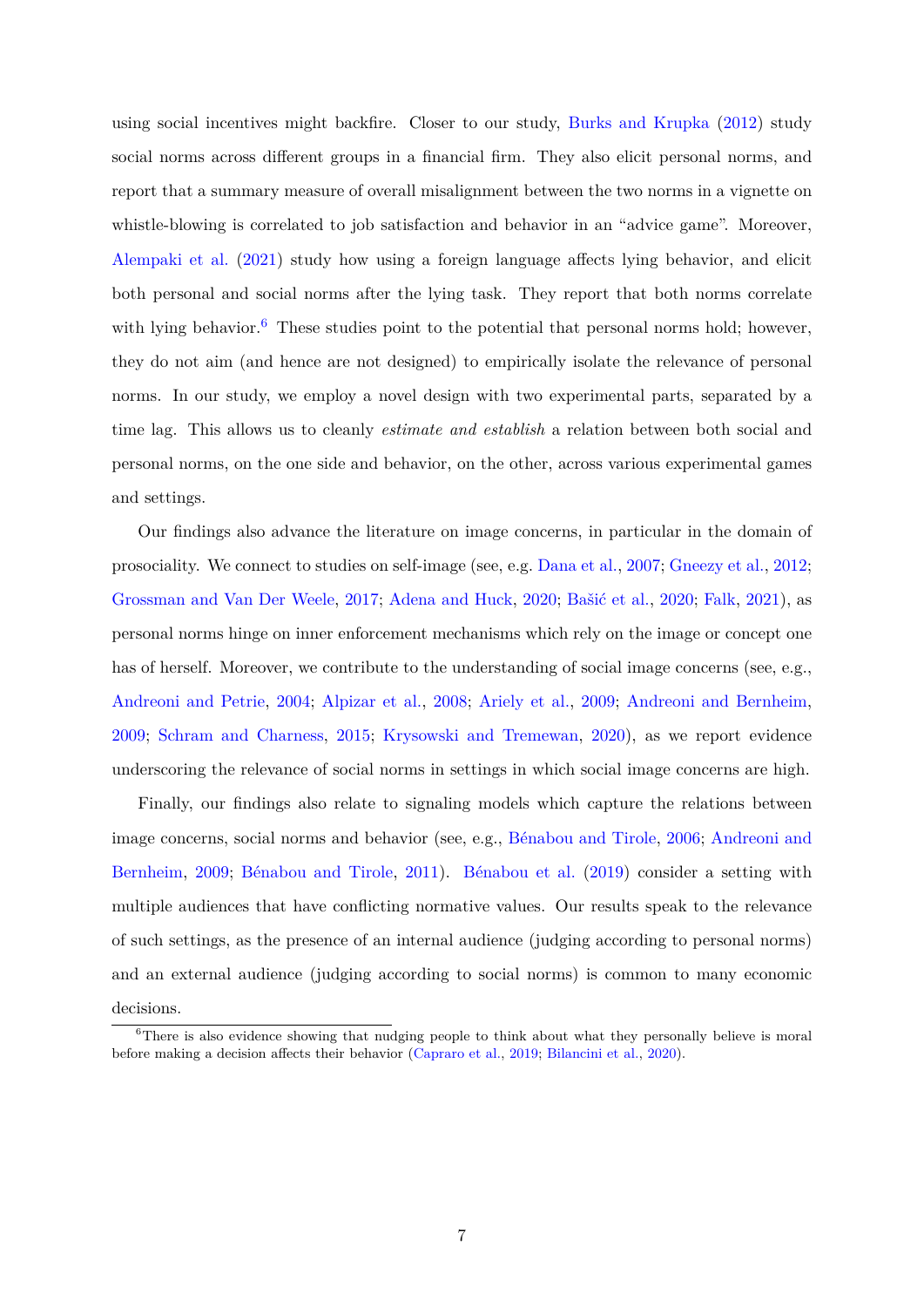using social incentives might backfire. Closer to our study, Burks and Krupka (2012) study social norms across different groups in a financial firm. They also elicit personal norms, and report that a summary measure of overall misalignment between the two norms in a vignette on whistle-blowing is correlated to job satisfaction and behavior in an "advice game". Moreover, Alempaki et al. (2021) study how using a foreign language affects lying behavior, and elicit both personal and social norms after the lying task. They report that both norms correlate with lying behavior.[6] These studies point to the potential that personal norms hold; however, they do not aim (and hence are not designed) to empirically isolate the relevance of personal norms. In our study, we employ a novel design with two experimental parts, separated by a time lag. This allows us to cleanly *estimate and establish* a relation between both social and personal norms, on the one side and behavior, on the other, across various experimental games and settings.

Our findings also advance the literature on image concerns, in particular in the domain of prosociality. We connect to studies on self-image (see, e.g. Dana et al., 2007; Gneezy et al., 2012; Grossman and Van Der Weele, 2017; Adena and Huck, 2020; Bašić et al., 2020; Falk, 2021), as personal norms hinge on inner enforcement mechanisms which rely on the image or concept one has of herself. Moreover, we contribute to the understanding of social image concerns (see, e.g., Andreoni and Petrie, 2004; Alpizar et al., 2008; Ariely et al., 2009; Andreoni and Bernheim, 2009; Schram and Charness, 2015; Krysowski and Tremewan, 2020), as we report evidence underscoring the relevance of social norms in settings in which social image concerns are high.

Finally, our findings also relate to signaling models which capture the relations between image concerns, social norms and behavior (see, e.g., Bénabou and Tirole, 2006; Andreoni and Bernheim, 2009; Bénabou and Tirole, 2011). Bénabou et al. (2019) consider a setting with multiple audiences that have conflicting normative values. Our results speak to the relevance of such settings, as the presence of an internal audience (judging according to personal norms) and an external audience (judging according to social norms) is common to many economic decisions.

[6] There is also evidence showing that nudging people to think about what they personally believe is moral before making a decision affects their behavior (Capraro et al., 2019; Bilancini et al., 2020).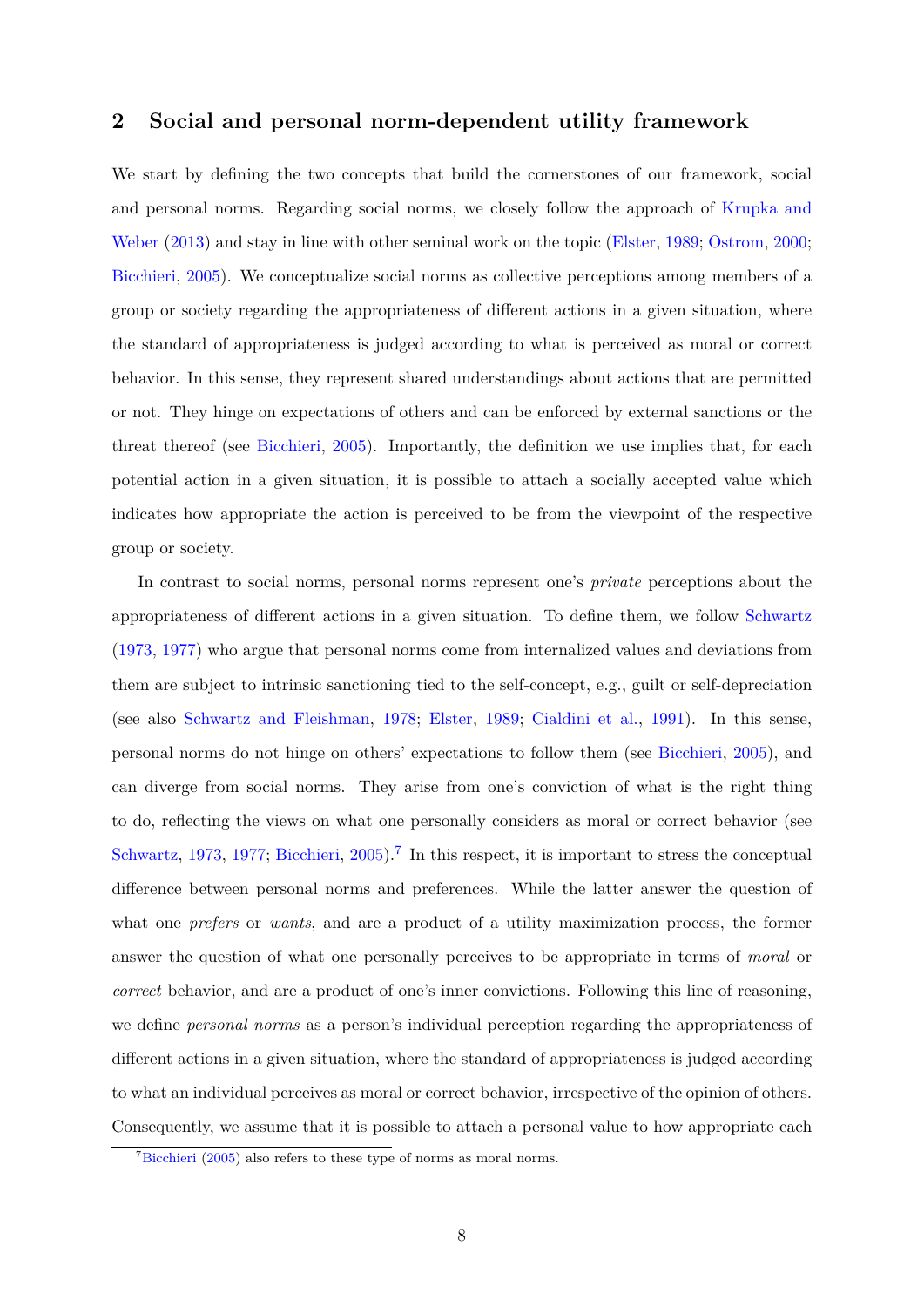## 2 Social and personal norm-dependent utility framework

We start by defining the two concepts that build the cornerstones of our framework, social and personal norms. Regarding social norms, we closely follow the approach of Krupka and Weber (2013) and stay in line with other seminal work on the topic (Elster, 1989; Ostrom, 2000; Bicchieri, 2005). We conceptualize social norms as collective perceptions among members of a group or society regarding the appropriateness of different actions in a given situation, where the standard of appropriateness is judged according to what is perceived as moral or correct behavior. In this sense, they represent shared understandings about actions that are permitted or not. They hinge on expectations of others and can be enforced by external sanctions or the threat thereof (see Bicchieri, 2005). Importantly, the definition we use implies that, for each potential action in a given situation, it is possible to attach a socially accepted value which indicates how appropriate the action is perceived to be from the viewpoint of the respective group or society.

In contrast to social norms, personal norms represent one's *private* perceptions about the appropriateness of different actions in a given situation. To define them, we follow Schwartz (1973, 1977) who argue that personal norms come from internalized values and deviations from them are subject to intrinsic sanctioning tied to the self-concept, e.g., guilt or self-depreciation (see also Schwartz and Fleishman, 1978; Elster, 1989; Cialdini et al., 1991). In this sense, personal norms do not hinge on others' expectations to follow them (see Bicchieri, 2005), and can diverge from social norms. They arise from one's conviction of what is the right thing to do, reflecting the views on what one personally considers as moral or correct behavior (see Schwartz, 1973, 1977; Bicchieri, 2005).[7] In this respect, it is important to stress the conceptual difference between personal norms and preferences. While the latter answer the question of what one *prefers* or *wants*, and are a product of a utility maximization process, the former answer the question of what one personally perceives to be appropriate in terms of *moral* or *correct* behavior, and are a product of one's inner convictions. Following this line of reasoning, we define *personal norms* as a person's individual perception regarding the appropriateness of different actions in a given situation, where the standard of appropriateness is judged according to what an individual perceives as moral or correct behavior, irrespective of the opinion of others. Consequently, we assume that it is possible to attach a personal value to how appropriate each

[7] Bicchieri (2005) also refers to these type of norms as moral norms.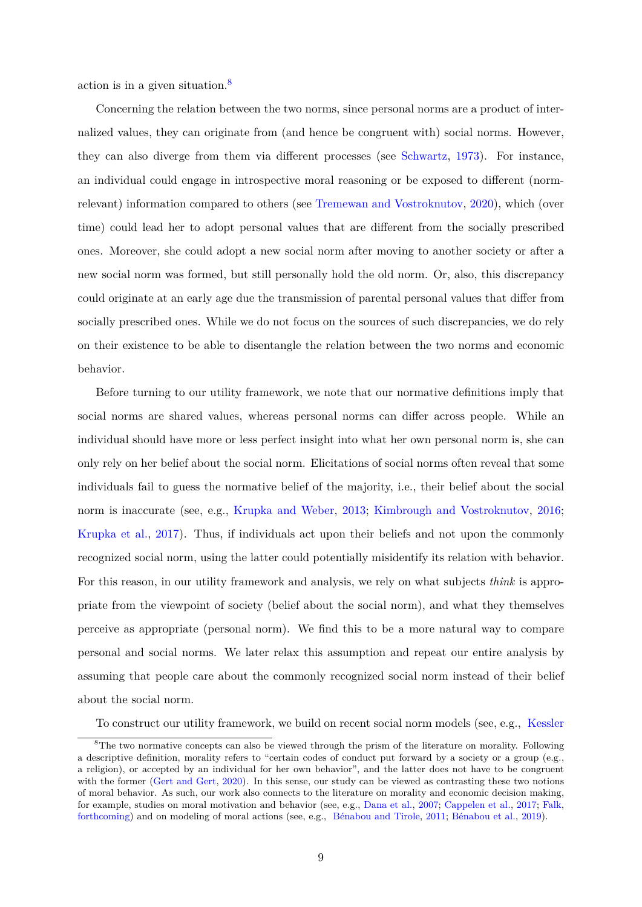action is in a given situation.[8]

Concerning the relation between the two norms, since personal norms are a product of internalized values, they can originate from (and hence be congruent with) social norms. However, they can also diverge from them via different processes (see Schwartz, 1973). For instance, an individual could engage in introspective moral reasoning or be exposed to different (norm-relevant) information compared to others (see Tremewan and Vostroknutov, 2020), which (over time) could lead her to adopt personal values that are different from the socially prescribed ones. Moreover, she could adopt a new social norm after moving to another society or after a new social norm was formed, but still personally hold the old norm. Or, also, this discrepancy could originate at an early age due the transmission of parental personal values that differ from socially prescribed ones. While we do not focus on the sources of such discrepancies, we do rely on their existence to be able to disentangle the relation between the two norms and economic behavior.

Before turning to our utility framework, we note that our normative definitions imply that social norms are shared values, whereas personal norms can differ across people. While an individual should have more or less perfect insight into what her own personal norm is, she can only rely on her belief about the social norm. Elicitations of social norms often reveal that some individuals fail to guess the normative belief of the majority, i.e., their belief about the social norm is inaccurate (see, e.g., Krupka and Weber, 2013; Kimbrough and Vostroknutov, 2016; Krupka et al., 2017). Thus, if individuals act upon their beliefs and not upon the commonly recognized social norm, using the latter could potentially misidentify its relation with behavior. For this reason, in our utility framework and analysis, we rely on what subjects *think* is appropriate from the viewpoint of society (belief about the social norm), and what they themselves perceive as appropriate (personal norm). We find this to be a more natural way to compare personal and social norms. We later relax this assumption and repeat our entire analysis by assuming that people care about the commonly recognized social norm instead of their belief about the social norm.

To construct our utility framework, we build on recent social norm models (see, e.g., Kessler

[8]The two normative concepts can also be viewed through the prism of the literature on morality. Following a descriptive definition, morality refers to "certain codes of conduct put forward by a society or a group (e.g., a religion), or accepted by an individual for her own behavior", and the latter does not have to be congruent with the former (Gert and Gert, 2020). In this sense, our study can be viewed as contrasting these two notions of moral behavior. As such, our work also connects to the literature on morality and economic decision making, for example, studies on moral motivation and behavior (see, e.g., Dana et al., 2007; Cappelen et al., 2017; Falk, forthcoming) and on modeling of moral actions (see, e.g., Bénabou and Tirole, 2011; Bénabou et al., 2019).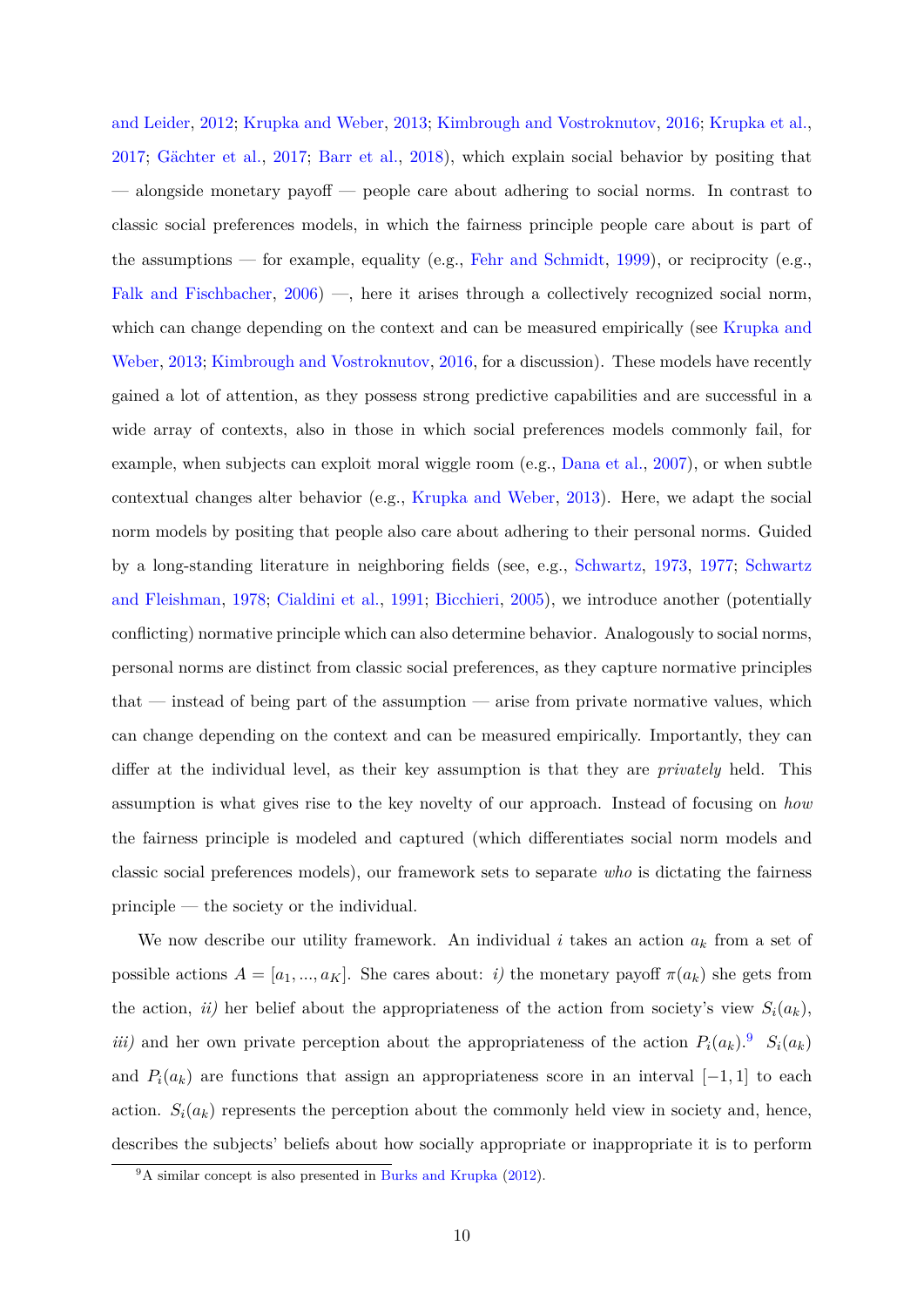and Leider, 2012; Krupka and Weber, 2013; Kimbrough and Vostroknutov, 2016; Krupka et al., 2017; Gächter et al., 2017; Barr et al., 2018), which explain social behavior by positing that — alongside monetary payoff — people care about adhering to social norms. In contrast to classic social preferences models, in which the fairness principle people care about is part of the assumptions — for example, equality (e.g., Fehr and Schmidt, 1999), or reciprocity (e.g., Falk and Fischbacher, 2006) —, here it arises through a collectively recognized social norm, which can change depending on the context and can be measured empirically (see Krupka and Weber, 2013; Kimbrough and Vostroknutov, 2016, for a discussion). These models have recently gained a lot of attention, as they possess strong predictive capabilities and are successful in a wide array of contexts, also in those in which social preferences models commonly fail, for example, when subjects can exploit moral wiggle room (e.g., Dana et al., 2007), or when subtle contextual changes alter behavior (e.g., Krupka and Weber, 2013). Here, we adapt the social norm models by positing that people also care about adhering to their personal norms. Guided by a long-standing literature in neighboring fields (see, e.g., Schwartz, 1973, 1977; Schwartz and Fleishman, 1978; Cialdini et al., 1991; Bicchieri, 2005), we introduce another (potentially conflicting) normative principle which can also determine behavior. Analogously to social norms, personal norms are distinct from classic social preferences, as they capture normative principles that — instead of being part of the assumption — arise from private normative values, which can change depending on the context and can be measured empirically. Importantly, they can differ at the individual level, as their key assumption is that they are *privately* held. This assumption is what gives rise to the key novelty of our approach. Instead of focusing on *how* the fairness principle is modeled and captured (which differentiates social norm models and classic social preferences models), our framework sets to separate *who* is dictating the fairness principle — the society or the individual.

We now describe our utility framework. An individual $i$ takes an action $a_k$ from a set of possible actions $A = [a_1, ..., a_K]$. She cares about: *i)* the monetary payoff $\pi(a_k)$ she gets from the action, *ii)* her belief about the appropriateness of the action from society's view $S_i(a_k)$, *iii)* and her own private perception about the appropriateness of the action $P_i(a_k)$.[9] $S_i(a_k)$ and $P_i(a_k)$ are functions that assign an appropriateness score in an interval $[-1, 1]$ to each action. $S_i(a_k)$ represents the perception about the commonly held view in society and, hence, describes the subjects' beliefs about how socially appropriate or inappropriate it is to perform

[9] A similar concept is also presented in Burks and Krupka (2012).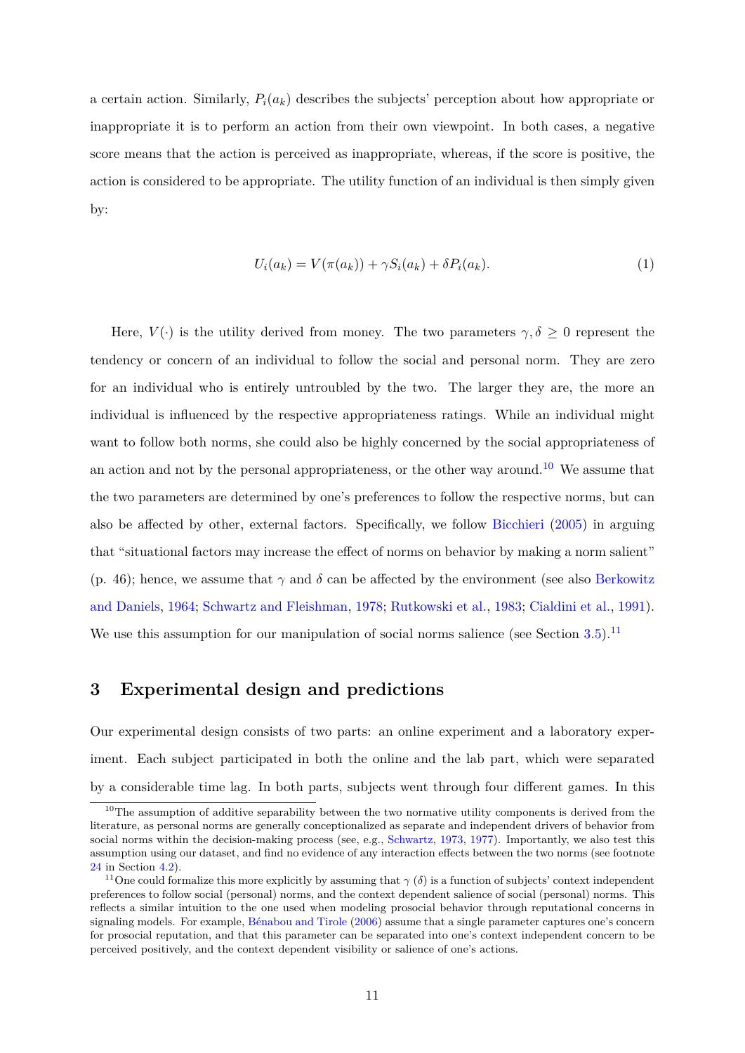a certain action. Similarly, $P_i(a_k)$ describes the subjects' perception about how appropriate or inappropriate it is to perform an action from their own viewpoint. In both cases, a negative score means that the action is perceived as inappropriate, whereas, if the score is positive, the action is considered to be appropriate. The utility function of an individual is then simply given by:

$$U_i(a_k) = V(\pi(a_k)) + \gamma S_i(a_k) + \delta P_i(a_k). \tag{1}$$

Here, $V(\cdot)$ is the utility derived from money. The two parameters $\gamma, \delta \geq 0$ represent the tendency or concern of an individual to follow the social and personal norm. They are zero for an individual who is entirely untroubled by the two. The larger they are, the more an individual is influenced by the respective appropriateness ratings. While an individual might want to follow both norms, she could also be highly concerned by the social appropriateness of an action and not by the personal appropriateness, or the other way around.[10] We assume that the two parameters are determined by one's preferences to follow the respective norms, but can also be affected by other, external factors. Specifically, we follow Bicchieri (2005) in arguing that "situational factors may increase the effect of norms on behavior by making a norm salient" (p. 46); hence, we assume that $\gamma$ and $\delta$ can be affected by the environment (see also Berkowitz and Daniels, 1964; Schwartz and Fleishman, 1978; Rutkowski et al., 1983; Cialdini et al., 1991). We use this assumption for our manipulation of social norms salience (see Section 3.5).[11]

## 3 Experimental design and predictions

Our experimental design consists of two parts: an online experiment and a laboratory experiment. Each subject participated in both the online and the lab part, which were separated by a considerable time lag. In both parts, subjects went through four different games. In this

---

[10] The assumption of additive separability between the two normative utility components is derived from the literature, as personal norms are generally conceptionalized as separate and independent drivers of behavior from social norms within the decision-making process (see, e.g., Schwartz, 1973, 1977). Importantly, we also test this assumption using our dataset, and find no evidence of any interaction effects between the two norms (see footnote 24 in Section 4.2).

[11] One could formalize this more explicitly by assuming that $\gamma$ ($\delta$) is a function of subjects' context independent preferences to follow social (personal) norms, and the context dependent salience of social (personal) norms. This reflects a similar intuition to the one used when modeling prosocial behavior through reputational concerns in signaling models. For example, Bénabou and Tirole (2006) assume that a single parameter captures one's concern for prosocial reputation, and that this parameter can be separated into one's context independent concern to be perceived positively, and the context dependent visibility or salience of one's actions.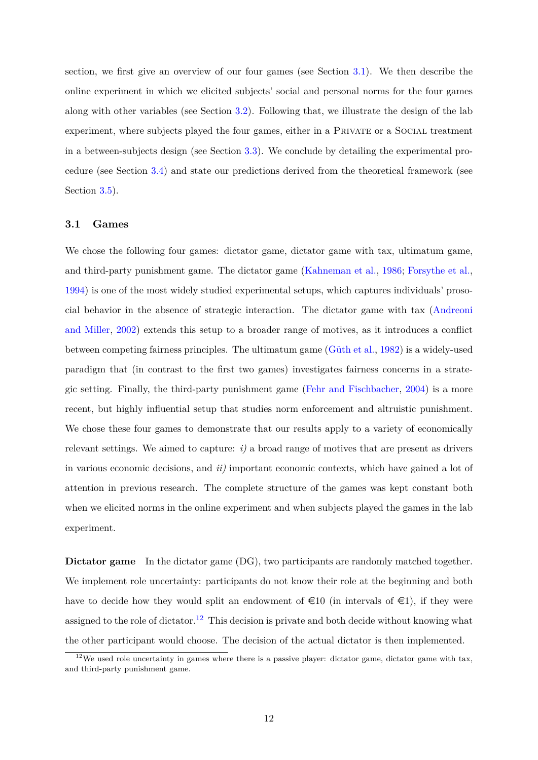section, we first give an overview of our four games (see Section 3.1). We then describe the online experiment in which we elicited subjects' social and personal norms for the four games along with other variables (see Section 3.2). Following that, we illustrate the design of the lab experiment, where subjects played the four games, either in a Private or a Social treatment in a between-subjects design (see Section 3.3). We conclude by detailing the experimental procedure (see Section 3.4) and state our predictions derived from the theoretical framework (see Section 3.5).

### 3.1 Games

We chose the following four games: dictator game, dictator game with tax, ultimatum game, and third-party punishment game. The dictator game (Kahneman et al., 1986; Forsythe et al., 1994) is one of the most widely studied experimental setups, which captures individuals' prosocial behavior in the absence of strategic interaction. The dictator game with tax (Andreoni and Miller, 2002) extends this setup to a broader range of motives, as it introduces a conflict between competing fairness principles. The ultimatum game (Güth et al., 1982) is a widely-used paradigm that (in contrast to the first two games) investigates fairness concerns in a strategic setting. Finally, the third-party punishment game (Fehr and Fischbacher, 2004) is a more recent, but highly influential setup that studies norm enforcement and altruistic punishment. We chose these four games to demonstrate that our results apply to a variety of economically relevant settings. We aimed to capture: *i)* a broad range of motives that are present as drivers in various economic decisions, and *ii)* important economic contexts, which have gained a lot of attention in previous research. The complete structure of the games was kept constant both when we elicited norms in the online experiment and when subjects played the games in the lab experiment.

**Dictator game** In the dictator game (DG), two participants are randomly matched together. We implement role uncertainty: participants do not know their role at the beginning and both have to decide how they would split an endowment of €10 (in intervals of €1), if they were assigned to the role of dictator.[12] This decision is private and both decide without knowing what the other participant would choose. The decision of the actual dictator is then implemented.

[12] We used role uncertainty in games where there is a passive player: dictator game, dictator game with tax, and third-party punishment game.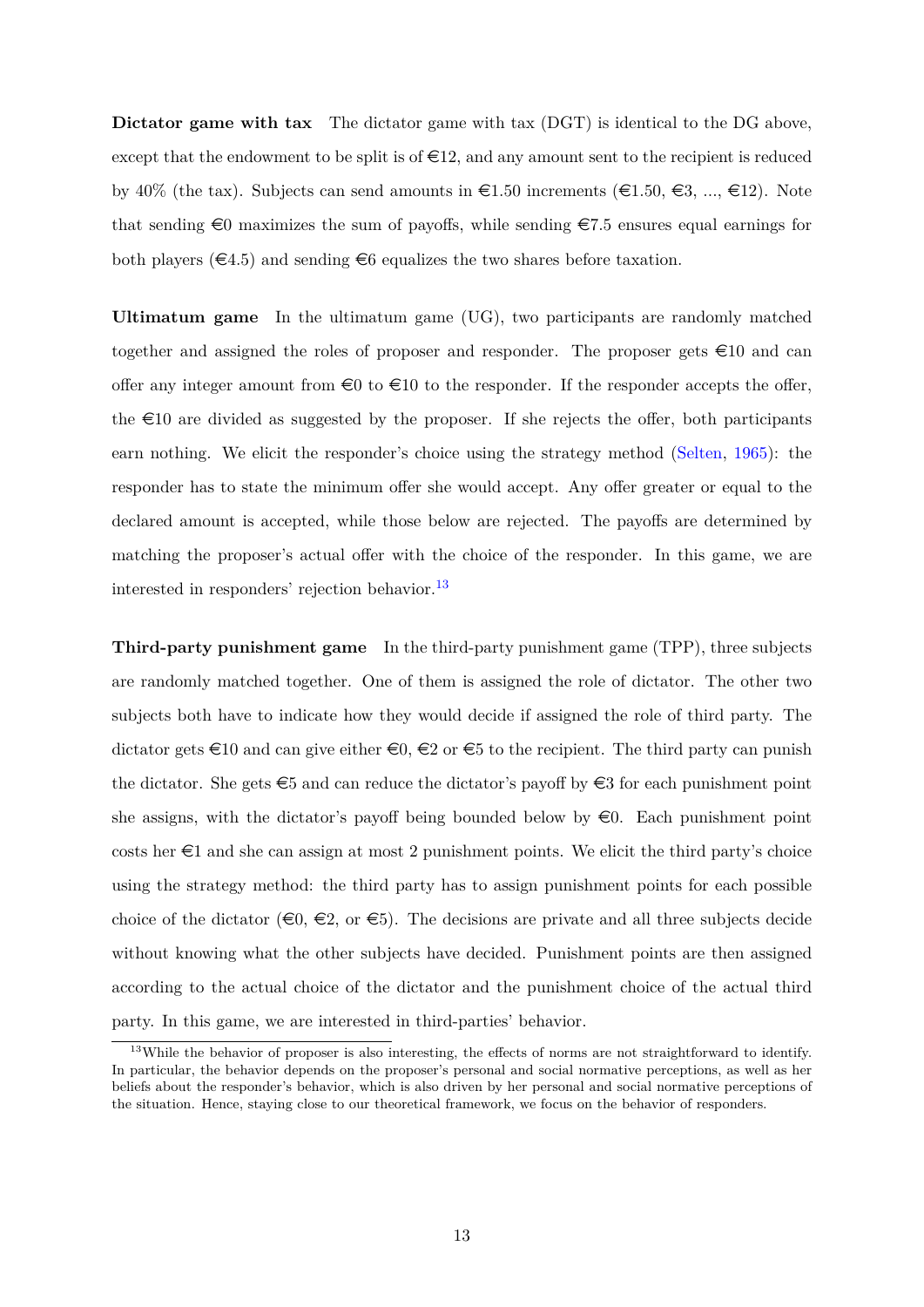**Dictator game with tax** The dictator game with tax (DGT) is identical to the DG above, except that the endowment to be split is of €12, and any amount sent to the recipient is reduced by 40% (the tax). Subjects can send amounts in €1.50 increments (€1.50, €3, ..., €12). Note that sending €0 maximizes the sum of payoffs, while sending €7.5 ensures equal earnings for both players (€4.5) and sending €6 equalizes the two shares before taxation.

**Ultimatum game** In the ultimatum game (UG), two participants are randomly matched together and assigned the roles of proposer and responder. The proposer gets €10 and can offer any integer amount from €0 to €10 to the responder. If the responder accepts the offer, the €10 are divided as suggested by the proposer. If she rejects the offer, both participants earn nothing. We elicit the responder's choice using the strategy method (Selten, 1965): the responder has to state the minimum offer she would accept. Any offer greater or equal to the declared amount is accepted, while those below are rejected. The payoffs are determined by matching the proposer's actual offer with the choice of the responder. In this game, we are interested in responders' rejection behavior.[13]

**Third-party punishment game** In the third-party punishment game (TPP), three subjects are randomly matched together. One of them is assigned the role of dictator. The other two subjects both have to indicate how they would decide if assigned the role of third party. The dictator gets €10 and can give either €0, €2 or €5 to the recipient. The third party can punish the dictator. She gets €5 and can reduce the dictator's payoff by €3 for each punishment point she assigns, with the dictator's payoff being bounded below by €0. Each punishment point costs her €1 and she can assign at most 2 punishment points. We elicit the third party's choice using the strategy method: the third party has to assign punishment points for each possible choice of the dictator (€0, €2, or €5). The decisions are private and all three subjects decide without knowing what the other subjects have decided. Punishment points are then assigned according to the actual choice of the dictator and the punishment choice of the actual third party. In this game, we are interested in third-parties' behavior.

[13] While the behavior of proposer is also interesting, the effects of norms are not straightforward to identify. In particular, the behavior depends on the proposer's personal and social normative perceptions, as well as her beliefs about the responder's behavior, which is also driven by her personal and social normative perceptions of the situation. Hence, staying close to our theoretical framework, we focus on the behavior of responders.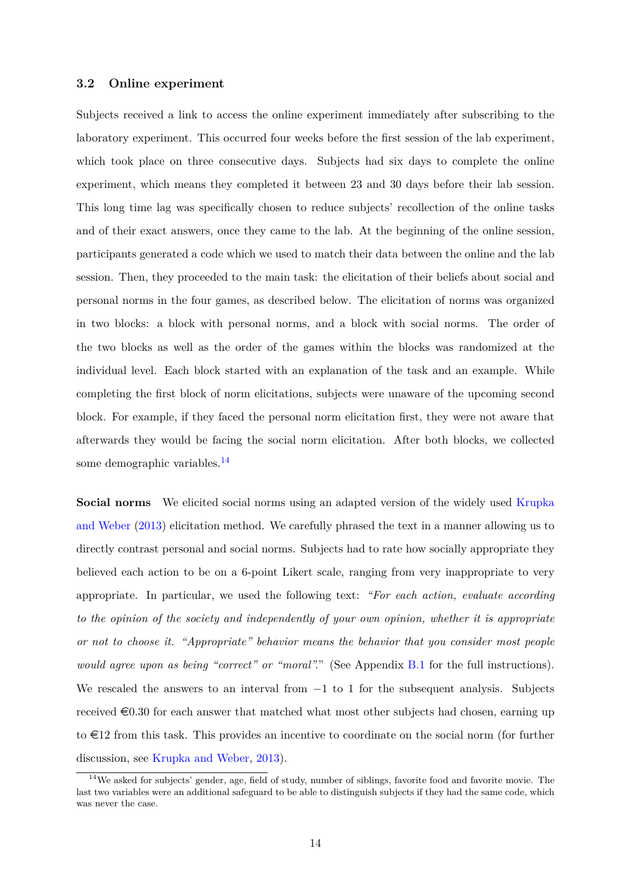### 3.2 Online experiment

Subjects received a link to access the online experiment immediately after subscribing to the laboratory experiment. This occurred four weeks before the first session of the lab experiment, which took place on three consecutive days. Subjects had six days to complete the online experiment, which means they completed it between 23 and 30 days before their lab session. This long time lag was specifically chosen to reduce subjects' recollection of the online tasks and of their exact answers, once they came to the lab. At the beginning of the online session, participants generated a code which we used to match their data between the online and the lab session. Then, they proceeded to the main task: the elicitation of their beliefs about social and personal norms in the four games, as described below. The elicitation of norms was organized in two blocks: a block with personal norms, and a block with social norms. The order of the two blocks as well as the order of the games within the blocks was randomized at the individual level. Each block started with an explanation of the task and an example. While completing the first block of norm elicitations, subjects were unaware of the upcoming second block. For example, if they faced the personal norm elicitation first, they were not aware that afterwards they would be facing the social norm elicitation. After both blocks, we collected some demographic variables.[14]

**Social norms** We elicited social norms using an adapted version of the widely used Krupka and Weber (2013) elicitation method. We carefully phrased the text in a manner allowing us to directly contrast personal and social norms. Subjects had to rate how socially appropriate they believed each action to be on a 6-point Likert scale, ranging from very inappropriate to very appropriate. In particular, we used the following text: *"For each action, evaluate according to the opinion of the society and independently of your own opinion, whether it is appropriate or not to choose it. "Appropriate" behavior means the behavior that you consider most people would agree upon as being "correct" or "moral"."* (See Appendix B.1 for the full instructions). We rescaled the answers to an interval from $-1$ to 1 for the subsequent analysis. Subjects received €0.30 for each answer that matched what most other subjects had chosen, earning up to €12 from this task. This provides an incentive to coordinate on the social norm (for further discussion, see Krupka and Weber, 2013).

[14] We asked for subjects' gender, age, field of study, number of siblings, favorite food and favorite movie. The last two variables were an additional safeguard to be able to distinguish subjects if they had the same code, which was never the case.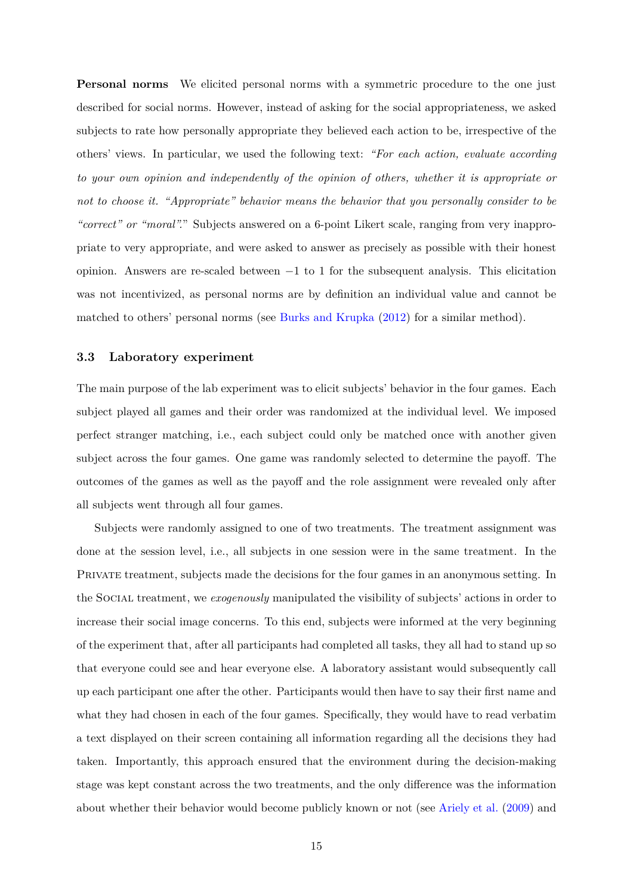**Personal norms** We elicited personal norms with a symmetric procedure to the one just described for social norms. However, instead of asking for the social appropriateness, we asked subjects to rate how personally appropriate they believed each action to be, irrespective of the others' views. In particular, we used the following text: *"For each action, evaluate according to your own opinion and independently of the opinion of others, whether it is appropriate or not to choose it. "Appropriate" behavior means the behavior that you personally consider to be "correct" or "moral"."* Subjects answered on a 6-point Likert scale, ranging from very inappropriate to very appropriate, and were asked to answer as precisely as possible with their honest opinion. Answers are re-scaled between $-1$ to 1 for the subsequent analysis. This elicitation was not incentivized, as personal norms are by definition an individual value and cannot be matched to others' personal norms (see Burks and Krupka (2012) for a similar method).

### 3.3 Laboratory experiment

The main purpose of the lab experiment was to elicit subjects' behavior in the four games. Each subject played all games and their order was randomized at the individual level. We imposed perfect stranger matching, i.e., each subject could only be matched once with another given subject across the four games. One game was randomly selected to determine the payoff. The outcomes of the games as well as the payoff and the role assignment were revealed only after all subjects went through all four games.

Subjects were randomly assigned to one of two treatments. The treatment assignment was done at the session level, i.e., all subjects in one session were in the same treatment. In the Private treatment, subjects made the decisions for the four games in an anonymous setting. In the Social treatment, we *exogenously* manipulated the visibility of subjects' actions in order to increase their social image concerns. To this end, subjects were informed at the very beginning of the experiment that, after all participants had completed all tasks, they all had to stand up so that everyone could see and hear everyone else. A laboratory assistant would subsequently call up each participant one after the other. Participants would then have to say their first name and what they had chosen in each of the four games. Specifically, they would have to read verbatim a text displayed on their screen containing all information regarding all the decisions they had taken. Importantly, this approach ensured that the environment during the decision-making stage was kept constant across the two treatments, and the only difference was the information about whether their behavior would become publicly known or not (see Ariely et al. (2009) and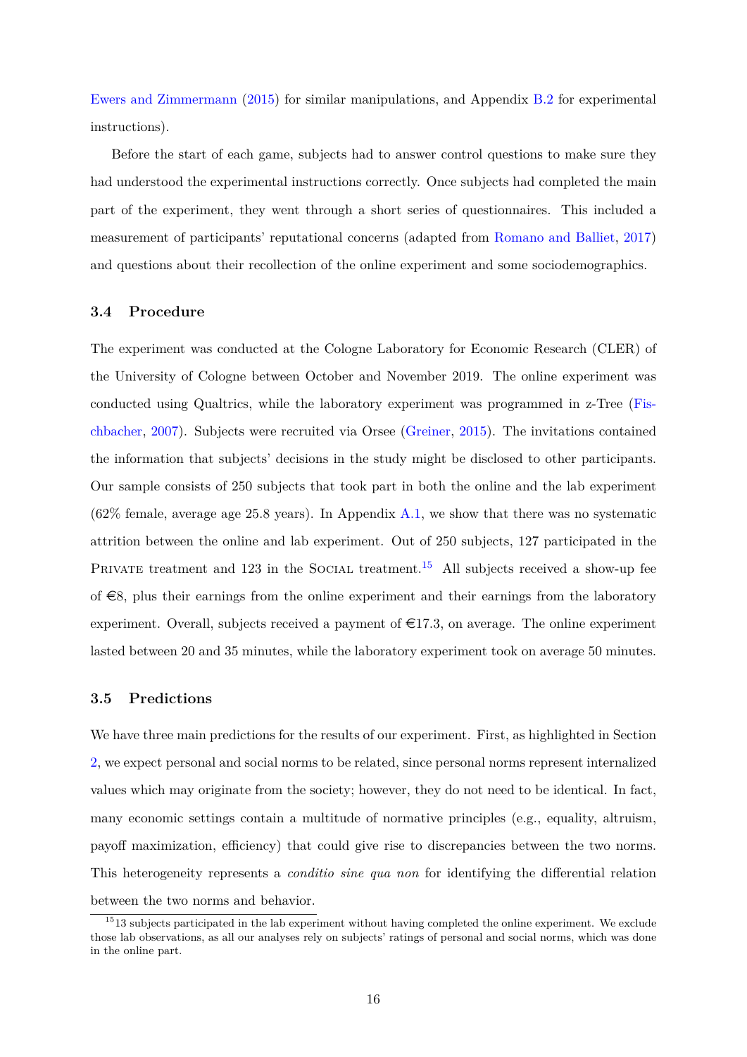Ewers and Zimmermann (2015) for similar manipulations, and Appendix B.2 for experimental instructions).

Before the start of each game, subjects had to answer control questions to make sure they had understood the experimental instructions correctly. Once subjects had completed the main part of the experiment, they went through a short series of questionnaires. This included a measurement of participants' reputational concerns (adapted from Romano and Balliet, 2017) and questions about their recollection of the online experiment and some sociodemographics.

### 3.4 Procedure

The experiment was conducted at the Cologne Laboratory for Economic Research (CLER) of the University of Cologne between October and November 2019. The online experiment was conducted using Qualtrics, while the laboratory experiment was programmed in z-Tree (Fischbacher, 2007). Subjects were recruited via Orsee (Greiner, 2015). The invitations contained the information that subjects' decisions in the study might be disclosed to other participants. Our sample consists of 250 subjects that took part in both the online and the lab experiment (62% female, average age 25.8 years). In Appendix A.1, we show that there was no systematic attrition between the online and lab experiment. Out of 250 subjects, 127 participated in the Private treatment and 123 in the Social treatment.[15] All subjects received a show-up fee of €8, plus their earnings from the online experiment and their earnings from the laboratory experiment. Overall, subjects received a payment of €17.3, on average. The online experiment lasted between 20 and 35 minutes, while the laboratory experiment took on average 50 minutes.

### 3.5 Predictions

We have three main predictions for the results of our experiment. First, as highlighted in Section 2, we expect personal and social norms to be related, since personal norms represent internalized values which may originate from the society; however, they do not need to be identical. In fact, many economic settings contain a multitude of normative principles (e.g., equality, altruism, payoff maximization, efficiency) that could give rise to discrepancies between the two norms. This heterogeneity represents a *conditio sine qua non* for identifying the differential relation between the two norms and behavior.

[15] 13 subjects participated in the lab experiment without having completed the online experiment. We exclude those lab observations, as all our analyses rely on subjects' ratings of personal and social norms, which was done in the online part.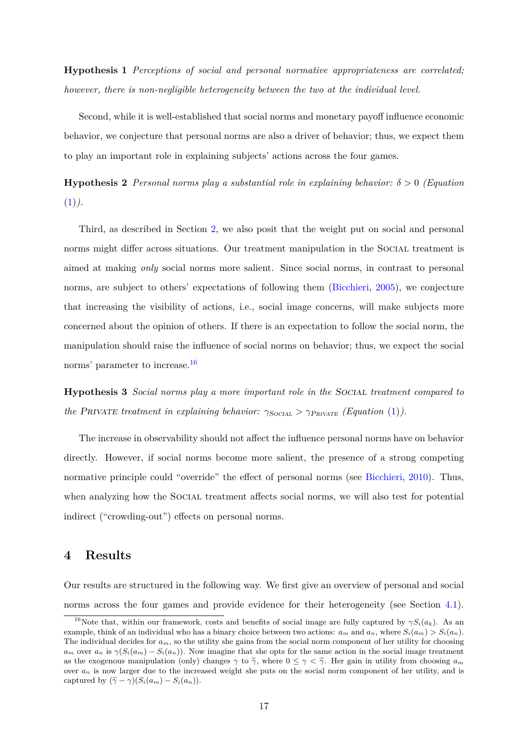**Hypothesis 1** *Perceptions of social and personal normative appropriateness are correlated; however, there is non-negligible heterogeneity between the two at the individual level.*

Second, while it is well-established that social norms and monetary payoff influence economic behavior, we conjecture that personal norms are also a driver of behavior; thus, we expect them to play an important role in explaining subjects' actions across the four games.

**Hypothesis 2** *Personal norms play a substantial role in explaining behavior: $\delta > 0$ (Equation (1)).*

Third, as described in Section 2, we also posit that the weight put on social and personal norms might differ across situations. Our treatment manipulation in the Social treatment is aimed at making *only* social norms more salient. Since social norms, in contrast to personal norms, are subject to others' expectations of following them (Bicchieri, 2005), we conjecture that increasing the visibility of actions, i.e., social image concerns, will make subjects more concerned about the opinion of others. If there is an expectation to follow the social norm, the manipulation should raise the influence of social norms on behavior; thus, we expect the social norms' parameter to increase.[16]

**Hypothesis 3** *Social norms play a more important role in the Social treatment compared to the Private treatment in explaining behavior: $\gamma_{\text{Social}} > \gamma_{\text{Private}}$ (Equation (1)).*

The increase in observability should not affect the influence personal norms have on behavior directly. However, if social norms become more salient, the presence of a strong competing normative principle could "override" the effect of personal norms (see Bicchieri, 2010). Thus, when analyzing how the Social treatment affects social norms, we will also test for potential indirect ("crowding-out") effects on personal norms.

## 4 Results

Our results are structured in the following way. We first give an overview of personal and social norms across the four games and provide evidence for their heterogeneity (see Section 4.1).

[16] Note that, within our framework, costs and benefits of social image are fully captured by $\gamma S_i(a_k)$. As an example, think of an individual who has a binary choice between two actions: $a_m$ and $a_n$, where $S_i(a_m) > S_i(a_n)$. The individual decides for $a_m$, so the utility she gains from the social norm component of her utility for choosing $a_m$ over $a_n$ is $\gamma(S_i(a_m) - S_i(a_n))$. Now imagine that she opts for the same action in the social image treatment as the exogenous manipulation (only) changes $\gamma$ to $\widetilde{\gamma}$, where $0 \leq \gamma < \widetilde{\gamma}$. Her gain in utility from choosing $a_m$ over $a_n$ is now larger due to the increased weight she puts on the social norm component of her utility, and is captured by $(\widetilde{\gamma} - \gamma)(S_i(a_m) - S_i(a_n))$.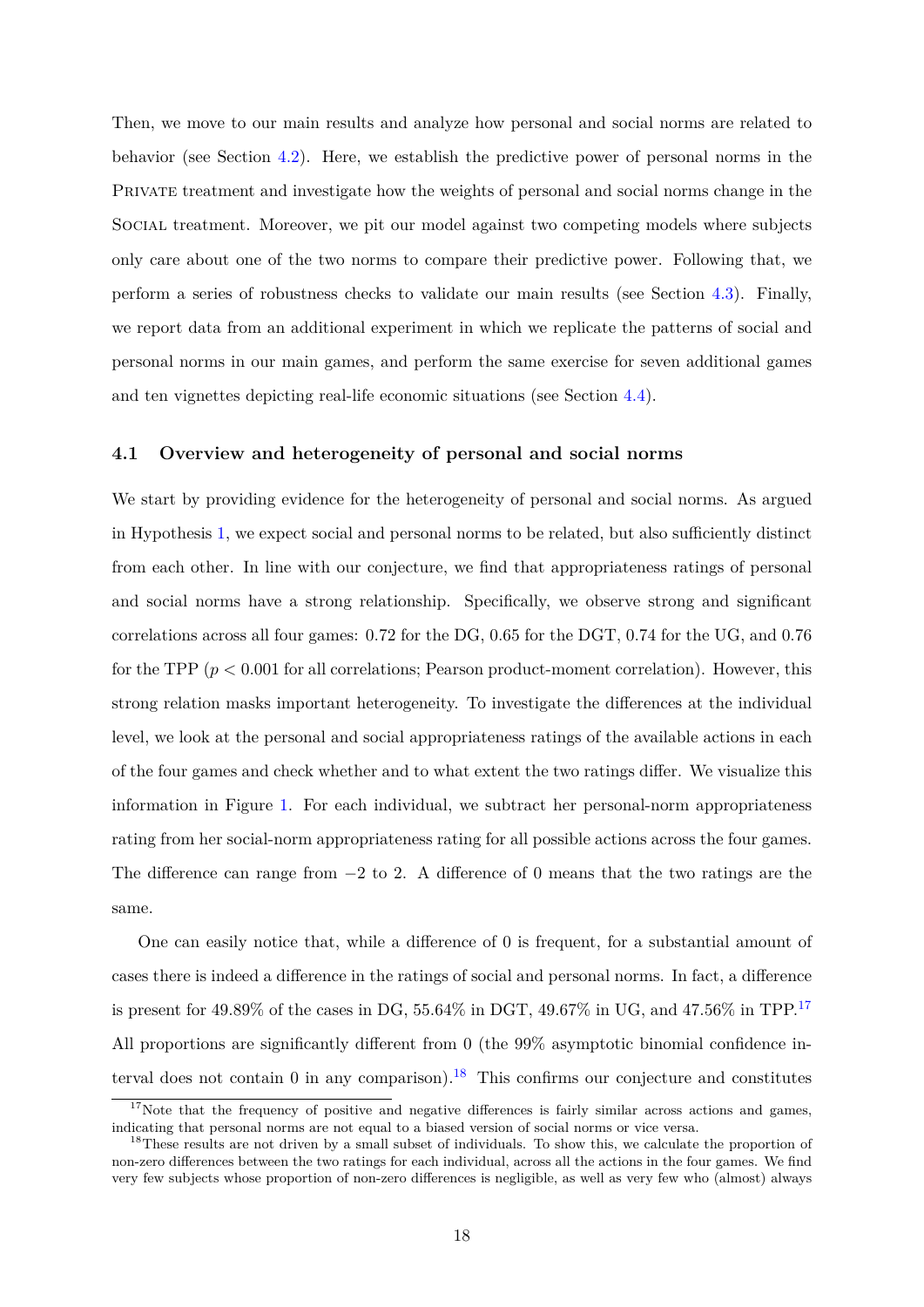Then, we move to our main results and analyze how personal and social norms are related to behavior (see Section 4.2). Here, we establish the predictive power of personal norms in the Private treatment and investigate how the weights of personal and social norms change in the Social treatment. Moreover, we pit our model against two competing models where subjects only care about one of the two norms to compare their predictive power. Following that, we perform a series of robustness checks to validate our main results (see Section 4.3). Finally, we report data from an additional experiment in which we replicate the patterns of social and personal norms in our main games, and perform the same exercise for seven additional games and ten vignettes depicting real-life economic situations (see Section 4.4).

### 4.1 Overview and heterogeneity of personal and social norms

We start by providing evidence for the heterogeneity of personal and social norms. As argued in Hypothesis 1, we expect social and personal norms to be related, but also sufficiently distinct from each other. In line with our conjecture, we find that appropriateness ratings of personal and social norms have a strong relationship. Specifically, we observe strong and significant correlations across all four games: 0.72 for the DG, 0.65 for the DGT, 0.74 for the UG, and 0.76 for the TPP ($p < 0.001$ for all correlations; Pearson product-moment correlation). However, this strong relation masks important heterogeneity. To investigate the differences at the individual level, we look at the personal and social appropriateness ratings of the available actions in each of the four games and check whether and to what extent the two ratings differ. We visualize this information in Figure 1. For each individual, we subtract her personal-norm appropriateness rating from her social-norm appropriateness rating for all possible actions across the four games. The difference can range from $-2$ to 2. A difference of 0 means that the two ratings are the same.

One can easily notice that, while a difference of 0 is frequent, for a substantial amount of cases there is indeed a difference in the ratings of social and personal norms. In fact, a difference is present for 49.89% of the cases in DG, 55.64% in DGT, 49.67% in UG, and 47.56% in TPP.[17] All proportions are significantly different from 0 (the 99% asymptotic binomial confidence interval does not contain 0 in any comparison).[18] This confirms our conjecture and constitutes

[17] Note that the frequency of positive and negative differences is fairly similar across actions and games, indicating that personal norms are not equal to a biased version of social norms or vice versa.

[18] These results are not driven by a small subset of individuals. To show this, we calculate the proportion of non-zero differences between the two ratings for each individual, across all the actions in the four games. We find very few subjects whose proportion of non-zero differences is negligible, as well as very few who (almost) always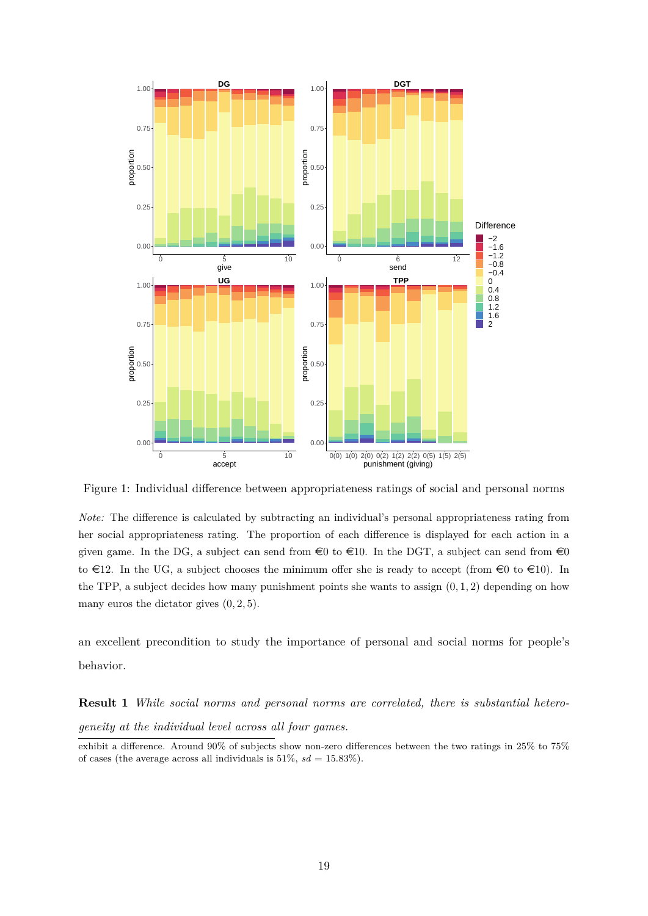Figure 1: Individual difference between appropriateness ratings of social and personal norms

*Note:* The difference is calculated by subtracting an individual's personal appropriateness rating from her social appropriateness rating. The proportion of each difference is displayed for each action in a given game. In the DG, a subject can send from €0 to €10. In the DGT, a subject can send from €0 to €12. In the UG, a subject chooses the minimum offer she is ready to accept (from €0 to €10). In the TPP, a subject decides how many punishment points she wants to assign $(0, 1, 2)$ depending on how many euros the dictator gives $(0, 2, 5)$.

an excellent precondition to study the importance of personal and social norms for people's behavior.

**Result 1** *While social norms and personal norms are correlated, there is substantial heterogeneity at the individual level across all four games.*

exhibit a difference. Around 90% of subjects show non-zero differences between the two ratings in 25% to 75% of cases (the average across all individuals is 51%, $sd = 15.83\%$).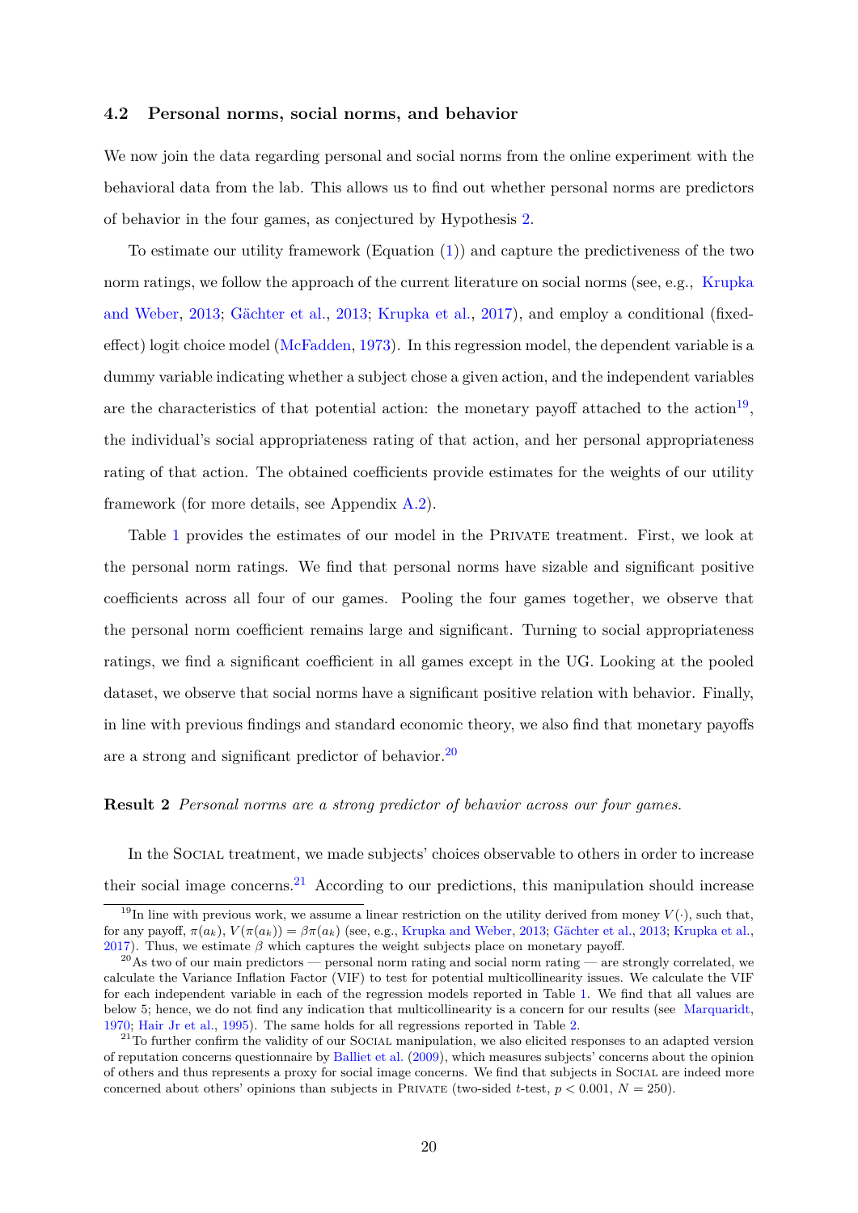### 4.2 Personal norms, social norms, and behavior

We now join the data regarding personal and social norms from the online experiment with the behavioral data from the lab. This allows us to find out whether personal norms are predictors of behavior in the four games, as conjectured by Hypothesis 2.

To estimate our utility framework (Equation (1)) and capture the predictiveness of the two norm ratings, we follow the approach of the current literature on social norms (see, e.g., Krupka and Weber, 2013; Gächter et al., 2013; Krupka et al., 2017), and employ a conditional (fixed-effect) logit choice model (McFadden, 1973). In this regression model, the dependent variable is a dummy variable indicating whether a subject chose a given action, and the independent variables are the characteristics of that potential action: the monetary payoff attached to the action[19], the individual's social appropriateness rating of that action, and her personal appropriateness rating of that action. The obtained coefficients provide estimates for the weights of our utility framework (for more details, see Appendix A.2).

Table 1 provides the estimates of our model in the Private treatment. First, we look at the personal norm ratings. We find that personal norms have sizable and significant positive coefficients across all four of our games. Pooling the four games together, we observe that the personal norm coefficient remains large and significant. Turning to social appropriateness ratings, we find a significant coefficient in all games except in the UG. Looking at the pooled dataset, we observe that social norms have a significant positive relation with behavior. Finally, in line with previous findings and standard economic theory, we also find that monetary payoffs are a strong and significant predictor of behavior.[20]

**Result 2** *Personal norms are a strong predictor of behavior across our four games.*

In the Social treatment, we made subjects' choices observable to others in order to increase their social image concerns.[21] According to our predictions, this manipulation should increase

[19] In line with previous work, we assume a linear restriction on the utility derived from money $V(\cdot)$, such that, for any payoff, $\pi(a_k)$, $V(\pi(a_k)) = \beta\pi(a_k)$ (see, e.g., Krupka and Weber, 2013; Gächter et al., 2013; Krupka et al., 2017). Thus, we estimate $\beta$ which captures the weight subjects place on monetary payoff.

[20] As two of our main predictors — personal norm rating and social norm rating — are strongly correlated, we calculate the Variance Inflation Factor (VIF) to test for potential multicollinearity issues. We calculate the VIF for each independent variable in each of the regression models reported in Table 1. We find that all values are below 5; hence, we do not find any indication that multicollinearity is a concern for our results (see Marquaridt, 1970; Hair Jr et al., 1995). The same holds for all regressions reported in Table 2.

[21] To further confirm the validity of our Social manipulation, we also elicited responses to an adapted version of reputation concerns questionnaire by Balliet et al. (2009), which measures subjects' concerns about the opinion of others and thus represents a proxy for social image concerns. We find that subjects in Social are indeed more concerned about others' opinions than subjects in Private (two-sided $t$-test, $p < 0.001$, $N = 250$).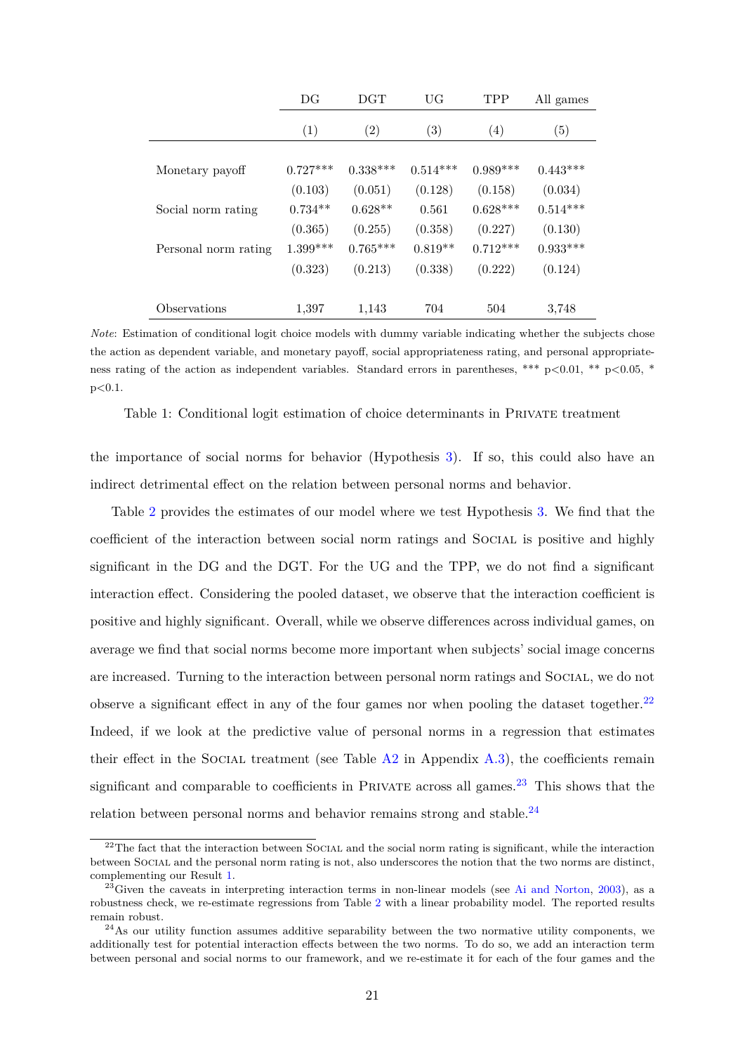| | DG | DGT | UG | TPP | All games |
|---|---|---|---|---|---|
| | (1) | (2) | (3) | (4) | (5) |
| Monetary payoff | 0.727*** | 0.338*** | 0.514*** | 0.989*** | 0.443*** |
| | (0.103) | (0.051) | (0.128) | (0.158) | (0.034) |
| Social norm rating | 0.734** | 0.628** | 0.561 | 0.628*** | 0.514*** |
| | (0.365) | (0.255) | (0.358) | (0.227) | (0.130) |
| Personal norm rating | 1.399*** | 0.765*** | 0.819** | 0.712*** | 0.933*** |
| | (0.323) | (0.213) | (0.338) | (0.222) | (0.124) |
| Observations | 1,397 | 1,143 | 704 | 504 | 3,748 |

*Note*: Estimation of conditional logit choice models with dummy variable indicating whether the subjects chose the action as dependent variable, and monetary payoff, social appropriateness rating, and personal appropriateness rating of the action as independent variables. Standard errors in parentheses, *** p<0.01, ** p<0.05, * p<0.1.

Table 1: Conditional logit estimation of choice determinants in PRIVATE treatment

the importance of social norms for behavior (Hypothesis 3). If so, this could also have an indirect detrimental effect on the relation between personal norms and behavior.

Table 2 provides the estimates of our model where we test Hypothesis 3. We find that the coefficient of the interaction between social norm ratings and SOCIAL is positive and highly significant in the DG and the DGT. For the UG and the TPP, we do not find a significant interaction effect. Considering the pooled dataset, we observe that the interaction coefficient is positive and highly significant. Overall, while we observe differences across individual games, on average we find that social norms become more important when subjects' social image concerns are increased. Turning to the interaction between personal norm ratings and SOCIAL, we do not observe a significant effect in any of the four games nor when pooling the dataset together.[22] Indeed, if we look at the predictive value of personal norms in a regression that estimates their effect in the SOCIAL treatment (see Table A2 in Appendix A.3), the coefficients remain significant and comparable to coefficients in PRIVATE across all games.[23] This shows that the relation between personal norms and behavior remains strong and stable.[24]

[22]The fact that the interaction between SOCIAL and the social norm rating is significant, while the interaction between SOCIAL and the personal norm rating is not, also underscores the notion that the two norms are distinct, complementing our Result 1.

[23]Given the caveats in interpreting interaction terms in non-linear models (see Ai and Norton, 2003), as a robustness check, we re-estimate regressions from Table 2 with a linear probability model. The reported results remain robust.

[24]As our utility function assumes additive separability between the two normative utility components, we additionally test for potential interaction effects between the two norms. To do so, we add an interaction term between personal and social norms to our framework, and we re-estimate it for each of the four games and the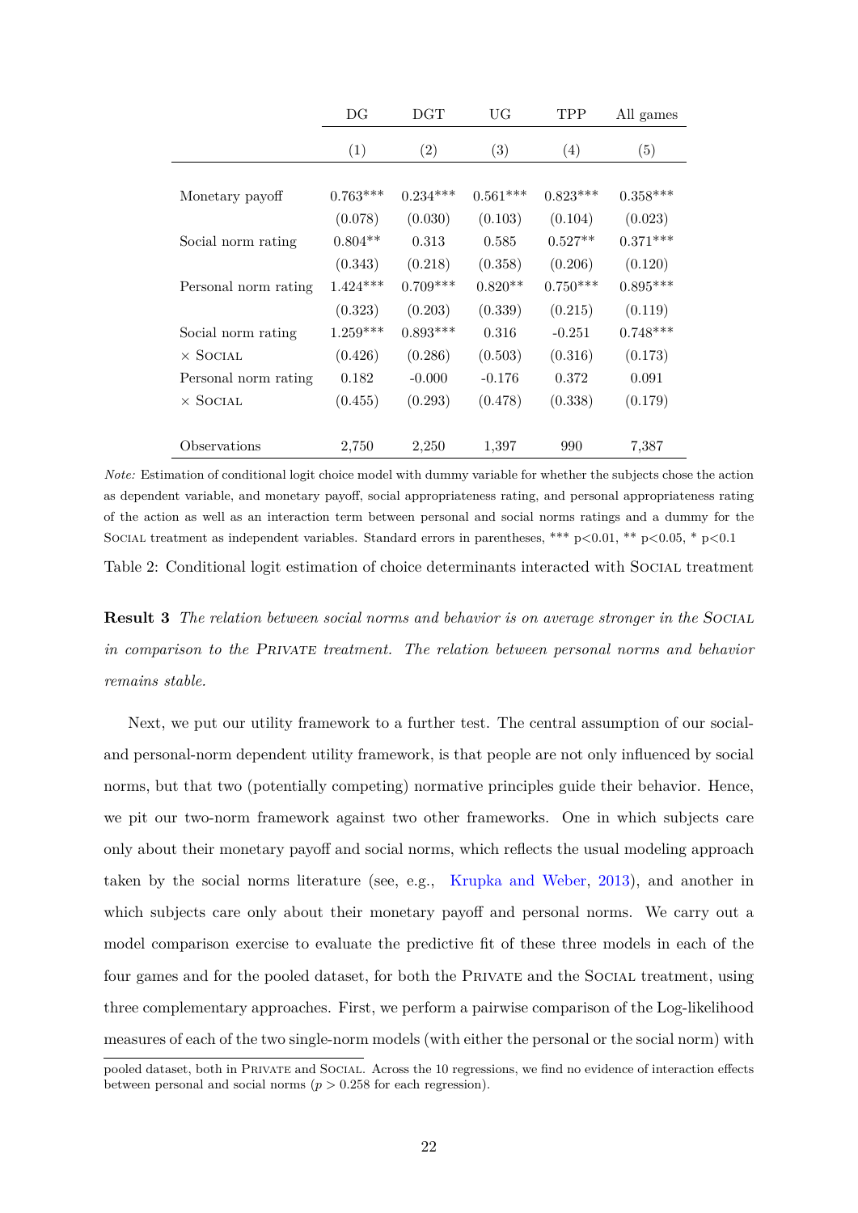| | DG | DGT | UG | TPP | All games |
|---|---|---|---|---|---|
| | (1) | (2) | (3) | (4) | (5) |
| Monetary payoff | 0.763*** | 0.234*** | 0.561*** | 0.823*** | 0.358*** |
| | (0.078) | (0.030) | (0.103) | (0.104) | (0.023) |
| Social norm rating | 0.804** | 0.313 | 0.585 | 0.527** | 0.371*** |
| | (0.343) | (0.218) | (0.358) | (0.206) | (0.120) |
| Personal norm rating | 1.424*** | 0.709*** | 0.820** | 0.750*** | 0.895*** |
| | (0.323) | (0.203) | (0.339) | (0.215) | (0.119) |
| Social norm rating | 1.259*** | 0.893*** | 0.316 | -0.251 | 0.748*** |
| × SOCIAL | (0.426) | (0.286) | (0.503) | (0.316) | (0.173) |
| Personal norm rating | 0.182 | -0.000 | -0.176 | 0.372 | 0.091 |
| × SOCIAL | (0.455) | (0.293) | (0.478) | (0.338) | (0.179) |
| Observations | 2,750 | 2,250 | 1,397 | 990 | 7,387 |

*Note:* Estimation of conditional logit choice model with dummy variable for whether the subjects chose the action as dependent variable, and monetary payoff, social appropriateness rating, and personal appropriateness rating of the action as well as an interaction term between personal and social norms ratings and a dummy for the SOCIAL treatment as independent variables. Standard errors in parentheses, *** p<0.01, ** p<0.05, * p<0.1

Table 2: Conditional logit estimation of choice determinants interacted with SOCIAL treatment

**Result 3** *The relation between social norms and behavior is on average stronger in the SOCIAL in comparison to the PRIVATE treatment. The relation between personal norms and behavior remains stable.*

Next, we put our utility framework to a further test. The central assumption of our social- and personal-norm dependent utility framework, is that people are not only influenced by social norms, but that two (potentially competing) normative principles guide their behavior. Hence, we pit our two-norm framework against two other frameworks. One in which subjects care only about their monetary payoff and social norms, which reflects the usual modeling approach taken by the social norms literature (see, e.g., Krupka and Weber, 2013), and another in which subjects care only about their monetary payoff and personal norms. We carry out a model comparison exercise to evaluate the predictive fit of these three models in each of the four games and for the pooled dataset, for both the PRIVATE and the SOCIAL treatment, using three complementary approaches. First, we perform a pairwise comparison of the Log-likelihood measures of each of the two single-norm models (with either the personal or the social norm) with

pooled dataset, both in PRIVATE and SOCIAL. Across the 10 regressions, we find no evidence of interaction effects between personal and social norms ($p > 0.258$ for each regression).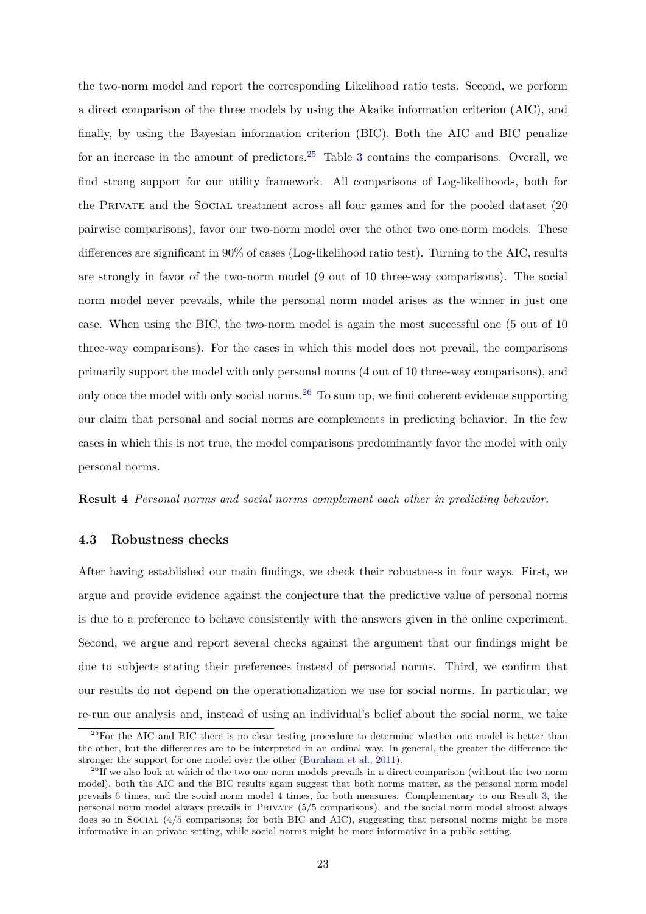the two-norm model and report the corresponding Likelihood ratio tests. Second, we perform a direct comparison of the three models by using the Akaike information criterion (AIC), and finally, by using the Bayesian information criterion (BIC). Both the AIC and BIC penalize for an increase in the amount of predictors.[25] Table 3 contains the comparisons. Overall, we find strong support for our utility framework. All comparisons of Log-likelihoods, both for the Private and the Social treatment across all four games and for the pooled dataset (20 pairwise comparisons), favor our two-norm model over the other two one-norm models. These differences are significant in 90% of cases (Log-likelihood ratio test). Turning to the AIC, results are strongly in favor of the two-norm model (9 out of 10 three-way comparisons). The social norm model never prevails, while the personal norm model arises as the winner in just one case. When using the BIC, the two-norm model is again the most successful one (5 out of 10 three-way comparisons). For the cases in which this model does not prevail, the comparisons primarily support the model with only personal norms (4 out of 10 three-way comparisons), and only once the model with only social norms.[26] To sum up, we find coherent evidence supporting our claim that personal and social norms are complements in predicting behavior. In the few cases in which this is not true, the model comparisons predominantly favor the model with only personal norms.

**Result 4** *Personal norms and social norms complement each other in predicting behavior.*

### 4.3 Robustness checks

After having established our main findings, we check their robustness in four ways. First, we argue and provide evidence against the conjecture that the predictive value of personal norms is due to a preference to behave consistently with the answers given in the online experiment. Second, we argue and report several checks against the argument that our findings might be due to subjects stating their preferences instead of personal norms. Third, we confirm that our results do not depend on the operationalization we use for social norms. In particular, we re-run our analysis and, instead of using an individual's belief about the social norm, we take

[25] For the AIC and BIC there is no clear testing procedure to determine whether one model is better than the other, but the differences are to be interpreted in an ordinal way. In general, the greater the difference the stronger the support for one model over the other (Burnham et al., 2011).

[26] If we also look at which of the two one-norm models prevails in a direct comparison (without the two-norm model), both the AIC and the BIC results again suggest that both norms matter, as the personal norm model prevails 6 times, and the social norm model 4 times, for both measures. Complementary to our Result 3, the personal norm model always prevails in Private (5/5 comparisons), and the social norm model almost always does so in Social (4/5 comparisons; for both BIC and AIC), suggesting that personal norms might be more informative in an private setting, while social norms might be more informative in a public setting.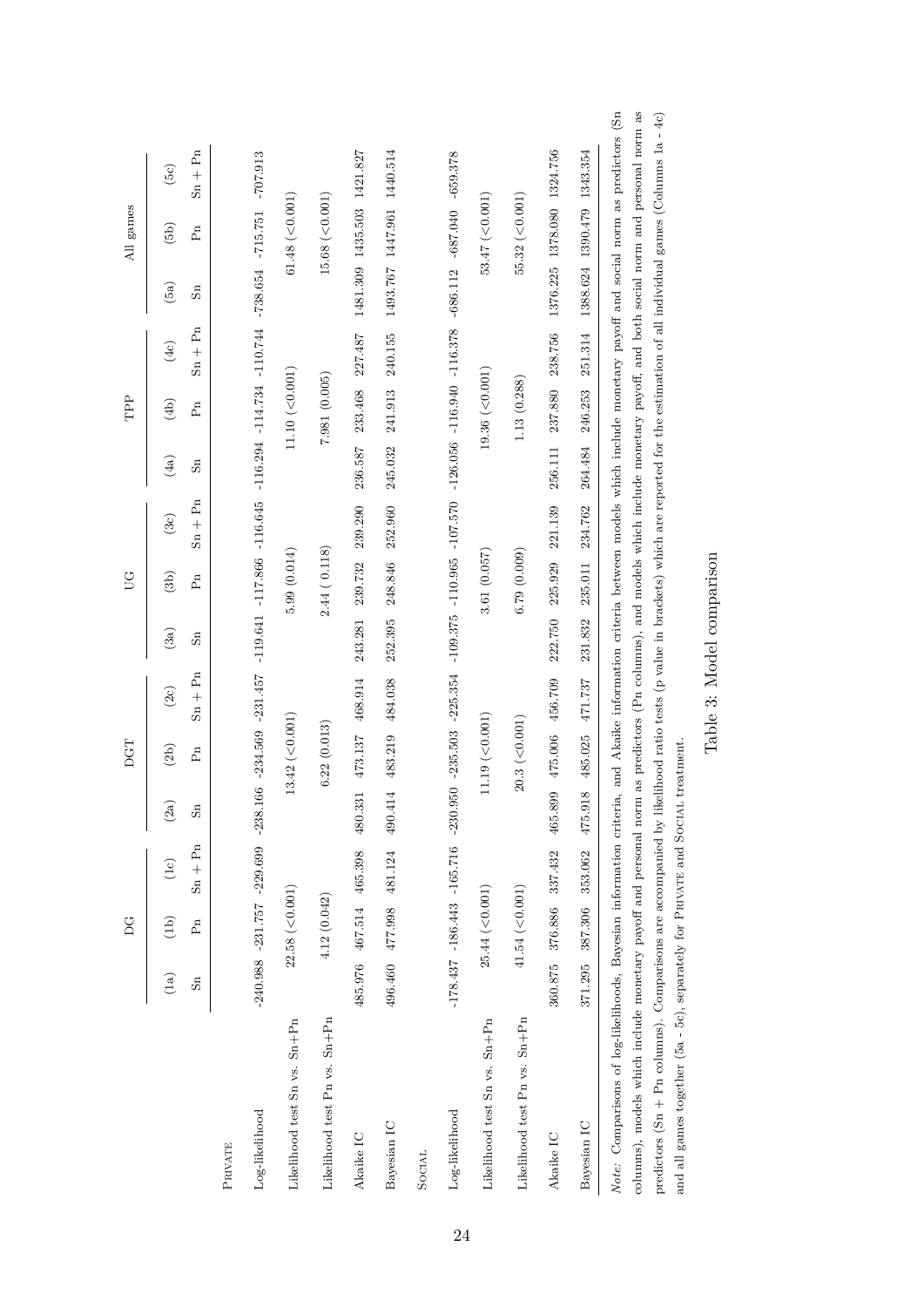|  | DG | | | DGT | | | UG | | | TPP | | | All games | | |
|---|---|---|---|---|---|---|---|---|---|---|---|---|---|---|---|
|  | (1a) | (1b) | (1c) | (2a) | (2b) | (2c) | (3a) | (3b) | (3c) | (4a) | (4b) | (4c) | (5a) | (5b) | (5c) |
|  | Sn | Pn | Sn + Pn | Sn | Pn | Sn + Pn | Sn | Pn | Sn + Pn | Sn | Pn | Sn + Pn | Sn | Pn | Sn + Pn |
| PRIVATE | | | | | | | | | | | | | | | |
| Log-likelihood | -240.988 | -231.757 | -229.699 | -238.166 | -234.569 | -231.457 | -119.641 | -117.866 | -116.645 | -116.294 | -114.734 | -110.744 | -738.654 | -715.751 | -707.913 |
| Likelihood test Sn vs. Sn+Pn | | 22.58 (<0.001) | | | 13.42 (<0.001) | | | 5.99 (0.014) | | | 11.10 (<0.001) | | | 61.48 (<0.001) | |
| Likelihood test Pn vs. Sn+Pn | | 4.12 (0.042) | | | 6.22 (0.013) | | | 2.44 ( 0.118) | | | 7.981 (0.005) | | | 15.68 (<0.001) | |
| Akaike IC | 485.976 | 467.514 | 465.398 | 480.331 | 473.137 | 468.914 | 243.281 | 239.732 | 239.290 | 236.587 | 233.468 | 227.487 | 1481.309 | 1435.503 | 1421.827 |
| Bayesian IC | 496.460 | 477.998 | 481.124 | 490.414 | 483.219 | 484.038 | 252.395 | 248.846 | 252.960 | 245.032 | 241.913 | 240.155 | 1493.767 | 1447.961 | 1440.514 |
| SOCIAL | | | | | | | | | | | | | | | |
| Log-likelihood | -178.437 | -186.443 | -165.716 | -230.950 | -235.503 | -225.354 | -109.375 | -110.965 | -107.570 | -126.056 | -116.940 | -116.378 | -686.112 | -687.040 | -659.378 |
| Likelihood test Sn vs. Sn+Pn | | 25.44 (<0.001) | | | 11.19 (<0.001) | | | 3.61 (0.057) | | | 19.36 (<0.001) | | | 53.47 (<0.001) | |
| Likelihood test Pn vs. Sn+Pn | | 41.54 (<0.001) | | | 20.3 (<0.001) | | | 6.79 (0.009) | | | 1.13 (0.288) | | | 55.32 (<0.001) | |
| Akaike IC | 360.875 | 376.886 | 337.432 | 465.899 | 475.006 | 456.709 | 222.750 | 225.929 | 221.139 | 256.111 | 237.880 | 238.756 | 1376.225 | 1378.080 | 1324.756 |
| Bayesian IC | 371.295 | 387.306 | 353.062 | 475.918 | 485.025 | 471.737 | 231.832 | 235.011 | 234.762 | 264.484 | 246.253 | 251.314 | 1388.624 | 1390.479 | 1343.354 |

*Note:* Comparisons of log-likelihoods, Bayesian information criteria, and Akaike information criteria between models which include monetary payoff and social norm as predictors (Sn columns), models which include monetary payoff and personal norm as predictors (Pn columns), and models which include monetary payoff, and both social norm and personal norm as predictors (Sn + Pn columns). Comparisons are accompanied by likelihood ratio tests (p value in brackets) which are reported for the estimation of all individual games (Columns 1a - 4c) and all games together (5a - 5c), separately for PRIVATE and SOCIAL treatment.

Table 3: Model comparison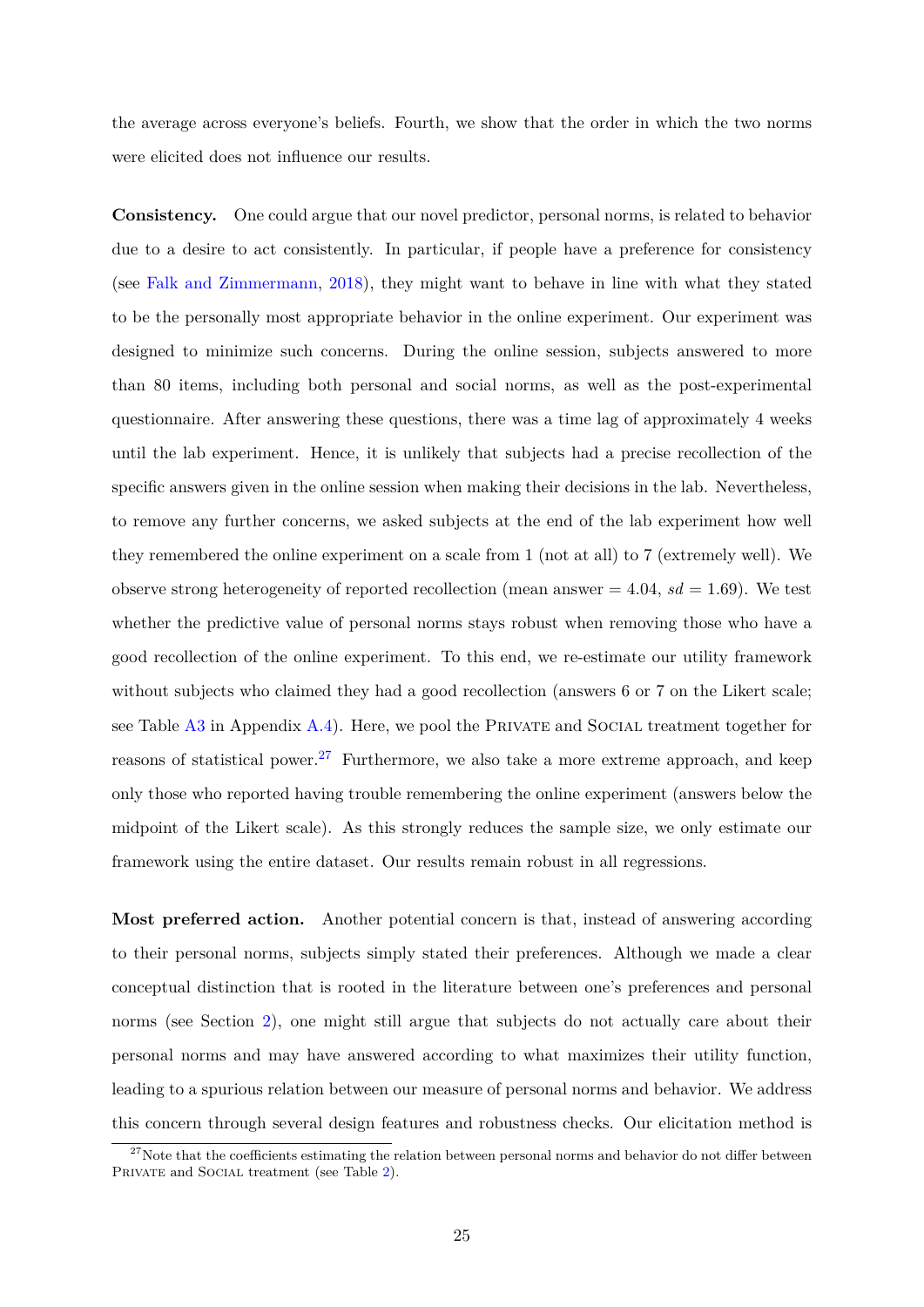the average across everyone's beliefs. Fourth, we show that the order in which the two norms were elicited does not influence our results.

**Consistency.** One could argue that our novel predictor, personal norms, is related to behavior due to a desire to act consistently. In particular, if people have a preference for consistency (see Falk and Zimmermann, 2018), they might want to behave in line with what they stated to be the personally most appropriate behavior in the online experiment. Our experiment was designed to minimize such concerns. During the online session, subjects answered to more than 80 items, including both personal and social norms, as well as the post-experimental questionnaire. After answering these questions, there was a time lag of approximately 4 weeks until the lab experiment. Hence, it is unlikely that subjects had a precise recollection of the specific answers given in the online session when making their decisions in the lab. Nevertheless, to remove any further concerns, we asked subjects at the end of the lab experiment how well they remembered the online experiment on a scale from 1 (not at all) to 7 (extremely well). We observe strong heterogeneity of reported recollection (mean answer = 4.04, *sd* = 1.69). We test whether the predictive value of personal norms stays robust when removing those who have a good recollection of the online experiment. To this end, we re-estimate our utility framework without subjects who claimed they had a good recollection (answers 6 or 7 on the Likert scale; see Table A3 in Appendix A.4). Here, we pool the Private and Social treatment together for reasons of statistical power.[27] Furthermore, we also take a more extreme approach, and keep only those who reported having trouble remembering the online experiment (answers below the midpoint of the Likert scale). As this strongly reduces the sample size, we only estimate our framework using the entire dataset. Our results remain robust in all regressions.

**Most preferred action.** Another potential concern is that, instead of answering according to their personal norms, subjects simply stated their preferences. Although we made a clear conceptual distinction that is rooted in the literature between one's preferences and personal norms (see Section 2), one might still argue that subjects do not actually care about their personal norms and may have answered according to what maximizes their utility function, leading to a spurious relation between our measure of personal norms and behavior. We address this concern through several design features and robustness checks. Our elicitation method is

[27] Note that the coefficients estimating the relation between personal norms and behavior do not differ between Private and Social treatment (see Table 2).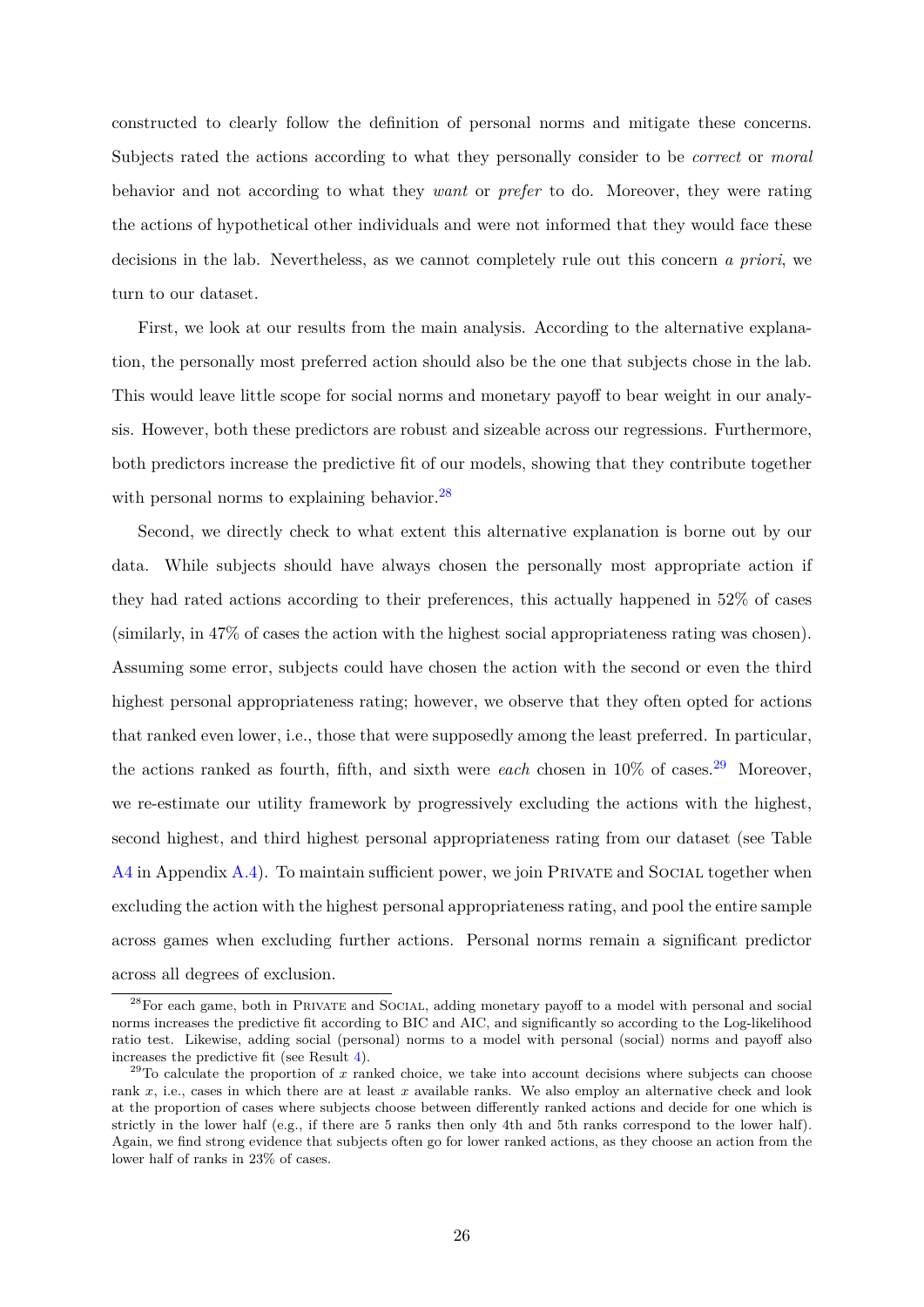constructed to clearly follow the definition of personal norms and mitigate these concerns. Subjects rated the actions according to what they personally consider to be *correct* or *moral* behavior and not according to what they *want* or *prefer* to do. Moreover, they were rating the actions of hypothetical other individuals and were not informed that they would face these decisions in the lab. Nevertheless, as we cannot completely rule out this concern *a priori*, we turn to our dataset.

First, we look at our results from the main analysis. According to the alternative explanation, the personally most preferred action should also be the one that subjects chose in the lab. This would leave little scope for social norms and monetary payoff to bear weight in our analysis. However, both these predictors are robust and sizeable across our regressions. Furthermore, both predictors increase the predictive fit of our models, showing that they contribute together with personal norms to explaining behavior.[28]

Second, we directly check to what extent this alternative explanation is borne out by our data. While subjects should have always chosen the personally most appropriate action if they had rated actions according to their preferences, this actually happened in 52% of cases (similarly, in 47% of cases the action with the highest social appropriateness rating was chosen). Assuming some error, subjects could have chosen the action with the second or even the third highest personal appropriateness rating; however, we observe that they often opted for actions that ranked even lower, i.e., those that were supposedly among the least preferred. In particular, the actions ranked as fourth, fifth, and sixth were *each* chosen in 10% of cases.[29] Moreover, we re-estimate our utility framework by progressively excluding the actions with the highest, second highest, and third highest personal appropriateness rating from our dataset (see Table A4 in Appendix A.4). To maintain sufficient power, we join PRIVATE and SOCIAL together when excluding the action with the highest personal appropriateness rating, and pool the entire sample across games when excluding further actions. Personal norms remain a significant predictor across all degrees of exclusion.

[28] For each game, both in PRIVATE and SOCIAL, adding monetary payoff to a model with personal and social norms increases the predictive fit according to BIC and AIC, and significantly so according to the Log-likelihood ratio test. Likewise, adding social (personal) norms to a model with personal (social) norms and payoff also increases the predictive fit (see Result 4).

[29] To calculate the proportion of $x$ ranked choice, we take into account decisions where subjects can choose rank $x$, i.e., cases in which there are at least $x$ available ranks. We also employ an alternative check and look at the proportion of cases where subjects choose between differently ranked actions and decide for one which is strictly in the lower half (e.g., if there are 5 ranks then only 4th and 5th ranks correspond to the lower half). Again, we find strong evidence that subjects often go for lower ranked actions, as they choose an action from the lower half of ranks in 23% of cases.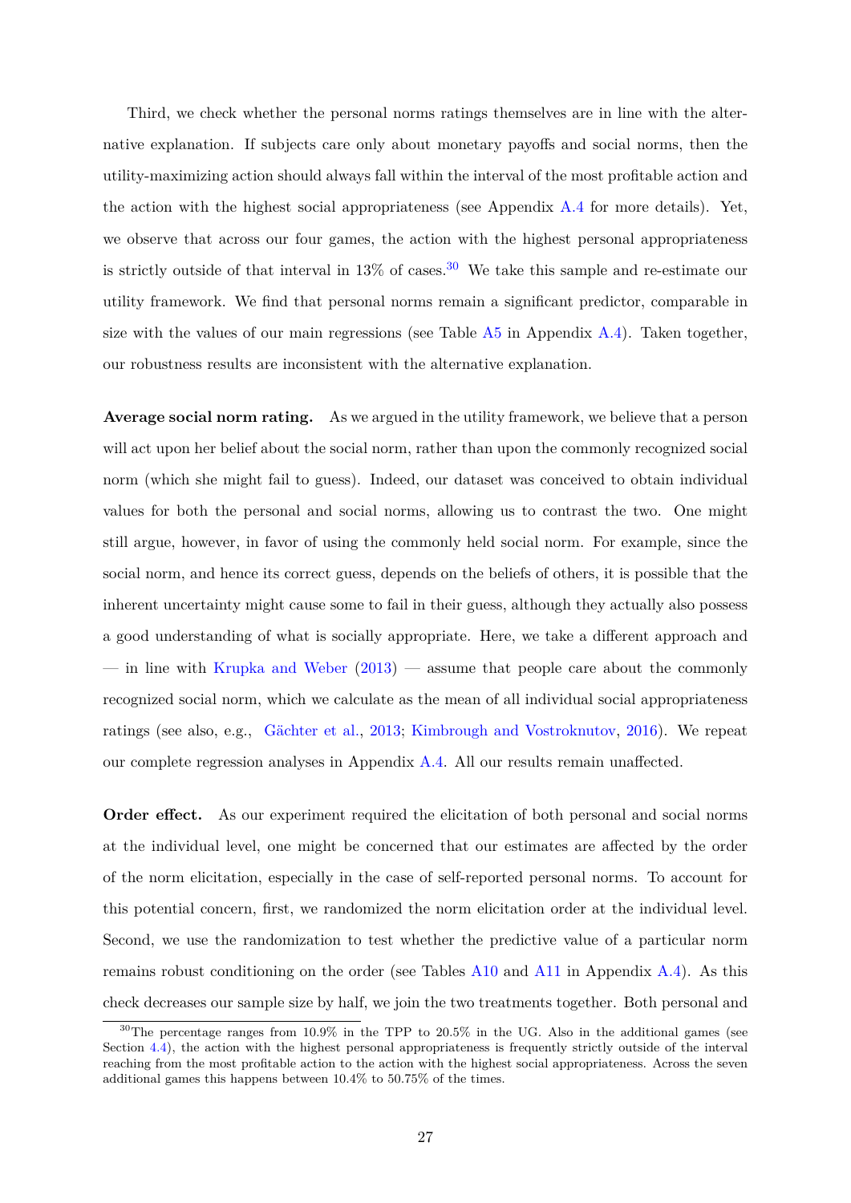Third, we check whether the personal norms ratings themselves are in line with the alternative explanation. If subjects care only about monetary payoffs and social norms, then the utility-maximizing action should always fall within the interval of the most profitable action and the action with the highest social appropriateness (see Appendix A.4 for more details). Yet, we observe that across our four games, the action with the highest personal appropriateness is strictly outside of that interval in 13% of cases.[30] We take this sample and re-estimate our utility framework. We find that personal norms remain a significant predictor, comparable in size with the values of our main regressions (see Table A5 in Appendix A.4). Taken together, our robustness results are inconsistent with the alternative explanation.

**Average social norm rating.** As we argued in the utility framework, we believe that a person will act upon her belief about the social norm, rather than upon the commonly recognized social norm (which she might fail to guess). Indeed, our dataset was conceived to obtain individual values for both the personal and social norms, allowing us to contrast the two. One might still argue, however, in favor of using the commonly held social norm. For example, since the social norm, and hence its correct guess, depends on the beliefs of others, it is possible that the inherent uncertainty might cause some to fail in their guess, although they actually also possess a good understanding of what is socially appropriate. Here, we take a different approach and — in line with Krupka and Weber (2013) — assume that people care about the commonly recognized social norm, which we calculate as the mean of all individual social appropriateness ratings (see also, e.g., Gächter et al., 2013; Kimbrough and Vostroknutov, 2016). We repeat our complete regression analyses in Appendix A.4. All our results remain unaffected.

**Order effect.** As our experiment required the elicitation of both personal and social norms at the individual level, one might be concerned that our estimates are affected by the order of the norm elicitation, especially in the case of self-reported personal norms. To account for this potential concern, first, we randomized the norm elicitation order at the individual level. Second, we use the randomization to test whether the predictive value of a particular norm remains robust conditioning on the order (see Tables A10 and A11 in Appendix A.4). As this check decreases our sample size by half, we join the two treatments together. Both personal and

[30] The percentage ranges from 10.9% in the TPP to 20.5% in the UG. Also in the additional games (see Section 4.4), the action with the highest personal appropriateness is frequently strictly outside of the interval reaching from the most profitable action to the action with the highest social appropriateness. Across the seven additional games this happens between 10.4% to 50.75% of the times.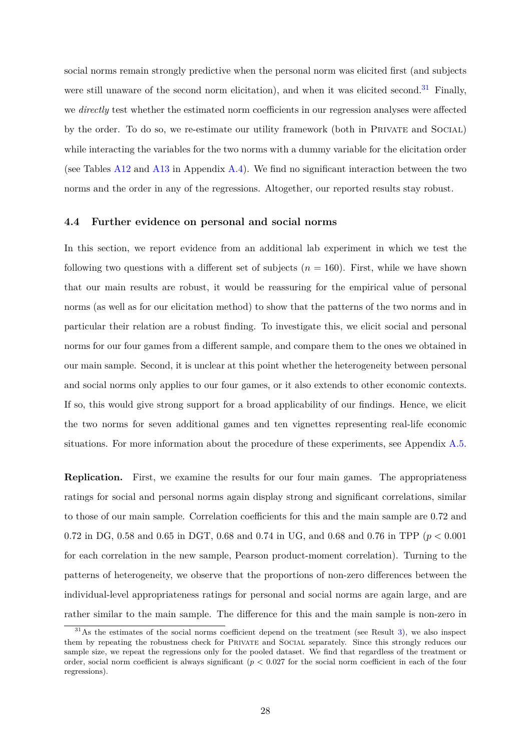social norms remain strongly predictive when the personal norm was elicited first (and subjects were still unaware of the second norm elicitation), and when it was elicited second.[31] Finally, we *directly* test whether the estimated norm coefficients in our regression analyses were affected by the order. To do so, we re-estimate our utility framework (both in Private and Social) while interacting the variables for the two norms with a dummy variable for the elicitation order (see Tables A12 and A13 in Appendix A.4). We find no significant interaction between the two norms and the order in any of the regressions. Altogether, our reported results stay robust.

### 4.4 Further evidence on personal and social norms

In this section, we report evidence from an additional lab experiment in which we test the following two questions with a different set of subjects ($n = 160$). First, while we have shown that our main results are robust, it would be reassuring for the empirical value of personal norms (as well as for our elicitation method) to show that the patterns of the two norms and in particular their relation are a robust finding. To investigate this, we elicit social and personal norms for our four games from a different sample, and compare them to the ones we obtained in our main sample. Second, it is unclear at this point whether the heterogeneity between personal and social norms only applies to our four games, or it also extends to other economic contexts. If so, this would give strong support for a broad applicability of our findings. Hence, we elicit the two norms for seven additional games and ten vignettes representing real-life economic situations. For more information about the procedure of these experiments, see Appendix A.5.

**Replication.** First, we examine the results for our four main games. The appropriateness ratings for social and personal norms again display strong and significant correlations, similar to those of our main sample. Correlation coefficients for this and the main sample are 0.72 and 0.72 in DG, 0.58 and 0.65 in DGT, 0.68 and 0.74 in UG, and 0.68 and 0.76 in TPP ($p < 0.001$ for each correlation in the new sample, Pearson product-moment correlation). Turning to the patterns of heterogeneity, we observe that the proportions of non-zero differences between the individual-level appropriateness ratings for personal and social norms are again large, and are rather similar to the main sample. The difference for this and the main sample is non-zero in

[31] As the estimates of the social norms coefficient depend on the treatment (see Result 3), we also inspect them by repeating the robustness check for Private and Social separately. Since this strongly reduces our sample size, we repeat the regressions only for the pooled dataset. We find that regardless of the treatment or order, social norm coefficient is always significant ($p < 0.027$ for the social norm coefficient in each of the four regressions).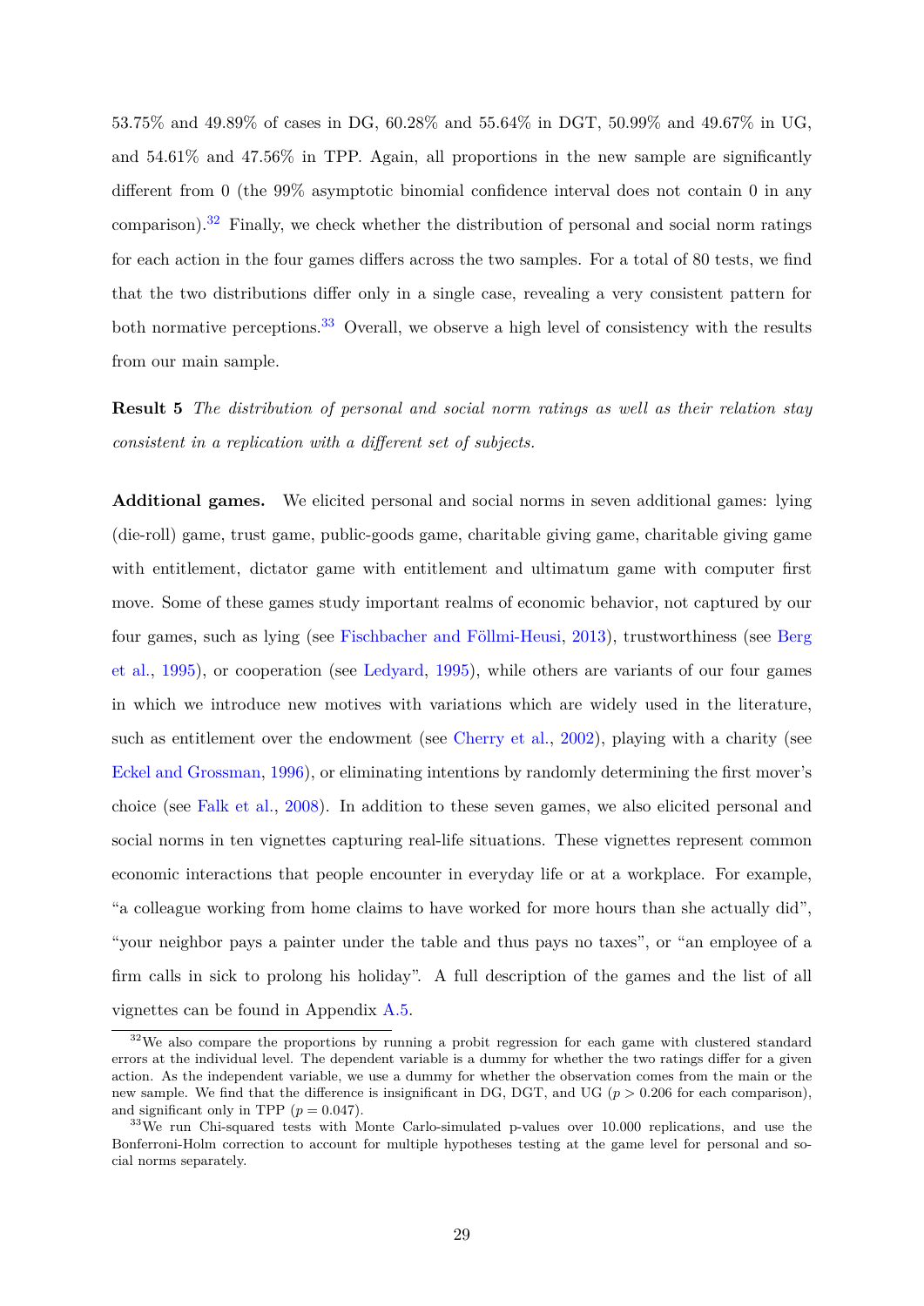53.75% and 49.89% of cases in DG, 60.28% and 55.64% in DGT, 50.99% and 49.67% in UG, and 54.61% and 47.56% in TPP. Again, all proportions in the new sample are significantly different from 0 (the 99% asymptotic binomial confidence interval does not contain 0 in any comparison).[32] Finally, we check whether the distribution of personal and social norm ratings for each action in the four games differs across the two samples. For a total of 80 tests, we find that the two distributions differ only in a single case, revealing a very consistent pattern for both normative perceptions.[33] Overall, we observe a high level of consistency with the results from our main sample.

**Result 5** *The distribution of personal and social norm ratings as well as their relation stay consistent in a replication with a different set of subjects.*

**Additional games.** We elicited personal and social norms in seven additional games: lying (die-roll) game, trust game, public-goods game, charitable giving game, charitable giving game with entitlement, dictator game with entitlement and ultimatum game with computer first move. Some of these games study important realms of economic behavior, not captured by our four games, such as lying (see Fischbacher and Föllmi-Heusi, 2013), trustworthiness (see Berg et al., 1995), or cooperation (see Ledyard, 1995), while others are variants of our four games in which we introduce new motives with variations which are widely used in the literature, such as entitlement over the endowment (see Cherry et al., 2002), playing with a charity (see Eckel and Grossman, 1996), or eliminating intentions by randomly determining the first mover's choice (see Falk et al., 2008). In addition to these seven games, we also elicited personal and social norms in ten vignettes capturing real-life situations. These vignettes represent common economic interactions that people encounter in everyday life or at a workplace. For example, "a colleague working from home claims to have worked for more hours than she actually did", "your neighbor pays a painter under the table and thus pays no taxes", or "an employee of a firm calls in sick to prolong his holiday". A full description of the games and the list of all vignettes can be found in Appendix A.5.

[32] We also compare the proportions by running a probit regression for each game with clustered standard errors at the individual level. The dependent variable is a dummy for whether the two ratings differ for a given action. As the independent variable, we use a dummy for whether the observation comes from the main or the new sample. We find that the difference is insignificant in DG, DGT, and UG ($p > 0.206$ for each comparison), and significant only in TPP ($p = 0.047$).

[33] We run Chi-squared tests with Monte Carlo-simulated p-values over 10.000 replications, and use the Bonferroni-Holm correction to account for multiple hypotheses testing at the game level for personal and social norms separately.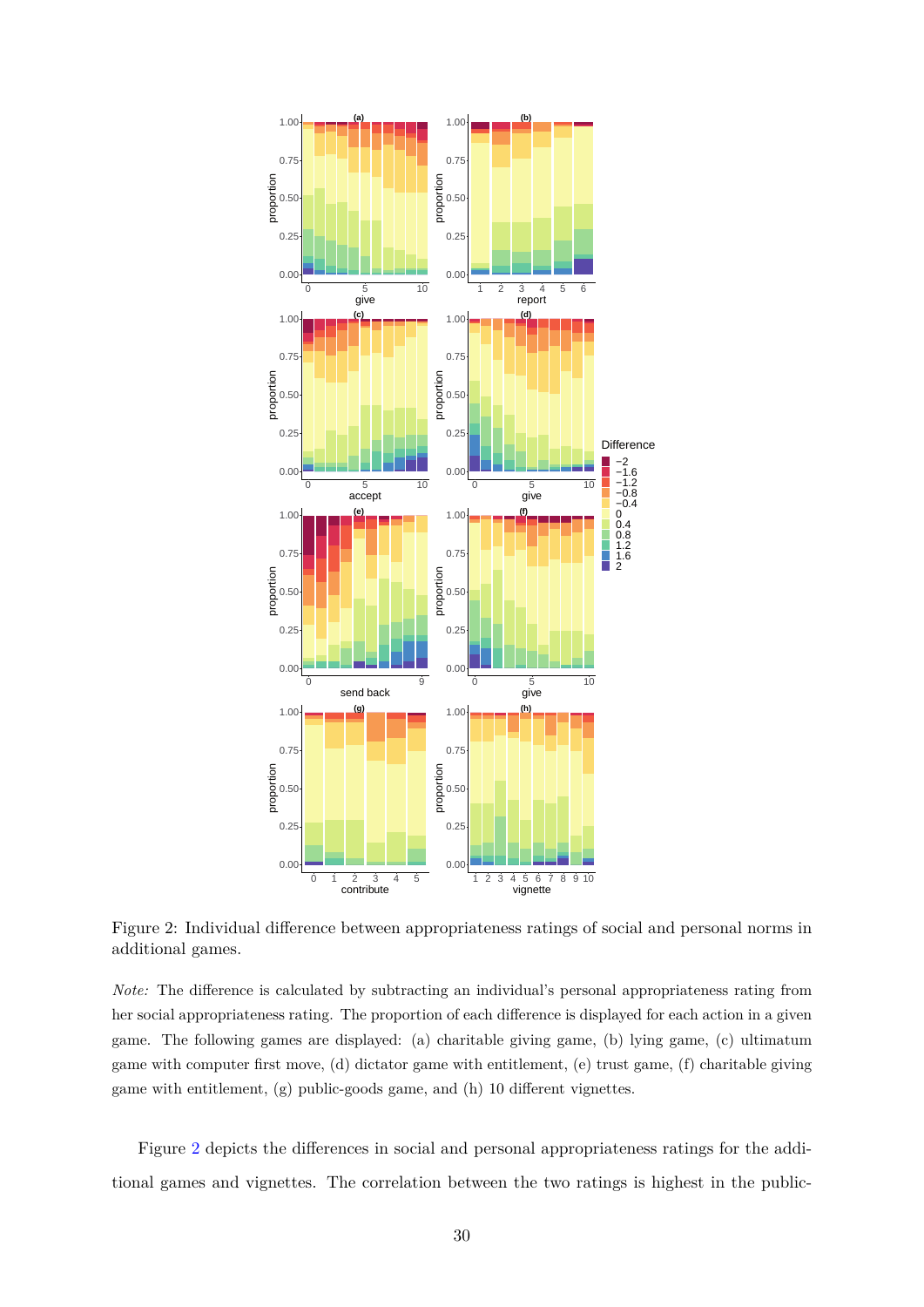Figure 2: Individual difference between appropriateness ratings of social and personal norms in additional games.

*Note:* The difference is calculated by subtracting an individual's personal appropriateness rating from her social appropriateness rating. The proportion of each difference is displayed for each action in a given game. The following games are displayed: (a) charitable giving game, (b) lying game, (c) ultimatum game with computer first move, (d) dictator game with entitlement, (e) trust game, (f) charitable giving game with entitlement, (g) public-goods game, and (h) 10 different vignettes.

Figure 2 depicts the differences in social and personal appropriateness ratings for the additional games and vignettes. The correlation between the two ratings is highest in the public-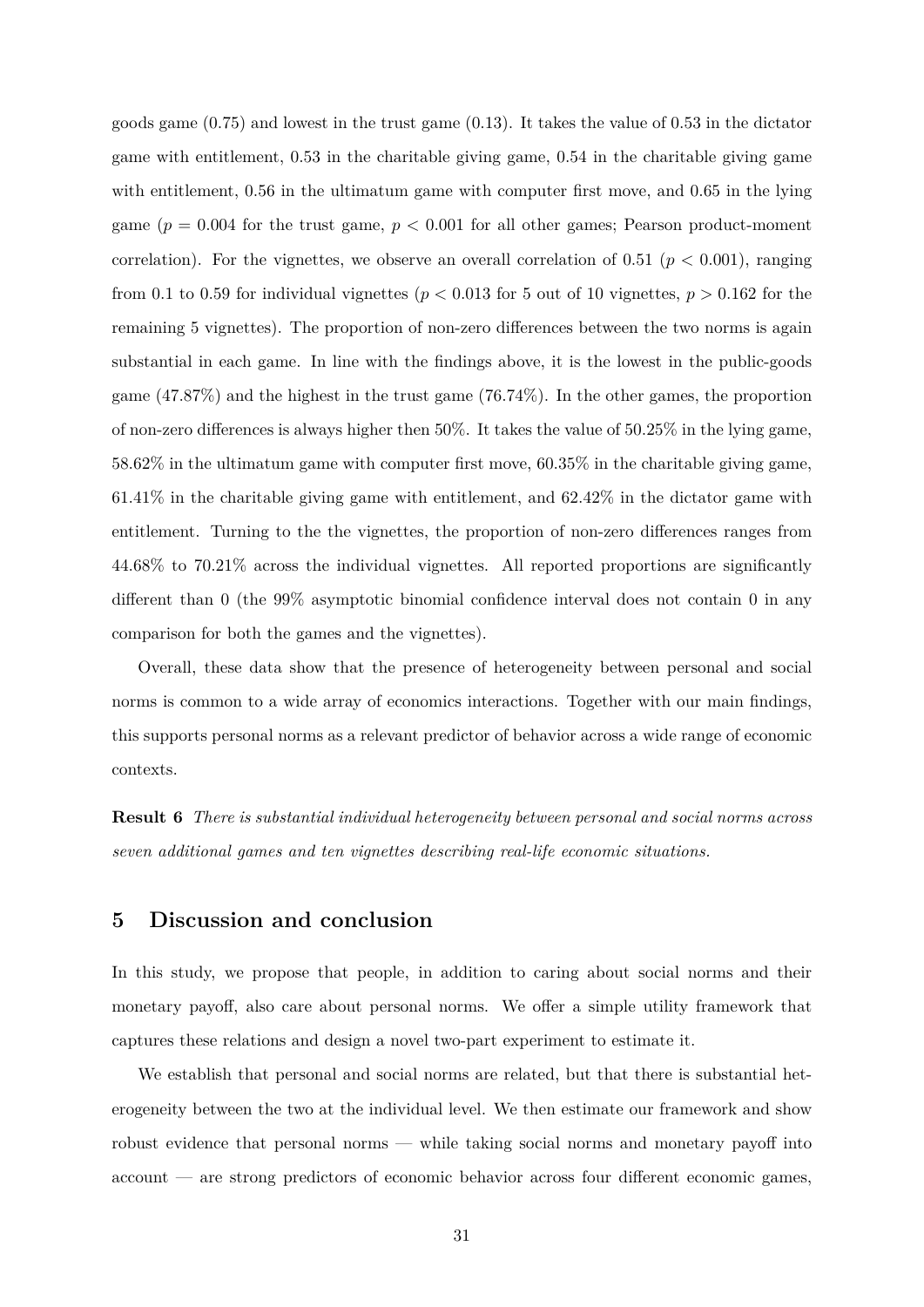goods game (0.75) and lowest in the trust game (0.13). It takes the value of 0.53 in the dictator game with entitlement, 0.53 in the charitable giving game, 0.54 in the charitable giving game with entitlement, 0.56 in the ultimatum game with computer first move, and 0.65 in the lying game ($p = 0.004$ for the trust game, $p < 0.001$ for all other games; Pearson product-moment correlation). For the vignettes, we observe an overall correlation of 0.51 ($p < 0.001$), ranging from 0.1 to 0.59 for individual vignettes ($p < 0.013$ for 5 out of 10 vignettes, $p > 0.162$ for the remaining 5 vignettes). The proportion of non-zero differences between the two norms is again substantial in each game. In line with the findings above, it is the lowest in the public-goods game (47.87%) and the highest in the trust game (76.74%). In the other games, the proportion of non-zero differences is always higher then 50%. It takes the value of 50.25% in the lying game, 58.62% in the ultimatum game with computer first move, 60.35% in the charitable giving game, 61.41% in the charitable giving game with entitlement, and 62.42% in the dictator game with entitlement. Turning to the the vignettes, the proportion of non-zero differences ranges from 44.68% to 70.21% across the individual vignettes. All reported proportions are significantly different than 0 (the 99% asymptotic binomial confidence interval does not contain 0 in any comparison for both the games and the vignettes).

Overall, these data show that the presence of heterogeneity between personal and social norms is common to a wide array of economics interactions. Together with our main findings, this supports personal norms as a relevant predictor of behavior across a wide range of economic contexts.

**Result 6** *There is substantial individual heterogeneity between personal and social norms across seven additional games and ten vignettes describing real-life economic situations.*

## 5 Discussion and conclusion

In this study, we propose that people, in addition to caring about social norms and their monetary payoff, also care about personal norms. We offer a simple utility framework that captures these relations and design a novel two-part experiment to estimate it.

We establish that personal and social norms are related, but that there is substantial heterogeneity between the two at the individual level. We then estimate our framework and show robust evidence that personal norms — while taking social norms and monetary payoff into account — are strong predictors of economic behavior across four different economic games,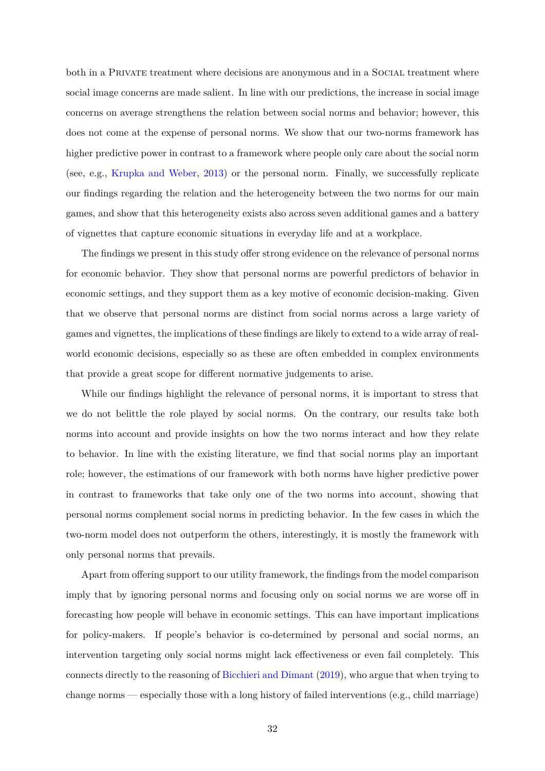both in a Private treatment where decisions are anonymous and in a Social treatment where social image concerns are made salient. In line with our predictions, the increase in social image concerns on average strengthens the relation between social norms and behavior; however, this does not come at the expense of personal norms. We show that our two-norms framework has higher predictive power in contrast to a framework where people only care about the social norm (see, e.g., Krupka and Weber, 2013) or the personal norm. Finally, we successfully replicate our findings regarding the relation and the heterogeneity between the two norms for our main games, and show that this heterogeneity exists also across seven additional games and a battery of vignettes that capture economic situations in everyday life and at a workplace.

The findings we present in this study offer strong evidence on the relevance of personal norms for economic behavior. They show that personal norms are powerful predictors of behavior in economic settings, and they support them as a key motive of economic decision-making. Given that we observe that personal norms are distinct from social norms across a large variety of games and vignettes, the implications of these findings are likely to extend to a wide array of real-world economic decisions, especially so as these are often embedded in complex environments that provide a great scope for different normative judgements to arise.

While our findings highlight the relevance of personal norms, it is important to stress that we do not belittle the role played by social norms. On the contrary, our results take both norms into account and provide insights on how the two norms interact and how they relate to behavior. In line with the existing literature, we find that social norms play an important role; however, the estimations of our framework with both norms have higher predictive power in contrast to frameworks that take only one of the two norms into account, showing that personal norms complement social norms in predicting behavior. In the few cases in which the two-norm model does not outperform the others, interestingly, it is mostly the framework with only personal norms that prevails.

Apart from offering support to our utility framework, the findings from the model comparison imply that by ignoring personal norms and focusing only on social norms we are worse off in forecasting how people will behave in economic settings. This can have important implications for policy-makers. If people's behavior is co-determined by personal and social norms, an intervention targeting only social norms might lack effectiveness or even fail completely. This connects directly to the reasoning of Bicchieri and Dimant (2019), who argue that when trying to change norms — especially those with a long history of failed interventions (e.g., child marriage)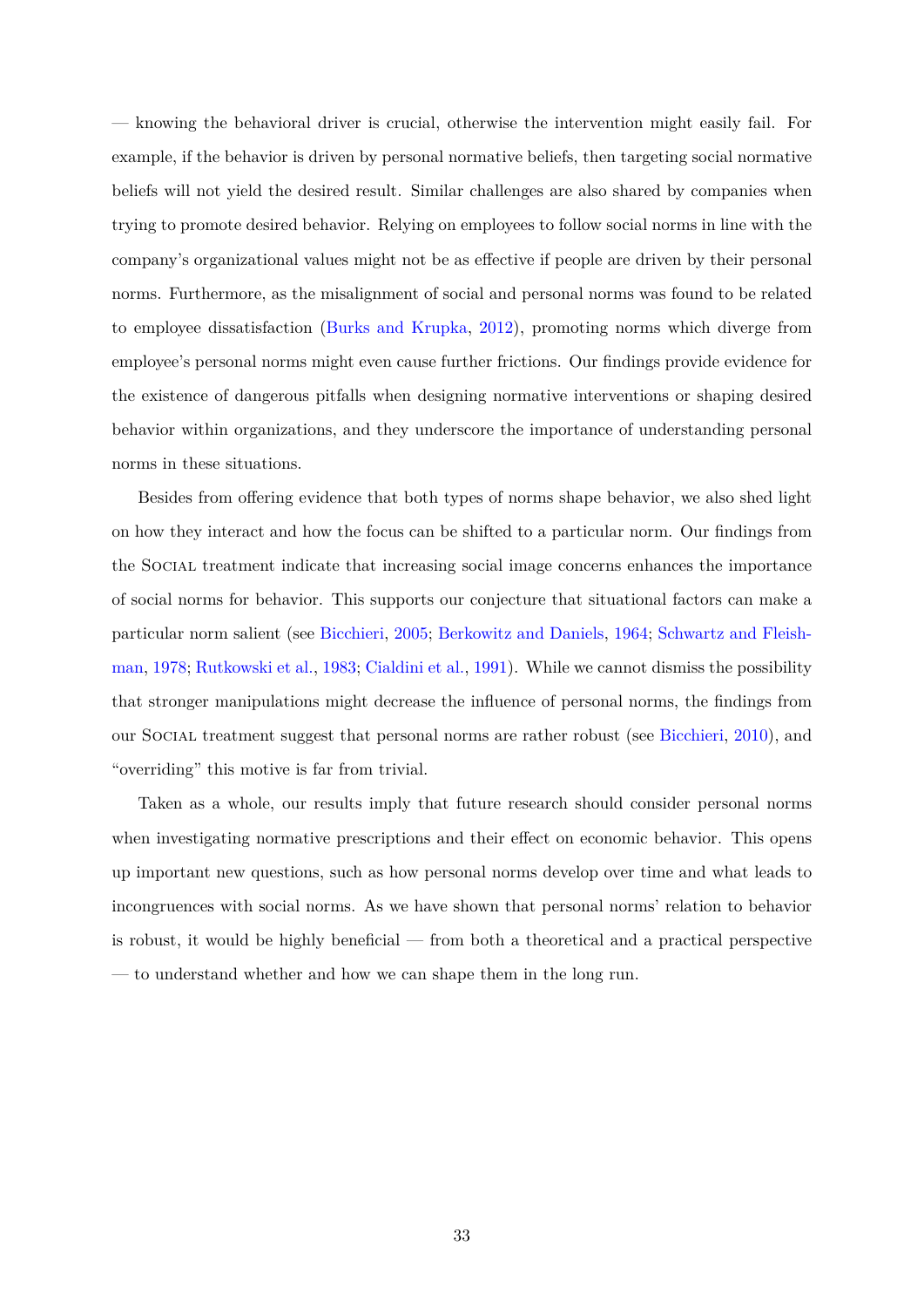— knowing the behavioral driver is crucial, otherwise the intervention might easily fail. For example, if the behavior is driven by personal normative beliefs, then targeting social normative beliefs will not yield the desired result. Similar challenges are also shared by companies when trying to promote desired behavior. Relying on employees to follow social norms in line with the company's organizational values might not be as effective if people are driven by their personal norms. Furthermore, as the misalignment of social and personal norms was found to be related to employee dissatisfaction (Burks and Krupka, 2012), promoting norms which diverge from employee's personal norms might even cause further frictions. Our findings provide evidence for the existence of dangerous pitfalls when designing normative interventions or shaping desired behavior within organizations, and they underscore the importance of understanding personal norms in these situations.

Besides from offering evidence that both types of norms shape behavior, we also shed light on how they interact and how the focus can be shifted to a particular norm. Our findings from the SOCIAL treatment indicate that increasing social image concerns enhances the importance of social norms for behavior. This supports our conjecture that situational factors can make a particular norm salient (see Bicchieri, 2005; Berkowitz and Daniels, 1964; Schwartz and Fleishman, 1978; Rutkowski et al., 1983; Cialdini et al., 1991). While we cannot dismiss the possibility that stronger manipulations might decrease the influence of personal norms, the findings from our SOCIAL treatment suggest that personal norms are rather robust (see Bicchieri, 2010), and "overriding" this motive is far from trivial.

Taken as a whole, our results imply that future research should consider personal norms when investigating normative prescriptions and their effect on economic behavior. This opens up important new questions, such as how personal norms develop over time and what leads to incongruences with social norms. As we have shown that personal norms' relation to behavior is robust, it would be highly beneficial — from both a theoretical and a practical perspective — to understand whether and how we can shape them in the long run.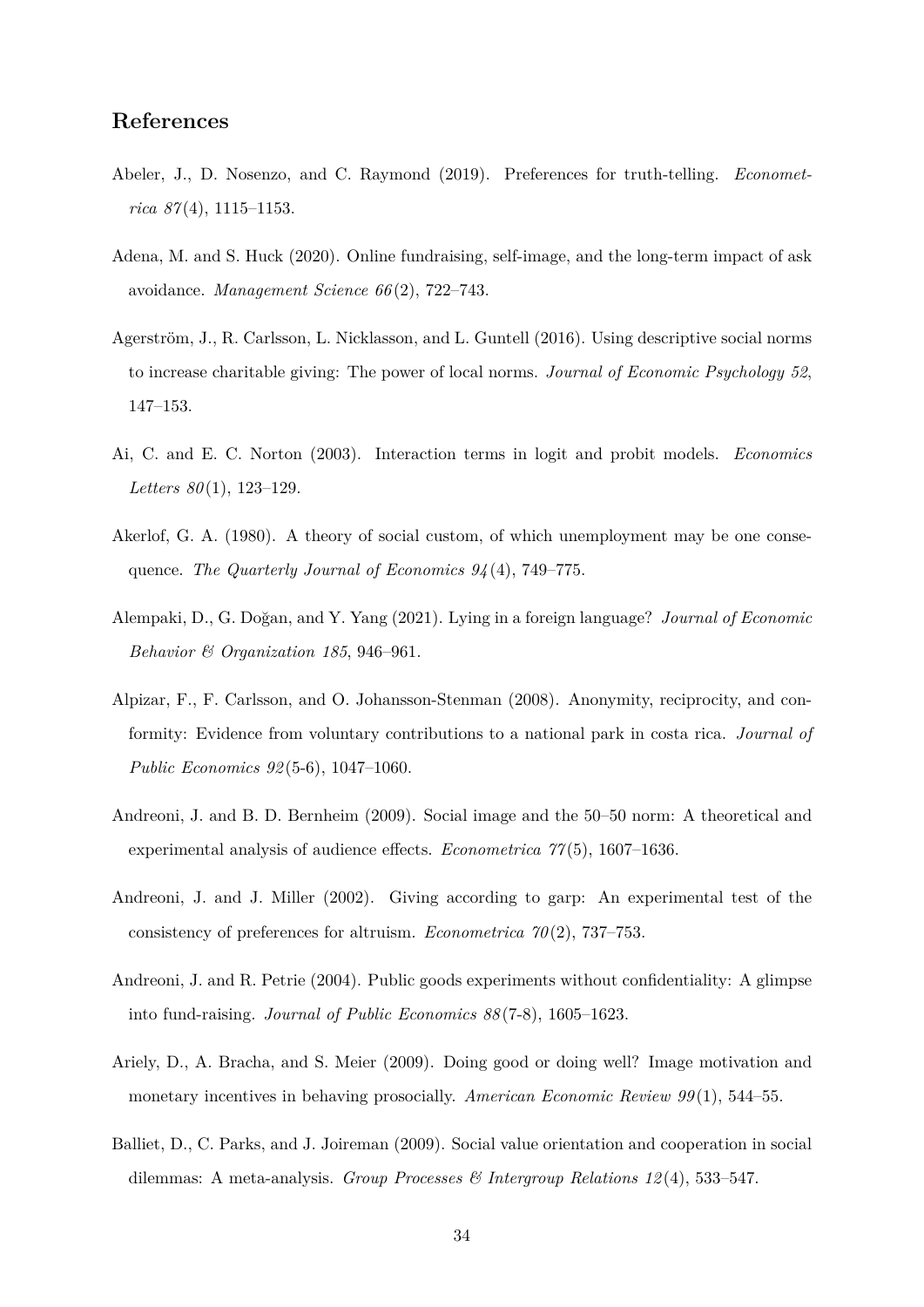## References

Abeler, J., D. Nosenzo, and C. Raymond (2019). Preferences for truth-telling. *Econometrica 87*(4), 1115–1153.

Adena, M. and S. Huck (2020). Online fundraising, self-image, and the long-term impact of ask avoidance. *Management Science 66*(2), 722–743.

Agerström, J., R. Carlsson, L. Nicklasson, and L. Guntell (2016). Using descriptive social norms to increase charitable giving: The power of local norms. *Journal of Economic Psychology 52*, 147–153.

Ai, C. and E. C. Norton (2003). Interaction terms in logit and probit models. *Economics Letters 80*(1), 123–129.

Akerlof, G. A. (1980). A theory of social custom, of which unemployment may be one consequence. *The Quarterly Journal of Economics 94*(4), 749–775.

Alempaki, D., G. Doğan, and Y. Yang (2021). Lying in a foreign language? *Journal of Economic Behavior & Organization 185*, 946–961.

Alpizar, F., F. Carlsson, and O. Johansson-Stenman (2008). Anonymity, reciprocity, and conformity: Evidence from voluntary contributions to a national park in costa rica. *Journal of Public Economics 92*(5-6), 1047–1060.

Andreoni, J. and B. D. Bernheim (2009). Social image and the 50–50 norm: A theoretical and experimental analysis of audience effects. *Econometrica 77*(5), 1607–1636.

Andreoni, J. and J. Miller (2002). Giving according to garp: An experimental test of the consistency of preferences for altruism. *Econometrica 70*(2), 737–753.

Andreoni, J. and R. Petrie (2004). Public goods experiments without confidentiality: A glimpse into fund-raising. *Journal of Public Economics 88*(7-8), 1605–1623.

Ariely, D., A. Bracha, and S. Meier (2009). Doing good or doing well? Image motivation and monetary incentives in behaving prosocially. *American Economic Review 99*(1), 544–55.

Balliet, D., C. Parks, and J. Joireman (2009). Social value orientation and cooperation in social dilemmas: A meta-analysis. *Group Processes & Intergroup Relations 12*(4), 533–547.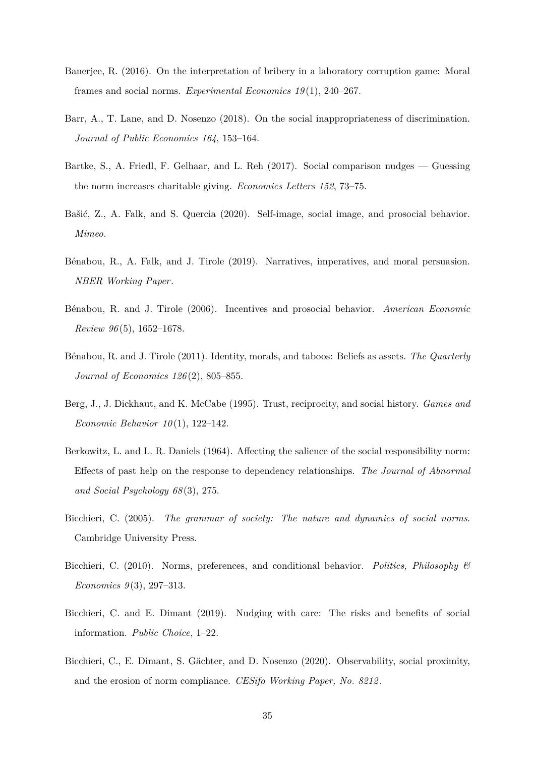Banerjee, R. (2016). On the interpretation of bribery in a laboratory corruption game: Moral frames and social norms. *Experimental Economics 19*(1), 240–267.

Barr, A., T. Lane, and D. Nosenzo (2018). On the social inappropriateness of discrimination. *Journal of Public Economics 164*, 153–164.

Bartke, S., A. Friedl, F. Gelhaar, and L. Reh (2017). Social comparison nudges — Guessing the norm increases charitable giving. *Economics Letters 152*, 73–75.

Bašić, Z., A. Falk, and S. Quercia (2020). Self-image, social image, and prosocial behavior. *Mimeo*.

Bénabou, R., A. Falk, and J. Tirole (2019). Narratives, imperatives, and moral persuasion. *NBER Working Paper*.

Bénabou, R. and J. Tirole (2006). Incentives and prosocial behavior. *American Economic Review 96*(5), 1652–1678.

Bénabou, R. and J. Tirole (2011). Identity, morals, and taboos: Beliefs as assets. *The Quarterly Journal of Economics 126*(2), 805–855.

Berg, J., J. Dickhaut, and K. McCabe (1995). Trust, reciprocity, and social history. *Games and Economic Behavior 10*(1), 122–142.

Berkowitz, L. and L. R. Daniels (1964). Affecting the salience of the social responsibility norm: Effects of past help on the response to dependency relationships. *The Journal of Abnormal and Social Psychology 68*(3), 275.

Bicchieri, C. (2005). *The grammar of society: The nature and dynamics of social norms*. Cambridge University Press.

Bicchieri, C. (2010). Norms, preferences, and conditional behavior. *Politics, Philosophy & Economics 9*(3), 297–313.

Bicchieri, C. and E. Dimant (2019). Nudging with care: The risks and benefits of social information. *Public Choice*, 1–22.

Bicchieri, C., E. Dimant, S. Gächter, and D. Nosenzo (2020). Observability, social proximity, and the erosion of norm compliance. *CESifo Working Paper, No. 8212*.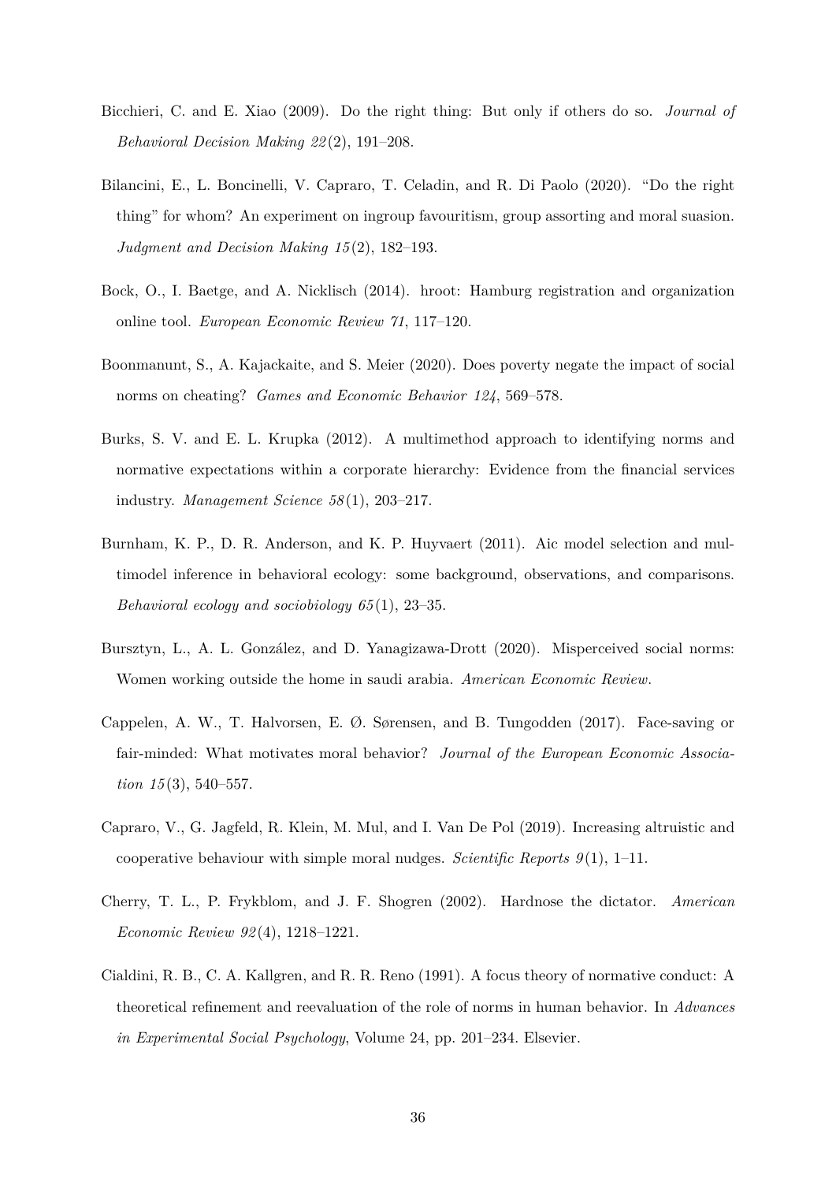Bicchieri, C. and E. Xiao (2009). Do the right thing: But only if others do so. *Journal of Behavioral Decision Making 22*(2), 191–208.

Bilancini, E., L. Boncinelli, V. Capraro, T. Celadin, and R. Di Paolo (2020). "Do the right thing" for whom? An experiment on ingroup favouritism, group assorting and moral suasion. *Judgment and Decision Making 15*(2), 182–193.

Bock, O., I. Baetge, and A. Nicklisch (2014). hroot: Hamburg registration and organization online tool. *European Economic Review 71*, 117–120.

Boonmanunt, S., A. Kajackaite, and S. Meier (2020). Does poverty negate the impact of social norms on cheating? *Games and Economic Behavior 124*, 569–578.

Burks, S. V. and E. L. Krupka (2012). A multimethod approach to identifying norms and normative expectations within a corporate hierarchy: Evidence from the financial services industry. *Management Science 58*(1), 203–217.

Burnham, K. P., D. R. Anderson, and K. P. Huyvaert (2011). Aic model selection and multimodel inference in behavioral ecology: some background, observations, and comparisons. *Behavioral ecology and sociobiology 65*(1), 23–35.

Bursztyn, L., A. L. González, and D. Yanagizawa-Drott (2020). Misperceived social norms: Women working outside the home in saudi arabia. *American Economic Review*.

Cappelen, A. W., T. Halvorsen, E. Ø. Sørensen, and B. Tungodden (2017). Face-saving or fair-minded: What motivates moral behavior? *Journal of the European Economic Association 15*(3), 540–557.

Capraro, V., G. Jagfeld, R. Klein, M. Mul, and I. Van De Pol (2019). Increasing altruistic and cooperative behaviour with simple moral nudges. *Scientific Reports 9*(1), 1–11.

Cherry, T. L., P. Frykblom, and J. F. Shogren (2002). Hardnose the dictator. *American Economic Review 92*(4), 1218–1221.

Cialdini, R. B., C. A. Kallgren, and R. R. Reno (1991). A focus theory of normative conduct: A theoretical refinement and reevaluation of the role of norms in human behavior. In *Advances in Experimental Social Psychology*, Volume 24, pp. 201–234. Elsevier.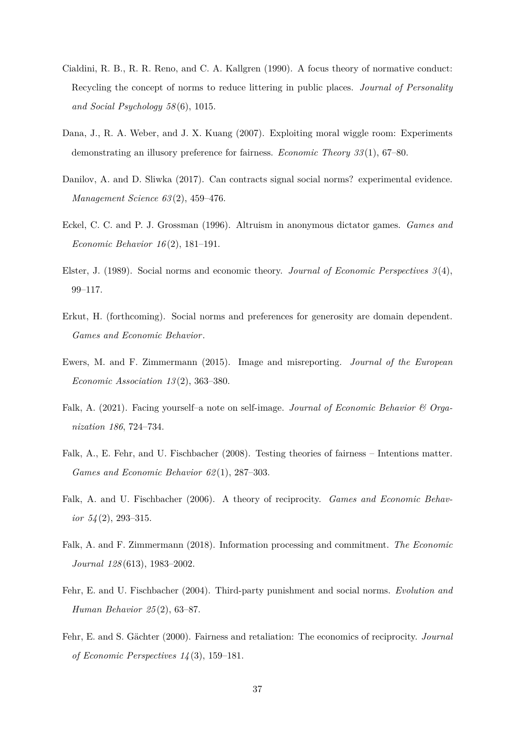Cialdini, R. B., R. R. Reno, and C. A. Kallgren (1990). A focus theory of normative conduct: Recycling the concept of norms to reduce littering in public places. *Journal of Personality and Social Psychology 58*(6), 1015.

Dana, J., R. A. Weber, and J. X. Kuang (2007). Exploiting moral wiggle room: Experiments demonstrating an illusory preference for fairness. *Economic Theory 33*(1), 67–80.

Danilov, A. and D. Sliwka (2017). Can contracts signal social norms? experimental evidence. *Management Science 63*(2), 459–476.

Eckel, C. C. and P. J. Grossman (1996). Altruism in anonymous dictator games. *Games and Economic Behavior 16*(2), 181–191.

Elster, J. (1989). Social norms and economic theory. *Journal of Economic Perspectives 3*(4), 99–117.

Erkut, H. (forthcoming). Social norms and preferences for generosity are domain dependent. *Games and Economic Behavior*.

Ewers, M. and F. Zimmermann (2015). Image and misreporting. *Journal of the European Economic Association 13*(2), 363–380.

Falk, A. (2021). Facing yourself–a note on self-image. *Journal of Economic Behavior & Organization 186*, 724–734.

Falk, A., E. Fehr, and U. Fischbacher (2008). Testing theories of fairness – Intentions matter. *Games and Economic Behavior 62*(1), 287–303.

Falk, A. and U. Fischbacher (2006). A theory of reciprocity. *Games and Economic Behavior 54*(2), 293–315.

Falk, A. and F. Zimmermann (2018). Information processing and commitment. *The Economic Journal 128*(613), 1983–2002.

Fehr, E. and U. Fischbacher (2004). Third-party punishment and social norms. *Evolution and Human Behavior 25*(2), 63–87.

Fehr, E. and S. Gächter (2000). Fairness and retaliation: The economics of reciprocity. *Journal of Economic Perspectives 14*(3), 159–181.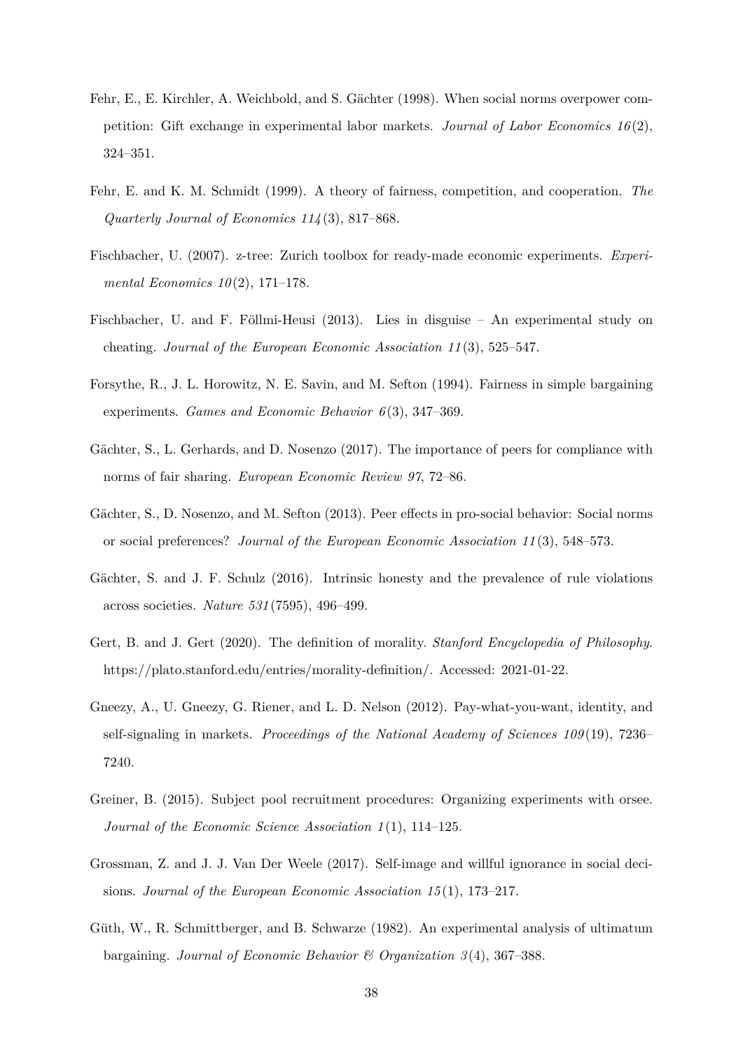Fehr, E., E. Kirchler, A. Weichbold, and S. Gächter (1998). When social norms overpower competition: Gift exchange in experimental labor markets. *Journal of Labor Economics 16*(2), 324–351.

Fehr, E. and K. M. Schmidt (1999). A theory of fairness, competition, and cooperation. *The Quarterly Journal of Economics 114*(3), 817–868.

Fischbacher, U. (2007). z-tree: Zurich toolbox for ready-made economic experiments. *Experimental Economics 10*(2), 171–178.

Fischbacher, U. and F. Föllmi-Heusi (2013). Lies in disguise – An experimental study on cheating. *Journal of the European Economic Association 11*(3), 525–547.

Forsythe, R., J. L. Horowitz, N. E. Savin, and M. Sefton (1994). Fairness in simple bargaining experiments. *Games and Economic Behavior 6*(3), 347–369.

Gächter, S., L. Gerhards, and D. Nosenzo (2017). The importance of peers for compliance with norms of fair sharing. *European Economic Review 97*, 72–86.

Gächter, S., D. Nosenzo, and M. Sefton (2013). Peer effects in pro-social behavior: Social norms or social preferences? *Journal of the European Economic Association 11*(3), 548–573.

Gächter, S. and J. F. Schulz (2016). Intrinsic honesty and the prevalence of rule violations across societies. *Nature 531*(7595), 496–499.

Gert, B. and J. Gert (2020). The definition of morality. *Stanford Encyclopedia of Philosophy*. https://plato.stanford.edu/entries/morality-definition/. Accessed: 2021-01-22.

Gneezy, A., U. Gneezy, G. Riener, and L. D. Nelson (2012). Pay-what-you-want, identity, and self-signaling in markets. *Proceedings of the National Academy of Sciences 109*(19), 7236–7240.

Greiner, B. (2015). Subject pool recruitment procedures: Organizing experiments with orsee. *Journal of the Economic Science Association 1*(1), 114–125.

Grossman, Z. and J. J. Van Der Weele (2017). Self-image and willful ignorance in social decisions. *Journal of the European Economic Association 15*(1), 173–217.

Güth, W., R. Schmittberger, and B. Schwarze (1982). An experimental analysis of ultimatum bargaining. *Journal of Economic Behavior & Organization 3*(4), 367–388.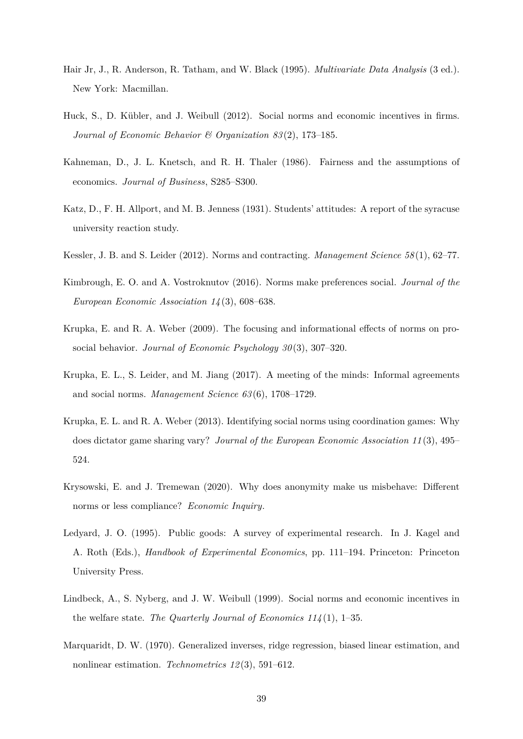Hair Jr, J., R. Anderson, R. Tatham, and W. Black (1995). *Multivariate Data Analysis* (3 ed.). New York: Macmillan.

Huck, S., D. Kübler, and J. Weibull (2012). Social norms and economic incentives in firms. *Journal of Economic Behavior & Organization 83*(2), 173–185.

Kahneman, D., J. L. Knetsch, and R. H. Thaler (1986). Fairness and the assumptions of economics. *Journal of Business*, S285–S300.

Katz, D., F. H. Allport, and M. B. Jenness (1931). Students' attitudes: A report of the syracuse university reaction study.

Kessler, J. B. and S. Leider (2012). Norms and contracting. *Management Science 58*(1), 62–77.

Kimbrough, E. O. and A. Vostroknutov (2016). Norms make preferences social. *Journal of the European Economic Association 14*(3), 608–638.

Krupka, E. and R. A. Weber (2009). The focusing and informational effects of norms on pro-social behavior. *Journal of Economic Psychology 30*(3), 307–320.

Krupka, E. L., S. Leider, and M. Jiang (2017). A meeting of the minds: Informal agreements and social norms. *Management Science 63*(6), 1708–1729.

Krupka, E. L. and R. A. Weber (2013). Identifying social norms using coordination games: Why does dictator game sharing vary? *Journal of the European Economic Association 11*(3), 495–524.

Krysowski, E. and J. Tremewan (2020). Why does anonymity make us misbehave: Different norms or less compliance? *Economic Inquiry*.

Ledyard, J. O. (1995). Public goods: A survey of experimental research. In J. Kagel and A. Roth (Eds.), *Handbook of Experimental Economics*, pp. 111–194. Princeton: Princeton University Press.

Lindbeck, A., S. Nyberg, and J. W. Weibull (1999). Social norms and economic incentives in the welfare state. *The Quarterly Journal of Economics 114*(1), 1–35.

Marquaridt, D. W. (1970). Generalized inverses, ridge regression, biased linear estimation, and nonlinear estimation. *Technometrics 12*(3), 591–612.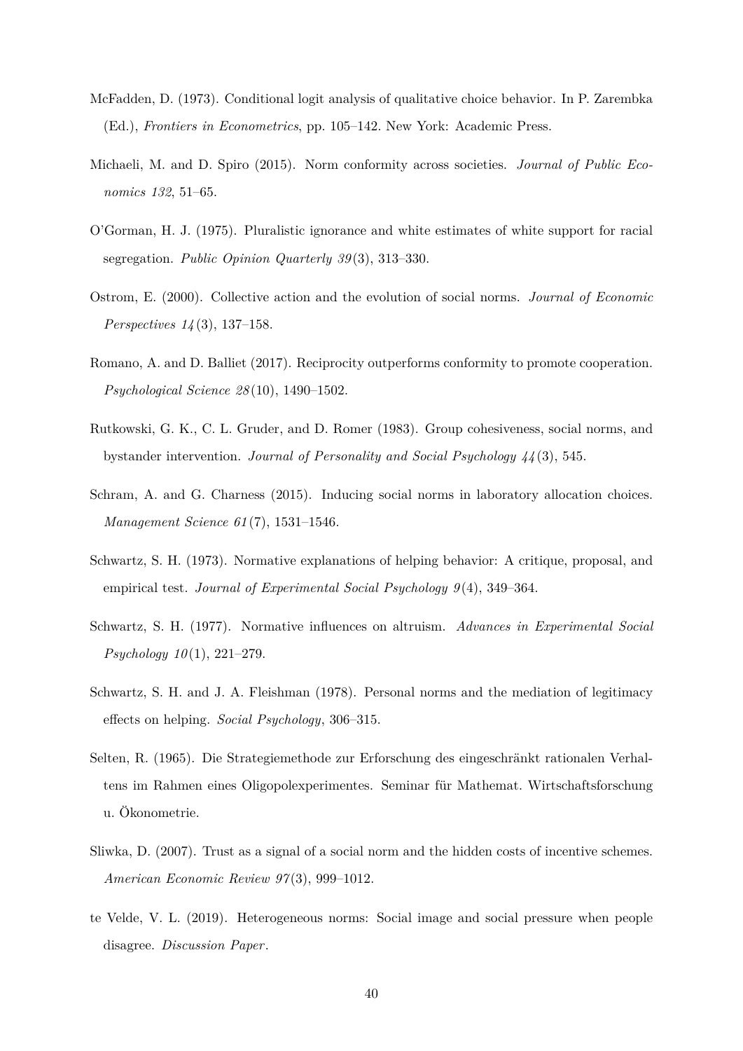McFadden, D. (1973). Conditional logit analysis of qualitative choice behavior. In P. Zarembka (Ed.), *Frontiers in Econometrics*, pp. 105–142. New York: Academic Press.

Michaeli, M. and D. Spiro (2015). Norm conformity across societies. *Journal of Public Economics 132*, 51–65.

O'Gorman, H. J. (1975). Pluralistic ignorance and white estimates of white support for racial segregation. *Public Opinion Quarterly 39*(3), 313–330.

Ostrom, E. (2000). Collective action and the evolution of social norms. *Journal of Economic Perspectives 14*(3), 137–158.

Romano, A. and D. Balliet (2017). Reciprocity outperforms conformity to promote cooperation. *Psychological Science 28*(10), 1490–1502.

Rutkowski, G. K., C. L. Gruder, and D. Romer (1983). Group cohesiveness, social norms, and bystander intervention. *Journal of Personality and Social Psychology 44*(3), 545.

Schram, A. and G. Charness (2015). Inducing social norms in laboratory allocation choices. *Management Science 61*(7), 1531–1546.

Schwartz, S. H. (1973). Normative explanations of helping behavior: A critique, proposal, and empirical test. *Journal of Experimental Social Psychology 9*(4), 349–364.

Schwartz, S. H. (1977). Normative influences on altruism. *Advances in Experimental Social Psychology 10*(1), 221–279.

Schwartz, S. H. and J. A. Fleishman (1978). Personal norms and the mediation of legitimacy effects on helping. *Social Psychology*, 306–315.

Selten, R. (1965). Die Strategiemethode zur Erforschung des eingeschränkt rationalen Verhaltens im Rahmen eines Oligopolexperimentes. Seminar für Mathemat. Wirtschaftsforschung u. Ökonometrie.

Sliwka, D. (2007). Trust as a signal of a social norm and the hidden costs of incentive schemes. *American Economic Review 97*(3), 999–1012.

te Velde, V. L. (2019). Heterogeneous norms: Social image and social pressure when people disagree. *Discussion Paper*.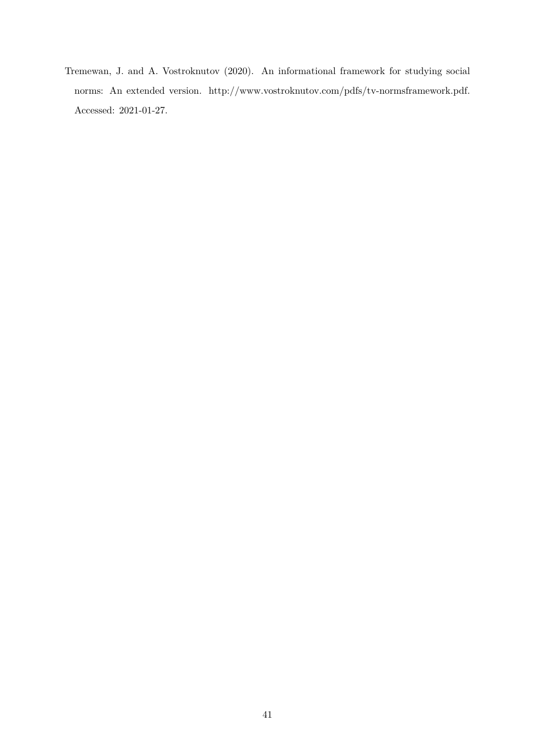Tremewan, J. and A. Vostroknutov (2020). An informational framework for studying social norms: An extended version. http://www.vostroknutov.com/pdfs/tv-normsframework.pdf. Accessed: 2021-01-27.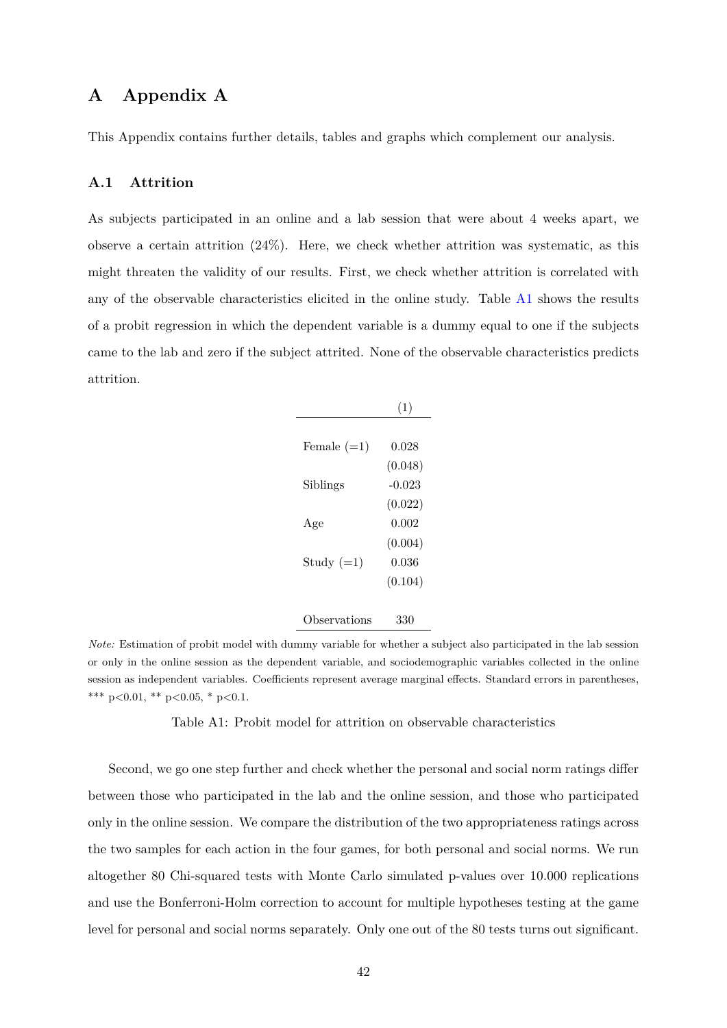# A Appendix A

This Appendix contains further details, tables and graphs which complement our analysis.

## A.1 Attrition

As subjects participated in an online and a lab session that were about 4 weeks apart, we observe a certain attrition (24%). Here, we check whether attrition was systematic, as this might threaten the validity of our results. First, we check whether attrition is correlated with any of the observable characteristics elicited in the online study. Table A1 shows the results of a probit regression in which the dependent variable is a dummy equal to one if the subjects came to the lab and zero if the subject attrited. None of the observable characteristics predicts attrition.

| | (1) |
|---|---|
| Female (=1) | 0.028 |
| | (0.048) |
| Siblings | -0.023 |
| | (0.022) |
| Age | 0.002 |
| | (0.004) |
| Study (=1) | 0.036 |
| | (0.104) |
| Observations | 330 |

*Note:* Estimation of probit model with dummy variable for whether a subject also participated in the lab session or only in the online session as the dependent variable, and sociodemographic variables collected in the online session as independent variables. Coefficients represent average marginal effects. Standard errors in parentheses, *** p<0.01, ** p<0.05, * p<0.1.

Table A1: Probit model for attrition on observable characteristics

Second, we go one step further and check whether the personal and social norm ratings differ between those who participated in the lab and the online session, and those who participated only in the online session. We compare the distribution of the two appropriateness ratings across the two samples for each action in the four games, for both personal and social norms. We run altogether 80 Chi-squared tests with Monte Carlo simulated p-values over 10.000 replications and use the Bonferroni-Holm correction to account for multiple hypotheses testing at the game level for personal and social norms separately. Only one out of the 80 tests turns out significant.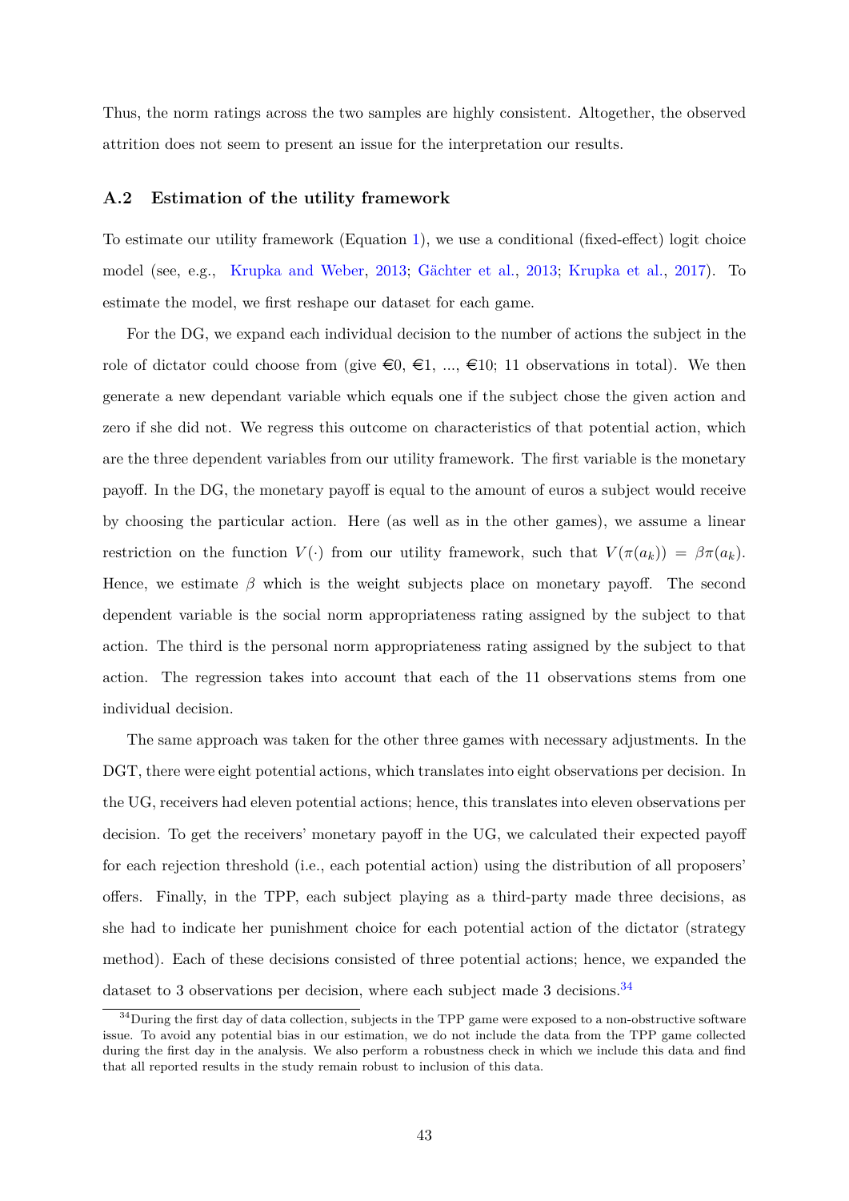Thus, the norm ratings across the two samples are highly consistent. Altogether, the observed attrition does not seem to present an issue for the interpretation our results.

### A.2 Estimation of the utility framework

To estimate our utility framework (Equation 1), we use a conditional (fixed-effect) logit choice model (see, e.g., Krupka and Weber, 2013; Gächter et al., 2013; Krupka et al., 2017). To estimate the model, we first reshape our dataset for each game.

For the DG, we expand each individual decision to the number of actions the subject in the role of dictator could choose from (give €0, €1, ..., €10; 11 observations in total). We then generate a new dependant variable which equals one if the subject chose the given action and zero if she did not. We regress this outcome on characteristics of that potential action, which are the three dependent variables from our utility framework. The first variable is the monetary payoff. In the DG, the monetary payoff is equal to the amount of euros a subject would receive by choosing the particular action. Here (as well as in the other games), we assume a linear restriction on the function $V(\cdot)$ from our utility framework, such that $V(\pi(a_k)) = \beta\pi(a_k)$. Hence, we estimate $\beta$ which is the weight subjects place on monetary payoff. The second dependent variable is the social norm appropriateness rating assigned by the subject to that action. The third is the personal norm appropriateness rating assigned by the subject to that action. The regression takes into account that each of the 11 observations stems from one individual decision.

The same approach was taken for the other three games with necessary adjustments. In the DGT, there were eight potential actions, which translates into eight observations per decision. In the UG, receivers had eleven potential actions; hence, this translates into eleven observations per decision. To get the receivers' monetary payoff in the UG, we calculated their expected payoff for each rejection threshold (i.e., each potential action) using the distribution of all proposers' offers. Finally, in the TPP, each subject playing as a third-party made three decisions, as she had to indicate her punishment choice for each potential action of the dictator (strategy method). Each of these decisions consisted of three potential actions; hence, we expanded the dataset to 3 observations per decision, where each subject made 3 decisions.[34]

[34] During the first day of data collection, subjects in the TPP game were exposed to a non-obstructive software issue. To avoid any potential bias in our estimation, we do not include the data from the TPP game collected during the first day in the analysis. We also perform a robustness check in which we include this data and find that all reported results in the study remain robust to inclusion of this data.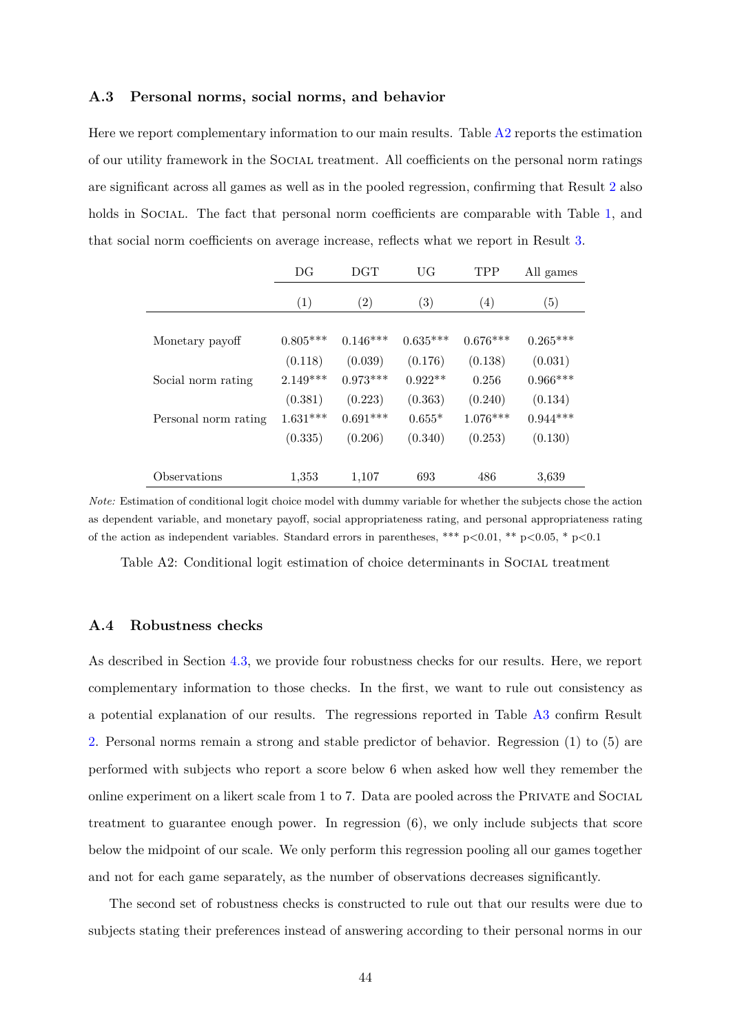### A.3 Personal norms, social norms, and behavior

Here we report complementary information to our main results. Table A2 reports the estimation of our utility framework in the Social treatment. All coefficients on the personal norm ratings are significant across all games as well as in the pooled regression, confirming that Result 2 also holds in Social. The fact that personal norm coefficients are comparable with Table 1, and that social norm coefficients on average increase, reflects what we report in Result 3.

| | DG | DGT | UG | TPP | All games |
|---|---|---|---|---|---|
| | (1) | (2) | (3) | (4) | (5) |
| Monetary payoff | 0.805*** | 0.146*** | 0.635*** | 0.676*** | 0.265*** |
| | (0.118) | (0.039) | (0.176) | (0.138) | (0.031) |
| Social norm rating | 2.149*** | 0.973*** | 0.922** | 0.256 | 0.966*** |
| | (0.381) | (0.223) | (0.363) | (0.240) | (0.134) |
| Personal norm rating | 1.631*** | 0.691*** | 0.655* | 1.076*** | 0.944*** |
| | (0.335) | (0.206) | (0.340) | (0.253) | (0.130) |
| Observations | 1,353 | 1,107 | 693 | 486 | 3,639 |

*Note:* Estimation of conditional logit choice model with dummy variable for whether the subjects chose the action as dependent variable, and monetary payoff, social appropriateness rating, and personal appropriateness rating of the action as independent variables. Standard errors in parentheses, *** p<0.01, ** p<0.05, * p<0.1

Table A2: Conditional logit estimation of choice determinants in Social treatment

### A.4 Robustness checks

As described in Section 4.3, we provide four robustness checks for our results. Here, we report complementary information to those checks. In the first, we want to rule out consistency as a potential explanation of our results. The regressions reported in Table A3 confirm Result 2. Personal norms remain a strong and stable predictor of behavior. Regression (1) to (5) are performed with subjects who report a score below 6 when asked how well they remember the online experiment on a likert scale from 1 to 7. Data are pooled across the Private and Social treatment to guarantee enough power. In regression (6), we only include subjects that score below the midpoint of our scale. We only perform this regression pooling all our games together and not for each game separately, as the number of observations decreases significantly.

The second set of robustness checks is constructed to rule out that our results were due to subjects stating their preferences instead of answering according to their personal norms in our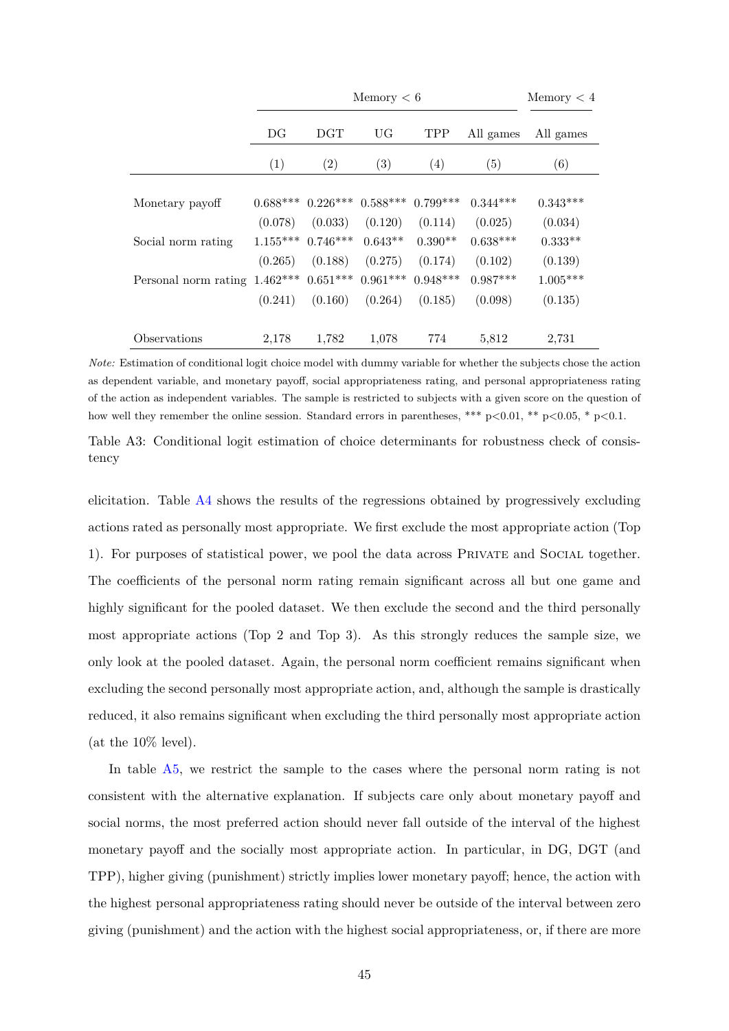| | Memory < 6 | | | | | Memory < 4 |
|---|---|---|---|---|---|---|
| | DG | DGT | UG | TPP | All games | All games |
| | (1) | (2) | (3) | (4) | (5) | (6) |
| Monetary payoff | 0.688*** | 0.226*** | 0.588*** | 0.799*** | 0.344*** | 0.343*** |
| | (0.078) | (0.033) | (0.120) | (0.114) | (0.025) | (0.034) |
| Social norm rating | 1.155*** | 0.746*** | 0.643** | 0.390** | 0.638*** | 0.333** |
| | (0.265) | (0.188) | (0.275) | (0.174) | (0.102) | (0.139) |
| Personal norm rating | 1.462*** | 0.651*** | 0.961*** | 0.948*** | 0.987*** | 1.005*** |
| | (0.241) | (0.160) | (0.264) | (0.185) | (0.098) | (0.135) |
| Observations | 2,178 | 1,782 | 1,078 | 774 | 5,812 | 2,731 |

*Note:* Estimation of conditional logit choice model with dummy variable for whether the subjects chose the action as dependent variable, and monetary payoff, social appropriateness rating, and personal appropriateness rating of the action as independent variables. The sample is restricted to subjects with a given score on the question of how well they remember the online session. Standard errors in parentheses, *** p<0.01, ** p<0.05, * p<0.1.

Table A3: Conditional logit estimation of choice determinants for robustness check of consistency

elicitation. Table A4 shows the results of the regressions obtained by progressively excluding actions rated as personally most appropriate. We first exclude the most appropriate action (Top 1). For purposes of statistical power, we pool the data across Private and Social together. The coefficients of the personal norm rating remain significant across all but one game and highly significant for the pooled dataset. We then exclude the second and the third personally most appropriate actions (Top 2 and Top 3). As this strongly reduces the sample size, we only look at the pooled dataset. Again, the personal norm coefficient remains significant when excluding the second personally most appropriate action, and, although the sample is drastically reduced, it also remains significant when excluding the third personally most appropriate action (at the 10% level).

In table A5, we restrict the sample to the cases where the personal norm rating is not consistent with the alternative explanation. If subjects care only about monetary payoff and social norms, the most preferred action should never fall outside of the interval of the highest monetary payoff and the socially most appropriate action. In particular, in DG, DGT (and TPP), higher giving (punishment) strictly implies lower monetary payoff; hence, the action with the highest personal appropriateness rating should never be outside of the interval between zero giving (punishment) and the action with the highest social appropriateness, or, if there are more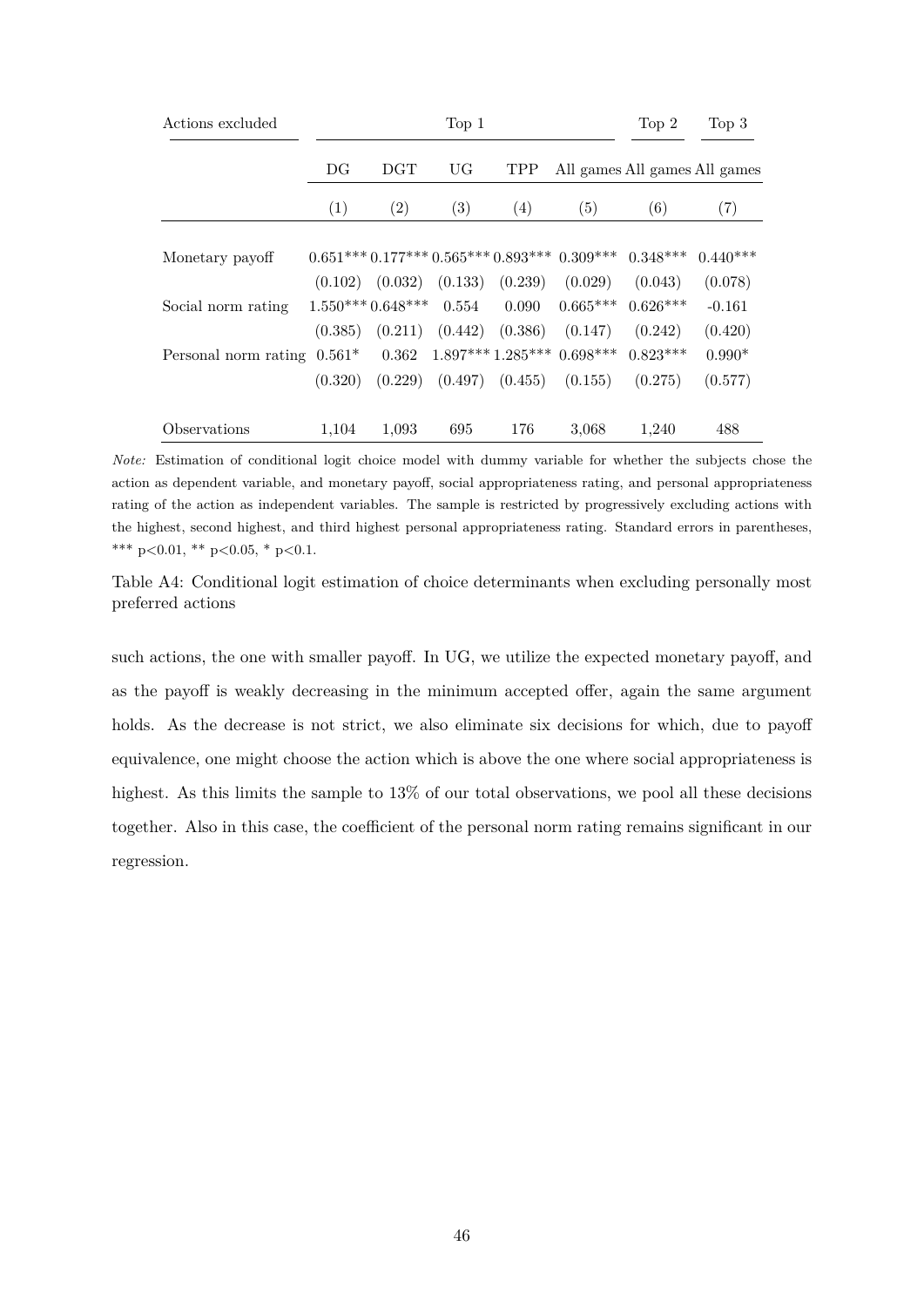| Actions excluded | Top 1 | | | | | Top 2 | Top 3 |
|---|---|---|---|---|---|---|---|
| | DG | DGT | UG | TPP | All games | All games | All games |
| | (1) | (2) | (3) | (4) | (5) | (6) | (7) |
| Monetary payoff | 0.651*** | 0.177*** | 0.565*** | 0.893*** | 0.309*** | 0.348*** | 0.440*** |
| | (0.102) | (0.032) | (0.133) | (0.239) | (0.029) | (0.043) | (0.078) |
| Social norm rating | 1.550*** | 0.648*** | 0.554 | 0.090 | 0.665*** | 0.626*** | -0.161 |
| | (0.385) | (0.211) | (0.442) | (0.386) | (0.147) | (0.242) | (0.420) |
| Personal norm rating | 0.561* | 0.362 | 1.897*** | 1.285*** | 0.698*** | 0.823*** | 0.990* |
| | (0.320) | (0.229) | (0.497) | (0.455) | (0.155) | (0.275) | (0.577) |
| Observations | 1,104 | 1,093 | 695 | 176 | 3,068 | 1,240 | 488 |

*Note:* Estimation of conditional logit choice model with dummy variable for whether the subjects chose the action as dependent variable, and monetary payoff, social appropriateness rating, and personal appropriateness rating of the action as independent variables. The sample is restricted by progressively excluding actions with the highest, second highest, and third highest personal appropriateness rating. Standard errors in parentheses, *** p<0.01, ** p<0.05, * p<0.1.

Table A4: Conditional logit estimation of choice determinants when excluding personally most preferred actions

such actions, the one with smaller payoff. In UG, we utilize the expected monetary payoff, and as the payoff is weakly decreasing in the minimum accepted offer, again the same argument holds. As the decrease is not strict, we also eliminate six decisions for which, due to payoff equivalence, one might choose the action which is above the one where social appropriateness is highest. As this limits the sample to 13% of our total observations, we pool all these decisions together. Also in this case, the coefficient of the personal norm rating remains significant in our regression.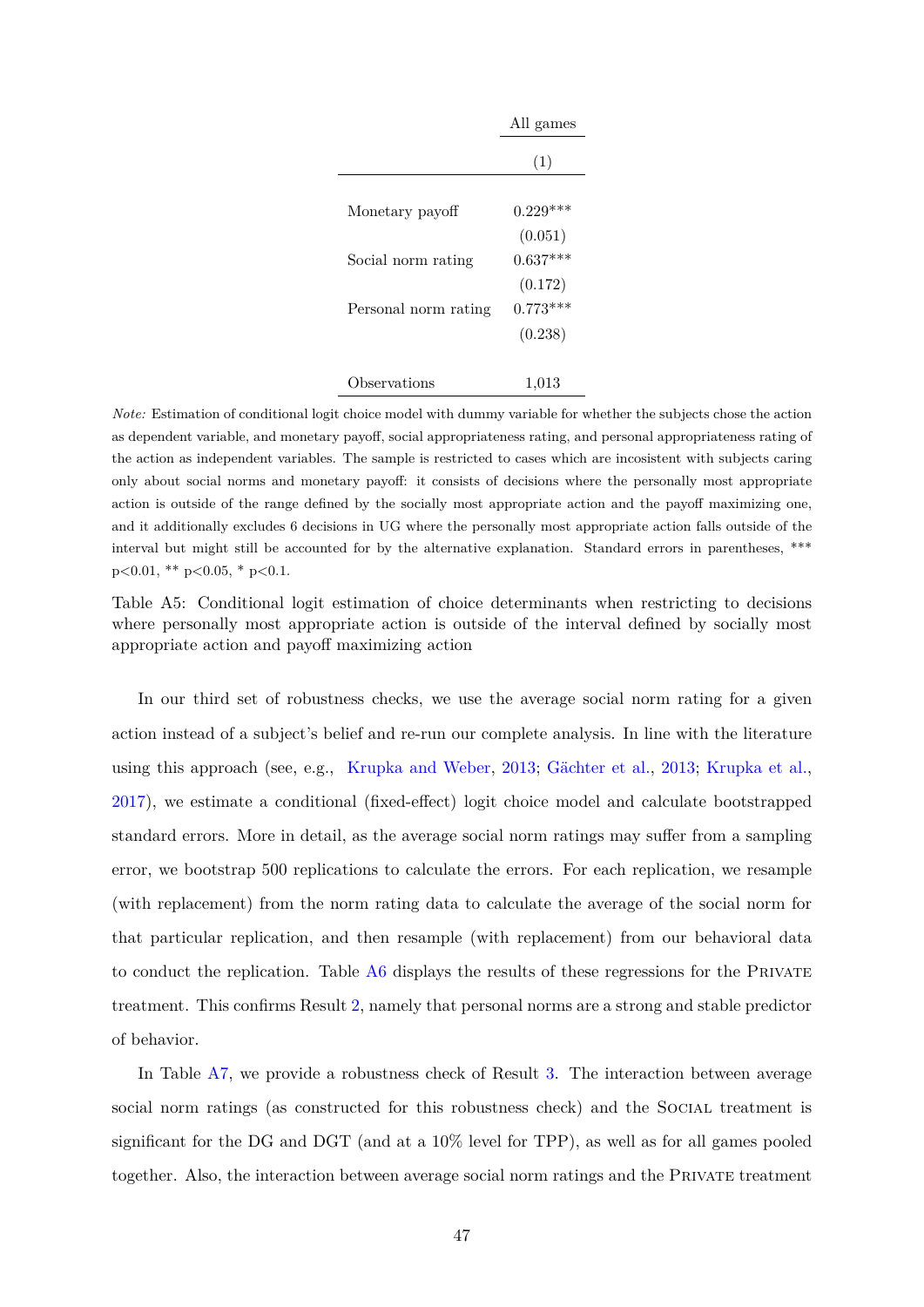| | All games |
|---|---|
| | (1) |
| Monetary payoff | 0.229*** |
| | (0.051) |
| Social norm rating | 0.637*** |
| | (0.172) |
| Personal norm rating | 0.773*** |
| | (0.238) |
| Observations | 1,013 |

*Note:* Estimation of conditional logit choice model with dummy variable for whether the subjects chose the action as dependent variable, and monetary payoff, social appropriateness rating, and personal appropriateness rating of the action as independent variables. The sample is restricted to cases which are incosistent with subjects caring only about social norms and monetary payoff: it consists of decisions where the personally most appropriate action is outside of the range defined by the socially most appropriate action and the payoff maximizing one, and it additionally excludes 6 decisions in UG where the personally most appropriate action falls outside of the interval but might still be accounted for by the alternative explanation. Standard errors in parentheses, *** p<0.01, ** p<0.05, * p<0.1.

Table A5: Conditional logit estimation of choice determinants when restricting to decisions where personally most appropriate action is outside of the interval defined by socially most appropriate action and payoff maximizing action

In our third set of robustness checks, we use the average social norm rating for a given action instead of a subject's belief and re-run our complete analysis. In line with the literature using this approach (see, e.g., Krupka and Weber, 2013; Gächter et al., 2013; Krupka et al., 2017), we estimate a conditional (fixed-effect) logit choice model and calculate bootstrapped standard errors. More in detail, as the average social norm ratings may suffer from a sampling error, we bootstrap 500 replications to calculate the errors. For each replication, we resample (with replacement) from the norm rating data to calculate the average of the social norm for that particular replication, and then resample (with replacement) from our behavioral data to conduct the replication. Table A6 displays the results of these regressions for the Private treatment. This confirms Result 2, namely that personal norms are a strong and stable predictor of behavior.

In Table A7, we provide a robustness check of Result 3. The interaction between average social norm ratings (as constructed for this robustness check) and the Social treatment is significant for the DG and DGT (and at a 10% level for TPP), as well as for all games pooled together. Also, the interaction between average social norm ratings and the Private treatment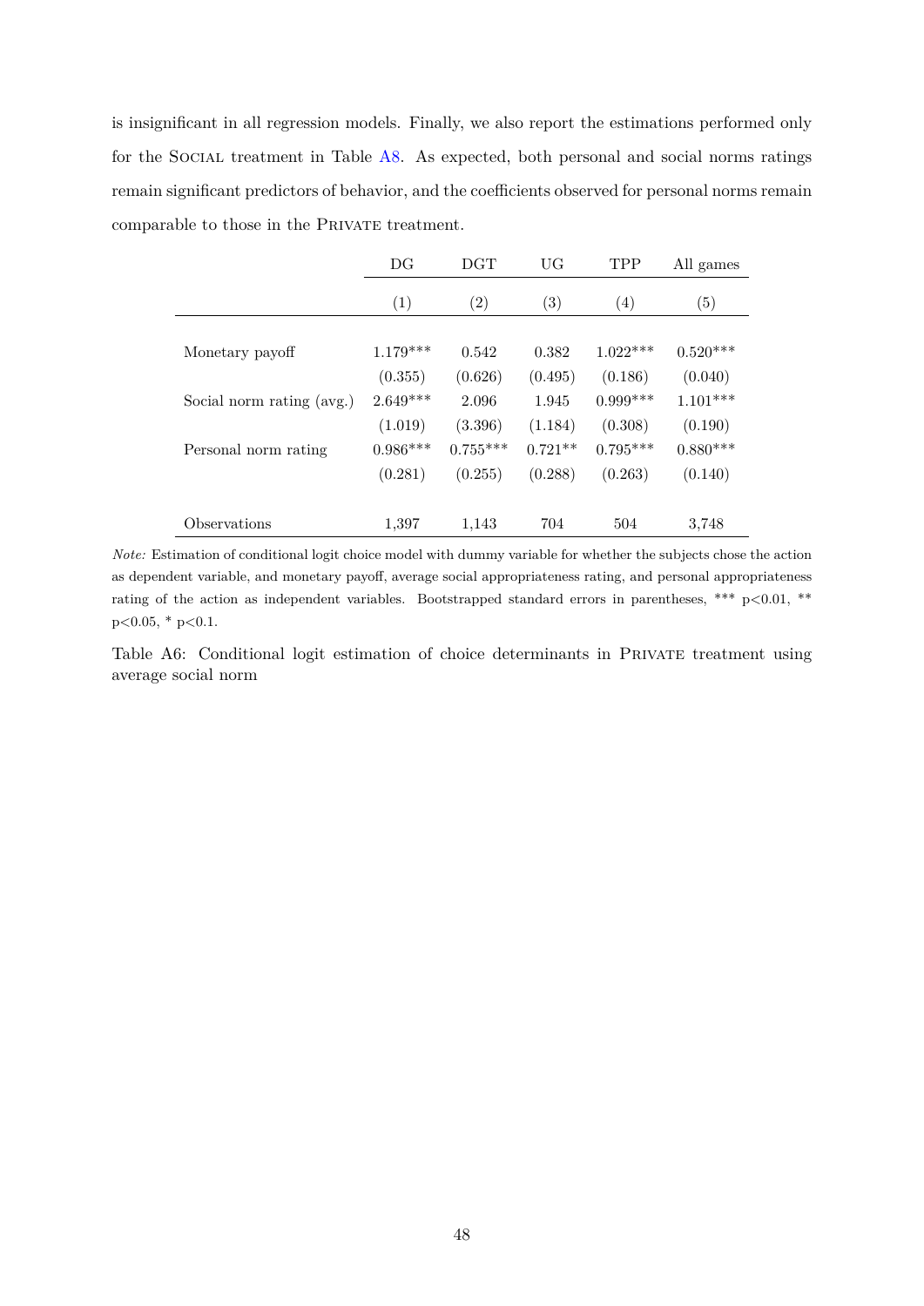is insignificant in all regression models. Finally, we also report the estimations performed only for the SOCIAL treatment in Table A8. As expected, both personal and social norms ratings remain significant predictors of behavior, and the coefficients observed for personal norms remain comparable to those in the PRIVATE treatment.

| | DG | DGT | UG | TPP | All games |
|---|---|---|---|---|---|
| | (1) | (2) | (3) | (4) | (5) |
| Monetary payoff | 1.179*** | 0.542 | 0.382 | 1.022*** | 0.520*** |
| | (0.355) | (0.626) | (0.495) | (0.186) | (0.040) |
| Social norm rating (avg.) | 2.649*** | 2.096 | 1.945 | 0.999*** | 1.101*** |
| | (1.019) | (3.396) | (1.184) | (0.308) | (0.190) |
| Personal norm rating | 0.986*** | 0.755*** | 0.721** | 0.795*** | 0.880*** |
| | (0.281) | (0.255) | (0.288) | (0.263) | (0.140) |
| Observations | 1,397 | 1,143 | 704 | 504 | 3,748 |

*Note:* Estimation of conditional logit choice model with dummy variable for whether the subjects chose the action as dependent variable, and monetary payoff, average social appropriateness rating, and personal appropriateness rating of the action as independent variables. Bootstrapped standard errors in parentheses, *** p<0.01, ** p<0.05, * p<0.1.

Table A6: Conditional logit estimation of choice determinants in PRIVATE treatment using average social norm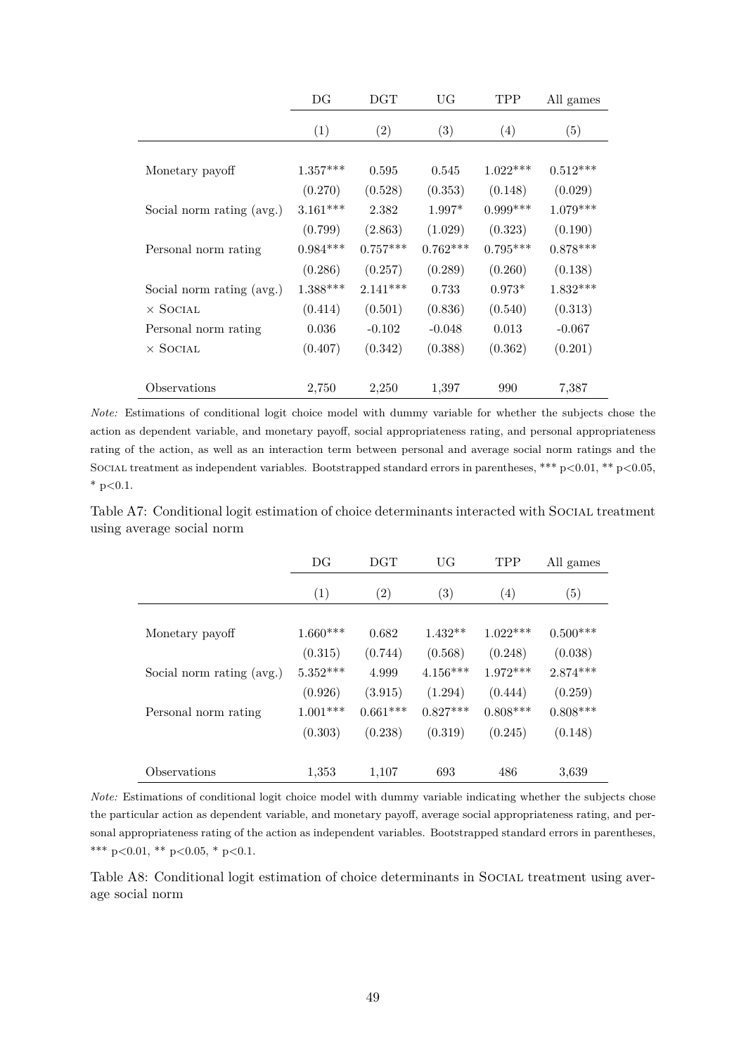|  | DG | DGT | UG | TPP | All games |
|---|---|---|---|---|---|
|  | (1) | (2) | (3) | (4) | (5) |
| Monetary payoff | 1.357*** | 0.595 | 0.545 | 1.022*** | 0.512*** |
|  | (0.270) | (0.528) | (0.353) | (0.148) | (0.029) |
| Social norm rating (avg.) | 3.161*** | 2.382 | 1.997* | 0.999*** | 1.079*** |
|  | (0.799) | (2.863) | (1.029) | (0.323) | (0.190) |
| Personal norm rating | 0.984*** | 0.757*** | 0.762*** | 0.795*** | 0.878*** |
|  | (0.286) | (0.257) | (0.289) | (0.260) | (0.138) |
| Social norm rating (avg.) | 1.388*** | 2.141*** | 0.733 | 0.973* | 1.832*** |
| × SOCIAL | (0.414) | (0.501) | (0.836) | (0.540) | (0.313) |
| Personal norm rating | 0.036 | -0.102 | -0.048 | 0.013 | -0.067 |
| × SOCIAL | (0.407) | (0.342) | (0.388) | (0.362) | (0.201) |
| Observations | 2,750 | 2,250 | 1,397 | 990 | 7,387 |

*Note:* Estimations of conditional logit choice model with dummy variable for whether the subjects chose the action as dependent variable, and monetary payoff, social appropriateness rating, and personal appropriateness rating of the action, as well as an interaction term between personal and average social norm ratings and the SOCIAL treatment as independent variables. Bootstrapped standard errors in parentheses, *** p<0.01, ** p<0.05, * p<0.1.

Table A7: Conditional logit estimation of choice determinants interacted with SOCIAL treatment using average social norm

|  | DG | DGT | UG | TPP | All games |
|---|---|---|---|---|---|
|  | (1) | (2) | (3) | (4) | (5) |
| Monetary payoff | 1.660*** | 0.682 | 1.432** | 1.022*** | 0.500*** |
|  | (0.315) | (0.744) | (0.568) | (0.248) | (0.038) |
| Social norm rating (avg.) | 5.352*** | 4.999 | 4.156*** | 1.972*** | 2.874*** |
|  | (0.926) | (3.915) | (1.294) | (0.444) | (0.259) |
| Personal norm rating | 1.001*** | 0.661*** | 0.827*** | 0.808*** | 0.808*** |
|  | (0.303) | (0.238) | (0.319) | (0.245) | (0.148) |
| Observations | 1,353 | 1,107 | 693 | 486 | 3,639 |

*Note:* Estimations of conditional logit choice model with dummy variable indicating whether the subjects chose the particular action as dependent variable, and monetary payoff, average social appropriateness rating, and personal appropriateness rating of the action as independent variables. Bootstrapped standard errors in parentheses, *** p<0.01, ** p<0.05, * p<0.1.

Table A8: Conditional logit estimation of choice determinants in SOCIAL treatment using average social norm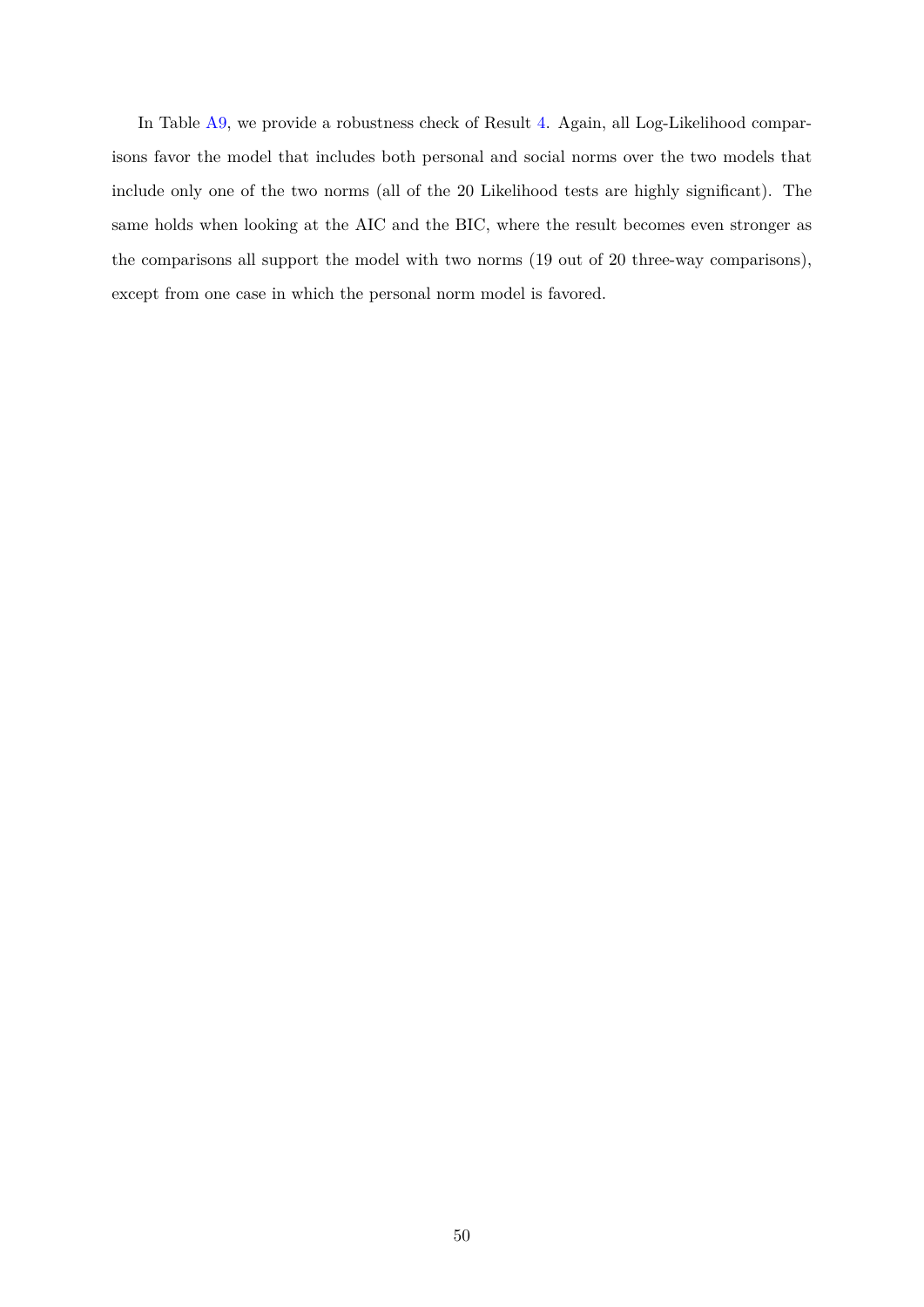In Table A9, we provide a robustness check of Result 4. Again, all Log-Likelihood comparisons favor the model that includes both personal and social norms over the two models that include only one of the two norms (all of the 20 Likelihood tests are highly significant). The same holds when looking at the AIC and the BIC, where the result becomes even stronger as the comparisons all support the model with two norms (19 out of 20 three-way comparisons), except from one case in which the personal norm model is favored.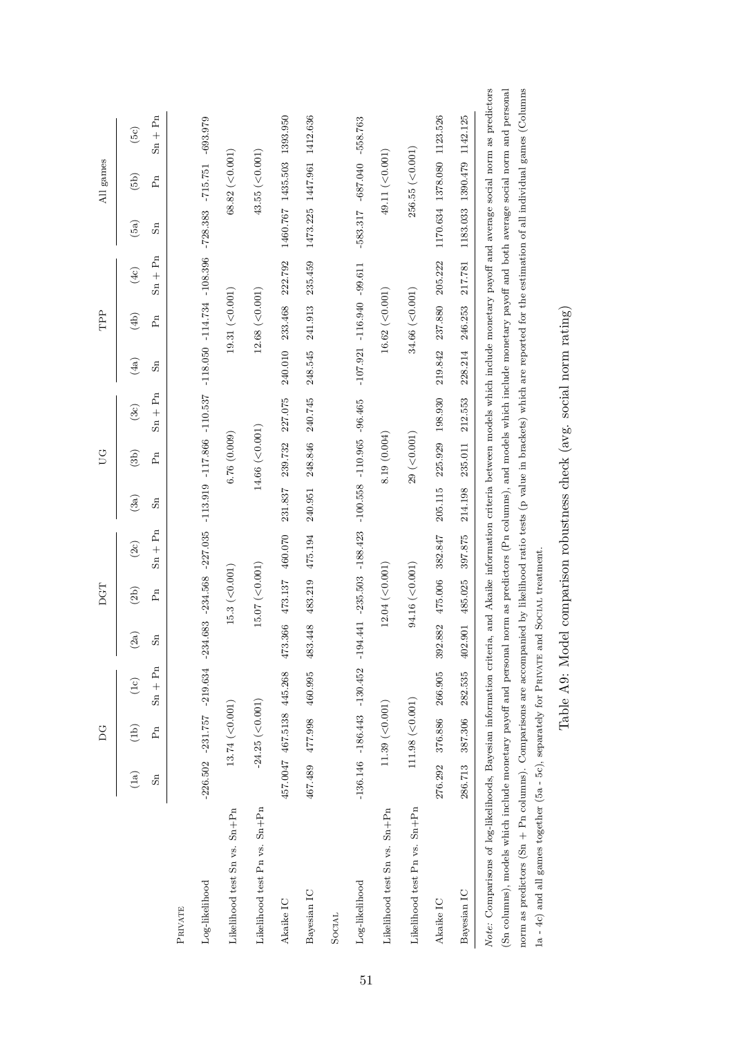| | DG | | | DGT | | | UG | | | TPP | | | All games | | |
|---|---|---|---|---|---|---|---|---|---|---|---|---|---|---|---|
| | (1a) | (1b) | (1c) | (2a) | (2b) | (2c) | (3a) | (3b) | (3c) | (4a) | (4b) | (4c) | (5a) | (5b) | (5c) |
| | Sn | Pn | Sn + Pn | Sn | Pn | Sn + Pn | Sn | Pn | Sn + Pn | Sn | Pn | Sn + Pn | Sn | Pn | Sn + Pn |
| PRIVATE | | | | | | | | | | | | | | | |
| Log-likelihood | -226.502 | -231.757 | -219.634 | -234.683 | -234.568 | -227.035 | -113.919 | -117.866 | -110.537 | -118.050 | -114.734 | -108.396 | -728.383 | -715.751 | -693.979 |
| Likelihood test Sn vs. Sn+Pn | | 13.74 (<0.001) | | | 15.3 (<0.001) | | | 6.76 (0.009) | | | 19.31 (<0.001) | | | 68.82 (<0.001) | |
| Likelihood test Pn vs. Sn+Pn | | -24.25 (<0.001) | | | 15.07 (<0.001) | | | 14.66 (<0.001) | | | 12.68 (<0.001) | | | 43.55 (<0.001) | |
| Akaike IC | 457.0047 | 467.5138 | 445.268 | 473.366 | 473.137 | 460.070 | 231.837 | 239.732 | 227.075 | 240.010 | 233.468 | 222.792 | 1460.767 | 1435.503 | 1393.950 |
| Bayesian IC | 467.489 | 477.998 | 460.995 | 483.448 | 483.219 | 475.194 | 240.951 | 248.846 | 240.745 | 248.545 | 241.913 | 235.459 | 1473.225 | 1447.961 | 1412.636 |
| SOCIAL | | | | | | | | | | | | | | | |
| Log-likelihood | -136.146 | -186.443 | -130.452 | -194.441 | -235.503 | -188.423 | -100.558 | -110.965 | -96.465 | -107.921 | -116.940 | -99.611 | -583.317 | -687.040 | -558.763 |
| Likelihood test Sn vs. Sn+Pn | | 11.39 (<0.001) | | | 12.04 (<0.001) | | | 8.19 (0.004) | | | 16.62 (<0.001) | | | 49.11 (<0.001) | |
| Likelihood test Pn vs. Sn+Pn | | 111.98 (<0.001) | | | 94.16 (<0.001) | | | 29 (<0.001) | | | 34.66 (<0.001) | | | 256.55 (<0.001) | |
| Akaike IC | 276.292 | 376.886 | 266.905 | 392.882 | 475.006 | 382.847 | 205.115 | 225.929 | 198.930 | 219.842 | 237.880 | 205.222 | 1170.634 | 1378.080 | 1123.526 |
| Bayesian IC | 286.713 | 387.306 | 282.535 | 402.901 | 485.025 | 397.875 | 214.198 | 235.011 | 212.553 | 228.214 | 246.253 | 217.781 | 1183.033 | 1390.479 | 1142.125 |

*Note:* Comparisons of log-likelihoods, Bayesian information criteria, and Akaike information criteria between models which include monetary payoff and average social norm as predictors (Sn columns), models which include monetary payoff and personal norm as predictors (Pn columns), and models which include monetary payoff and both average social norm and personal norm as predictors (Sn + Pn columns). Comparisons are accompanied by likelihood ratio tests (p value in brackets) which are reported for the estimation of all individual games (Columns 1a - 4c) and all games together (5a - 5c), separately for PRIVATE and SOCIAL treatment.

Table A9: Model comparison robustness check (avg. social norm rating)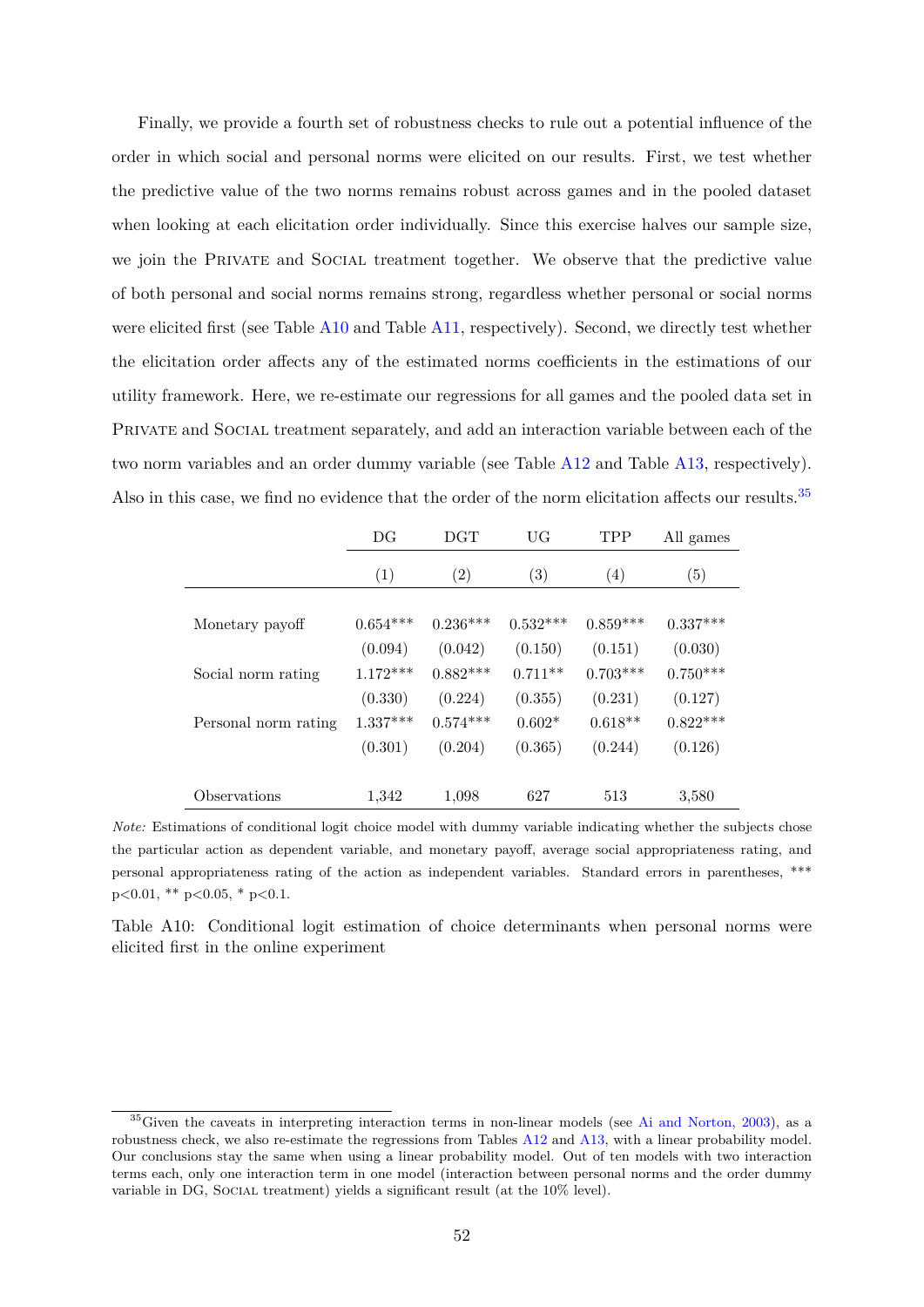Finally, we provide a fourth set of robustness checks to rule out a potential influence of the order in which social and personal norms were elicited on our results. First, we test whether the predictive value of the two norms remains robust across games and in the pooled dataset when looking at each elicitation order individually. Since this exercise halves our sample size, we join the PRIVATE and SOCIAL treatment together. We observe that the predictive value of both personal and social norms remains strong, regardless whether personal or social norms were elicited first (see Table A10 and Table A11, respectively). Second, we directly test whether the elicitation order affects any of the estimated norms coefficients in the estimations of our utility framework. Here, we re-estimate our regressions for all games and the pooled data set in PRIVATE and SOCIAL treatment separately, and add an interaction variable between each of the two norm variables and an order dummy variable (see Table A12 and Table A13, respectively). Also in this case, we find no evidence that the order of the norm elicitation affects our results.[35]

| | DG | DGT | UG | TPP | All games |
|---|---|---|---|---|---|
| | (1) | (2) | (3) | (4) | (5) |
| Monetary payoff | 0.654*** | 0.236*** | 0.532*** | 0.859*** | 0.337*** |
| | (0.094) | (0.042) | (0.150) | (0.151) | (0.030) |
| Social norm rating | 1.172*** | 0.882*** | 0.711** | 0.703*** | 0.750*** |
| | (0.330) | (0.224) | (0.355) | (0.231) | (0.127) |
| Personal norm rating | 1.337*** | 0.574*** | 0.602* | 0.618** | 0.822*** |
| | (0.301) | (0.204) | (0.365) | (0.244) | (0.126) |
| Observations | 1,342 | 1,098 | 627 | 513 | 3,580 |

*Note:* Estimations of conditional logit choice model with dummy variable indicating whether the subjects chose the particular action as dependent variable, and monetary payoff, average social appropriateness rating, and personal appropriateness rating of the action as independent variables. Standard errors in parentheses, *** p<0.01, ** p<0.05, * p<0.1.

Table A10: Conditional logit estimation of choice determinants when personal norms were elicited first in the online experiment

[35] Given the caveats in interpreting interaction terms in non-linear models (see Ai and Norton, 2003), as a robustness check, we also re-estimate the regressions from Tables A12 and A13, with a linear probability model. Our conclusions stay the same when using a linear probability model. Out of ten models with two interaction terms each, only one interaction term in one model (interaction between personal norms and the order dummy variable in DG, SOCIAL treatment) yields a significant result (at the 10% level).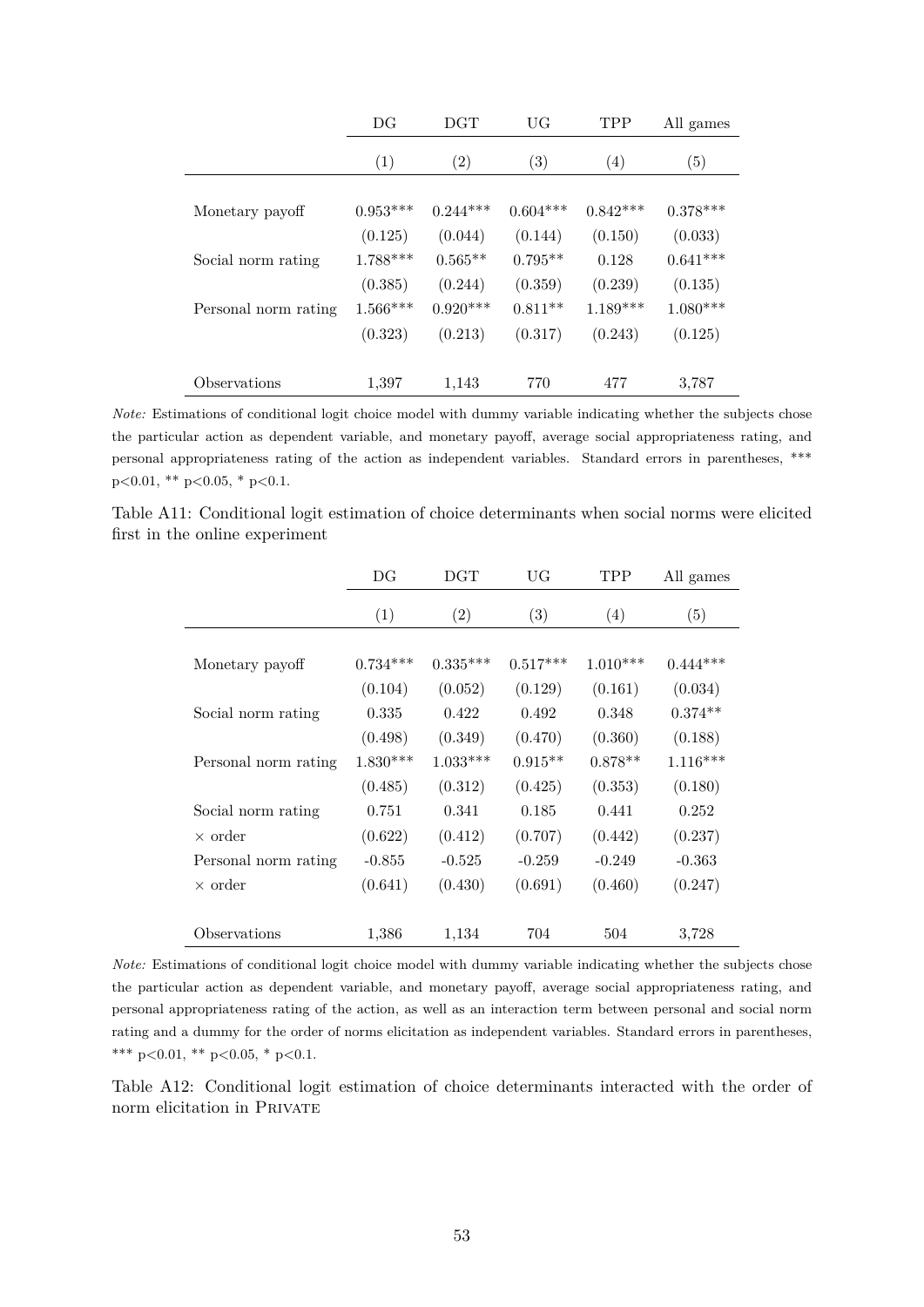| | DG | DGT | UG | TPP | All games |
|---|---|---|---|---|---|
| | (1) | (2) | (3) | (4) | (5) |
| Monetary payoff | 0.953*** | 0.244*** | 0.604*** | 0.842*** | 0.378*** |
| | (0.125) | (0.044) | (0.144) | (0.150) | (0.033) |
| Social norm rating | 1.788*** | 0.565** | 0.795** | 0.128 | 0.641*** |
| | (0.385) | (0.244) | (0.359) | (0.239) | (0.135) |
| Personal norm rating | 1.566*** | 0.920*** | 0.811** | 1.189*** | 1.080*** |
| | (0.323) | (0.213) | (0.317) | (0.243) | (0.125) |
| Observations | 1,397 | 1,143 | 770 | 477 | 3,787 |

*Note:* Estimations of conditional logit choice model with dummy variable indicating whether the subjects chose the particular action as dependent variable, and monetary payoff, average social appropriateness rating, and personal appropriateness rating of the action as independent variables. Standard errors in parentheses, *** p<0.01, ** p<0.05, * p<0.1.

Table A11: Conditional logit estimation of choice determinants when social norms were elicited first in the online experiment

| | DG | DGT | UG | TPP | All games |
|---|---|---|---|---|---|
| | (1) | (2) | (3) | (4) | (5) |
| Monetary payoff | 0.734*** | 0.335*** | 0.517*** | 1.010*** | 0.444*** |
| | (0.104) | (0.052) | (0.129) | (0.161) | (0.034) |
| Social norm rating | 0.335 | 0.422 | 0.492 | 0.348 | 0.374** |
| | (0.498) | (0.349) | (0.470) | (0.360) | (0.188) |
| Personal norm rating | 1.830*** | 1.033*** | 0.915** | 0.878** | 1.116*** |
| | (0.485) | (0.312) | (0.425) | (0.353) | (0.180) |
| Social norm rating | 0.751 | 0.341 | 0.185 | 0.441 | 0.252 |
| × order | (0.622) | (0.412) | (0.707) | (0.442) | (0.237) |
| Personal norm rating | -0.855 | -0.525 | -0.259 | -0.249 | -0.363 |
| × order | (0.641) | (0.430) | (0.691) | (0.460) | (0.247) |
| Observations | 1,386 | 1,134 | 704 | 504 | 3,728 |

*Note:* Estimations of conditional logit choice model with dummy variable indicating whether the subjects chose the particular action as dependent variable, and monetary payoff, average social appropriateness rating, and personal appropriateness rating of the action, as well as an interaction term between personal and social norm rating and a dummy for the order of norms elicitation as independent variables. Standard errors in parentheses, *** p<0.01, ** p<0.05, * p<0.1.

Table A12: Conditional logit estimation of choice determinants interacted with the order of norm elicitation in PRIVATE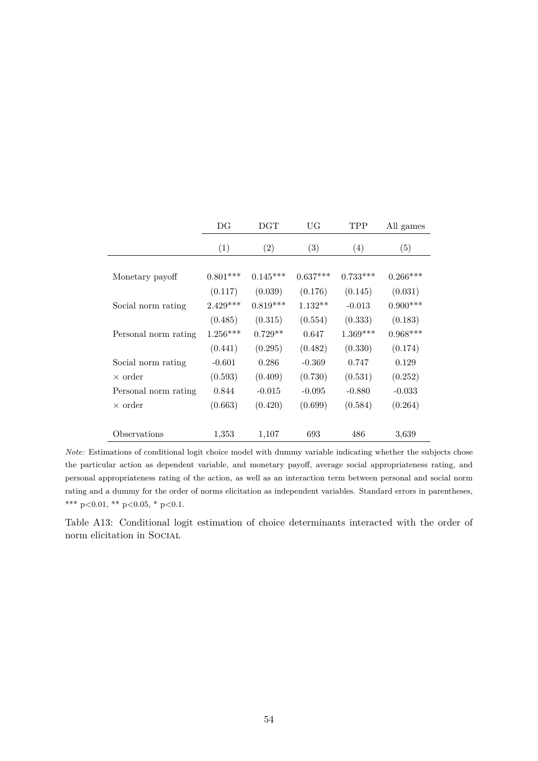| | DG | DGT | UG | TPP | All games |
|---|---|---|---|---|---|
| | (1) | (2) | (3) | (4) | (5) |
| Monetary payoff | 0.801*** | 0.145*** | 0.637*** | 0.733*** | 0.266*** |
| | (0.117) | (0.039) | (0.176) | (0.145) | (0.031) |
| Social norm rating | 2.429*** | 0.819*** | 1.132** | -0.013 | 0.900*** |
| | (0.485) | (0.315) | (0.554) | (0.333) | (0.183) |
| Personal norm rating | 1.256*** | 0.729** | 0.647 | 1.369*** | 0.968*** |
| | (0.441) | (0.295) | (0.482) | (0.330) | (0.174) |
| Social norm rating | -0.601 | 0.286 | -0.369 | 0.747 | 0.129 |
| × order | (0.593) | (0.409) | (0.730) | (0.531) | (0.252) |
| Personal norm rating | 0.844 | -0.015 | -0.095 | -0.880 | -0.033 |
| × order | (0.663) | (0.420) | (0.699) | (0.584) | (0.264) |
| Observations | 1,353 | 1,107 | 693 | 486 | 3,639 |

*Note:* Estimations of conditional logit choice model with dummy variable indicating whether the subjects chose the particular action as dependent variable, and monetary payoff, average social appropriateness rating, and personal appropriateness rating of the action, as well as an interaction term between personal and social norm rating and a dummy for the order of norms elicitation as independent variables. Standard errors in parentheses, *** p<0.01, ** p<0.05, * p<0.1.

Table A13: Conditional logit estimation of choice determinants interacted with the order of norm elicitation in Social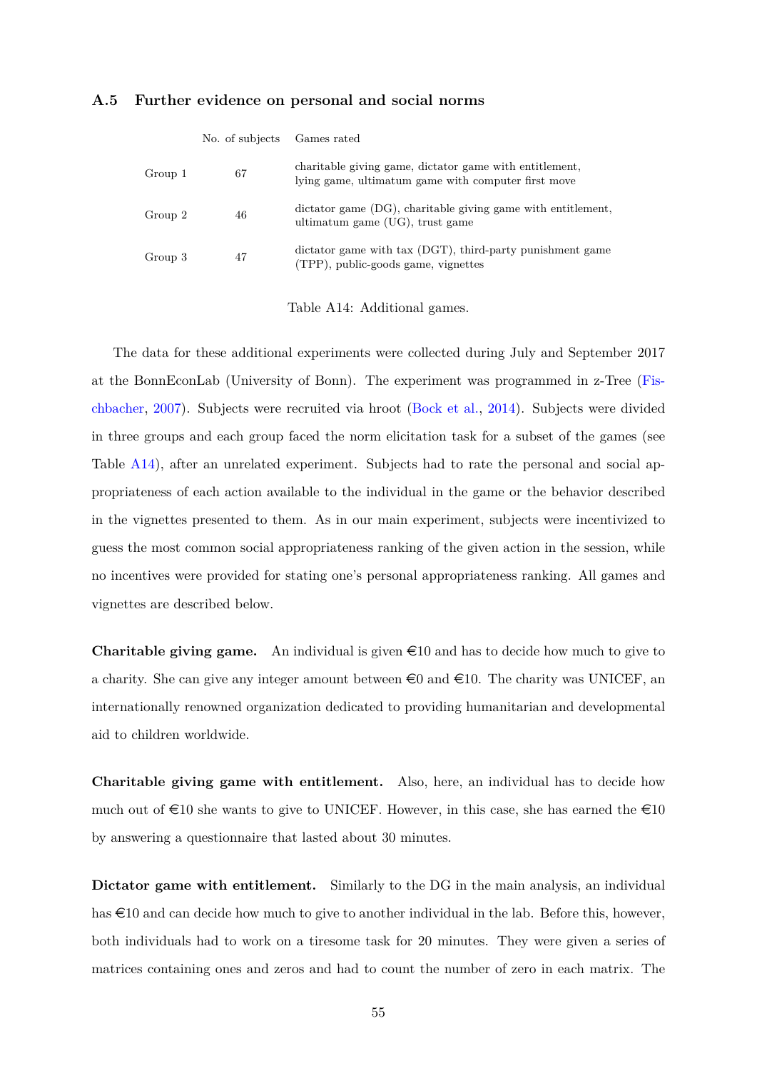### A.5 Further evidence on personal and social norms

|  | No. of subjects | Games rated |
|---|---|---|
| Group 1 | 67 | charitable giving game, dictator game with entitlement, lying game, ultimatum game with computer first move |
| Group 2 | 46 | dictator game (DG), charitable giving game with entitlement, ultimatum game (UG), trust game |
| Group 3 | 47 | dictator game with tax (DGT), third-party punishment game (TPP), public-goods game, vignettes |

Table A14: Additional games.

The data for these additional experiments were collected during July and September 2017 at the BonnEconLab (University of Bonn). The experiment was programmed in z-Tree (Fischbacher, 2007). Subjects were recruited via hroot (Bock et al., 2014). Subjects were divided in three groups and each group faced the norm elicitation task for a subset of the games (see Table A14), after an unrelated experiment. Subjects had to rate the personal and social appropriateness of each action available to the individual in the game or the behavior described in the vignettes presented to them. As in our main experiment, subjects were incentivized to guess the most common social appropriateness ranking of the given action in the session, while no incentives were provided for stating one's personal appropriateness ranking. All games and vignettes are described below.

**Charitable giving game.** An individual is given €10 and has to decide how much to give to a charity. She can give any integer amount between €0 and €10. The charity was UNICEF, an internationally renowned organization dedicated to providing humanitarian and developmental aid to children worldwide.

**Charitable giving game with entitlement.** Also, here, an individual has to decide how much out of €10 she wants to give to UNICEF. However, in this case, she has earned the €10 by answering a questionnaire that lasted about 30 minutes.

**Dictator game with entitlement.** Similarly to the DG in the main analysis, an individual has €10 and can decide how much to give to another individual in the lab. Before this, however, both individuals had to work on a tiresome task for 20 minutes. They were given a series of matrices containing ones and zeros and had to count the number of zero in each matrix. The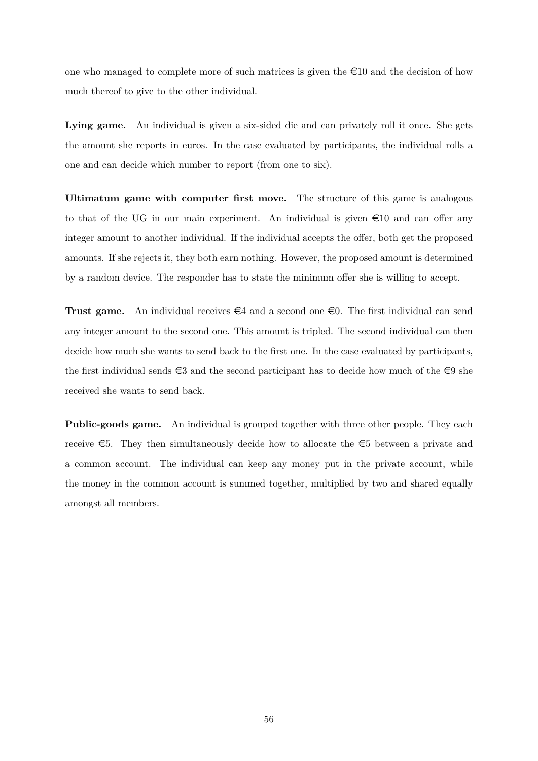one who managed to complete more of such matrices is given the €10 and the decision of how much thereof to give to the other individual.

**Lying game.** An individual is given a six-sided die and can privately roll it once. She gets the amount she reports in euros. In the case evaluated by participants, the individual rolls a one and can decide which number to report (from one to six).

**Ultimatum game with computer first move.** The structure of this game is analogous to that of the UG in our main experiment. An individual is given €10 and can offer any integer amount to another individual. If the individual accepts the offer, both get the proposed amounts. If she rejects it, they both earn nothing. However, the proposed amount is determined by a random device. The responder has to state the minimum offer she is willing to accept.

**Trust game.** An individual receives €4 and a second one €0. The first individual can send any integer amount to the second one. This amount is tripled. The second individual can then decide how much she wants to send back to the first one. In the case evaluated by participants, the first individual sends €3 and the second participant has to decide how much of the €9 she received she wants to send back.

**Public-goods game.** An individual is grouped together with three other people. They each receive €5. They then simultaneously decide how to allocate the €5 between a private and a common account. The individual can keep any money put in the private account, while the money in the common account is summed together, multiplied by two and shared equally amongst all members.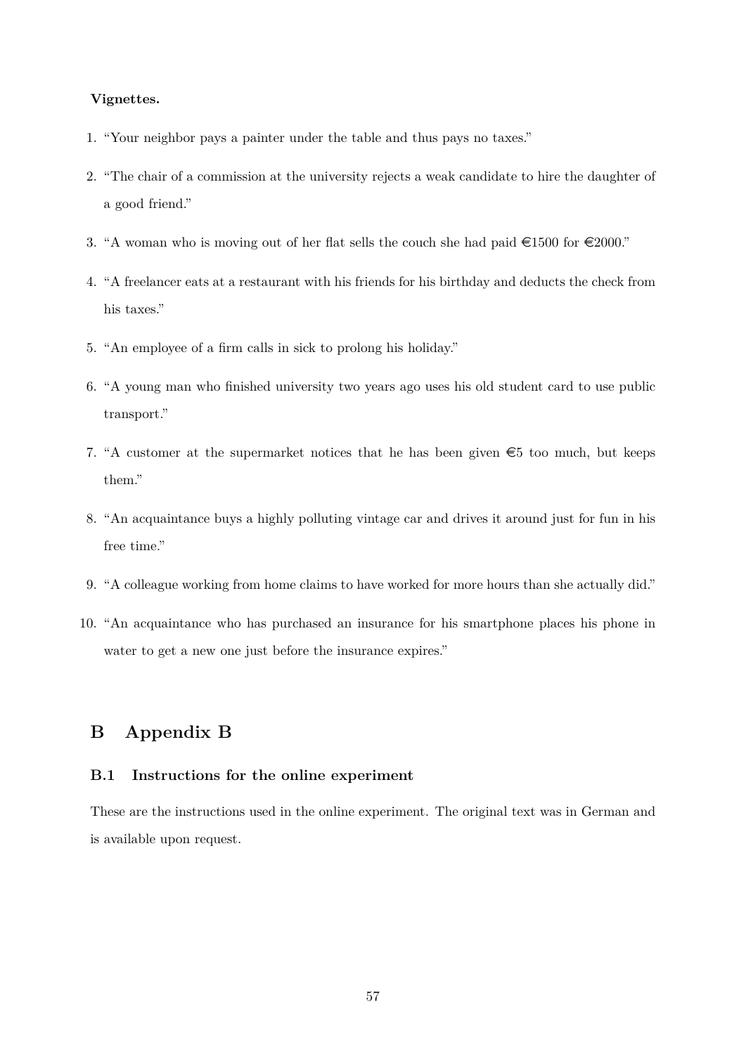**Vignettes.**

1. "Your neighbor pays a painter under the table and thus pays no taxes."
2. "The chair of a commission at the university rejects a weak candidate to hire the daughter of a good friend."
3. "A woman who is moving out of her flat sells the couch she had paid €1500 for €2000."
4. "A freelancer eats at a restaurant with his friends for his birthday and deducts the check from his taxes."
5. "An employee of a firm calls in sick to prolong his holiday."
6. "A young man who finished university two years ago uses his old student card to use public transport."
7. "A customer at the supermarket notices that he has been given €5 too much, but keeps them."
8. "An acquaintance buys a highly polluting vintage car and drives it around just for fun in his free time."
9. "A colleague working from home claims to have worked for more hours than she actually did."
10. "An acquaintance who has purchased an insurance for his smartphone places his phone in water to get a new one just before the insurance expires."

# B Appendix B

## B.1 Instructions for the online experiment

These are the instructions used in the online experiment. The original text was in German and is available upon request.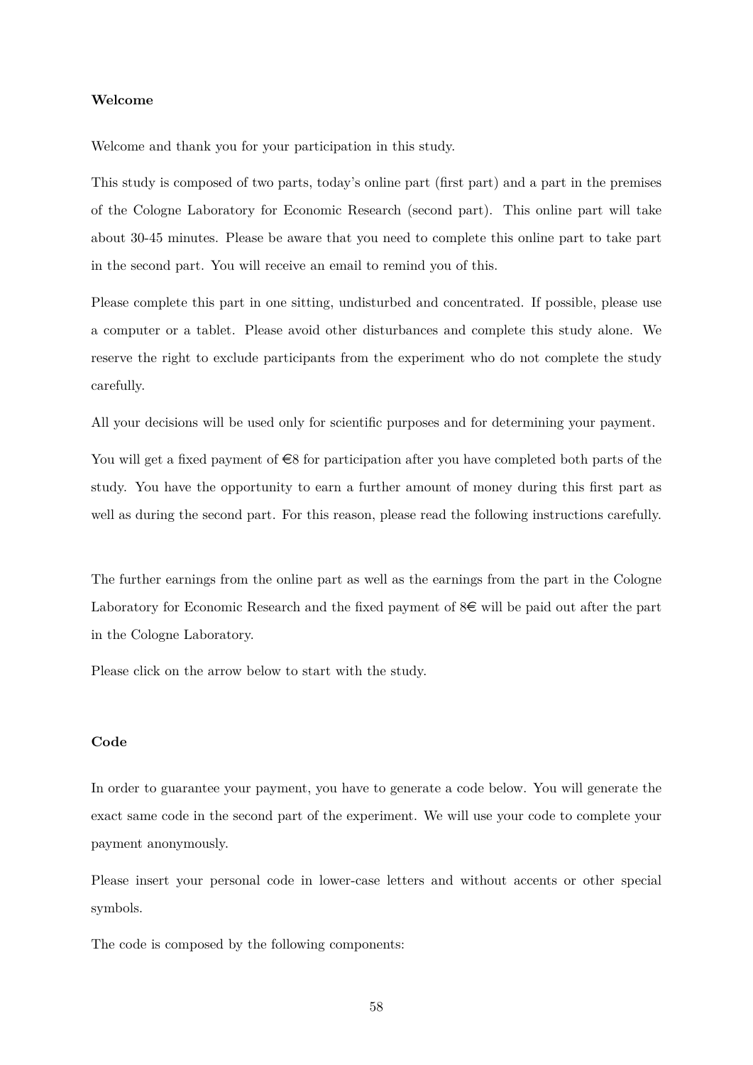**Welcome**

Welcome and thank you for your participation in this study.

This study is composed of two parts, today's online part (first part) and a part in the premises of the Cologne Laboratory for Economic Research (second part). This online part will take about 30-45 minutes. Please be aware that you need to complete this online part to take part in the second part. You will receive an email to remind you of this.

Please complete this part in one sitting, undisturbed and concentrated. If possible, please use a computer or a tablet. Please avoid other disturbances and complete this study alone. We reserve the right to exclude participants from the experiment who do not complete the study carefully.

All your decisions will be used only for scientific purposes and for determining your payment.

You will get a fixed payment of €8 for participation after you have completed both parts of the study. You have the opportunity to earn a further amount of money during this first part as well as during the second part. For this reason, please read the following instructions carefully.

The further earnings from the online part as well as the earnings from the part in the Cologne Laboratory for Economic Research and the fixed payment of 8€ will be paid out after the part in the Cologne Laboratory.

Please click on the arrow below to start with the study.

**Code**

In order to guarantee your payment, you have to generate a code below. You will generate the exact same code in the second part of the experiment. We will use your code to complete your payment anonymously.

Please insert your personal code in lower-case letters and without accents or other special symbols.

The code is composed by the following components: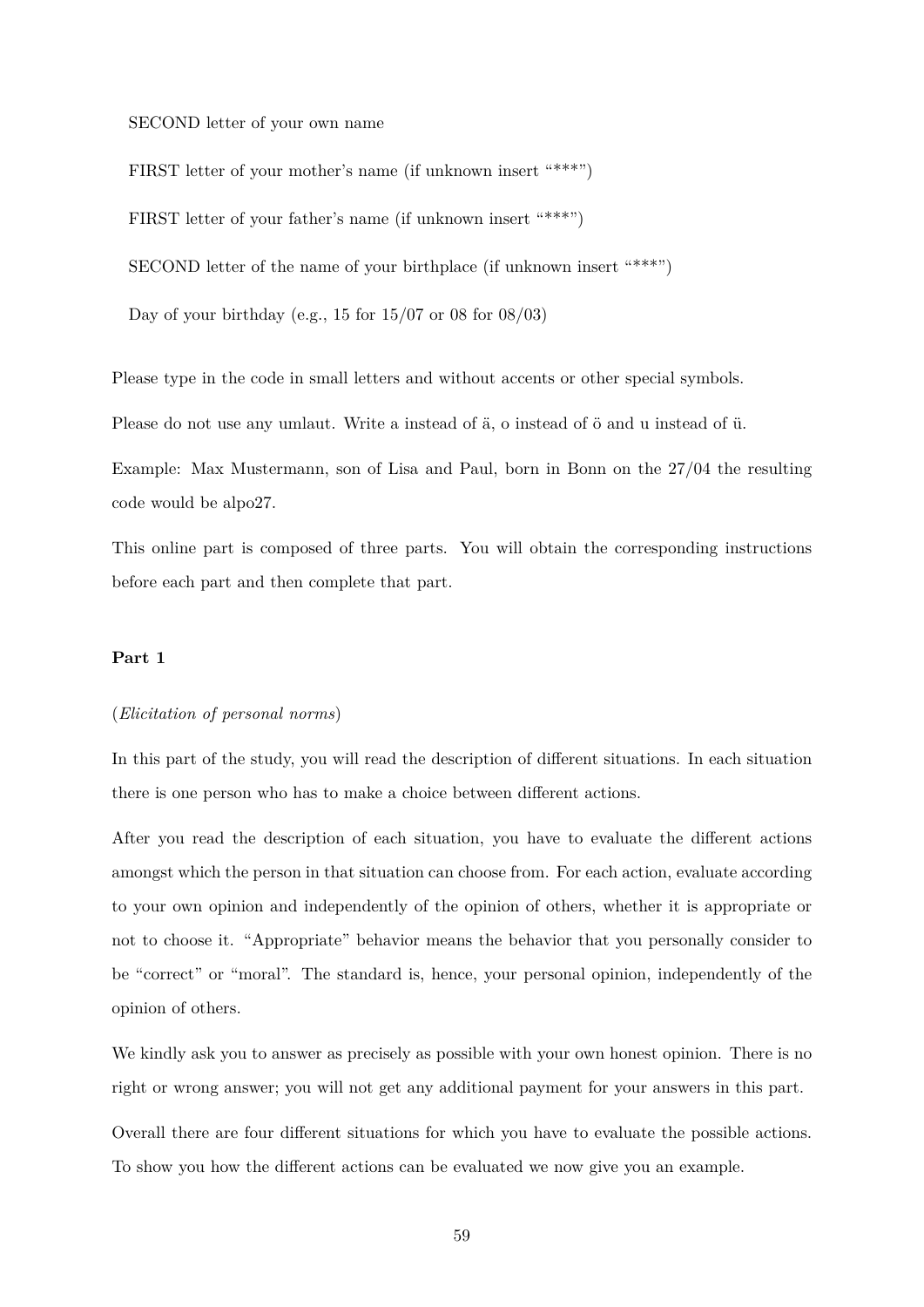SECOND letter of your own name

FIRST letter of your mother's name (if unknown insert "***")

FIRST letter of your father's name (if unknown insert "***")

SECOND letter of the name of your birthplace (if unknown insert "***")

Day of your birthday (e.g., 15 for 15/07 or 08 for 08/03)

Please type in the code in small letters and without accents or other special symbols.

Please do not use any umlaut. Write a instead of ä, o instead of ö and u instead of ü.

Example: Max Mustermann, son of Lisa and Paul, born in Bonn on the 27/04 the resulting code would be alpo27.

This online part is composed of three parts. You will obtain the corresponding instructions before each part and then complete that part.

**Part 1**

(*Elicitation of personal norms*)

In this part of the study, you will read the description of different situations. In each situation there is one person who has to make a choice between different actions.

After you read the description of each situation, you have to evaluate the different actions amongst which the person in that situation can choose from. For each action, evaluate according to your own opinion and independently of the opinion of others, whether it is appropriate or not to choose it. "Appropriate" behavior means the behavior that you personally consider to be "correct" or "moral". The standard is, hence, your personal opinion, independently of the opinion of others.

We kindly ask you to answer as precisely as possible with your own honest opinion. There is no right or wrong answer; you will not get any additional payment for your answers in this part.

Overall there are four different situations for which you have to evaluate the possible actions. To show you how the different actions can be evaluated we now give you an example.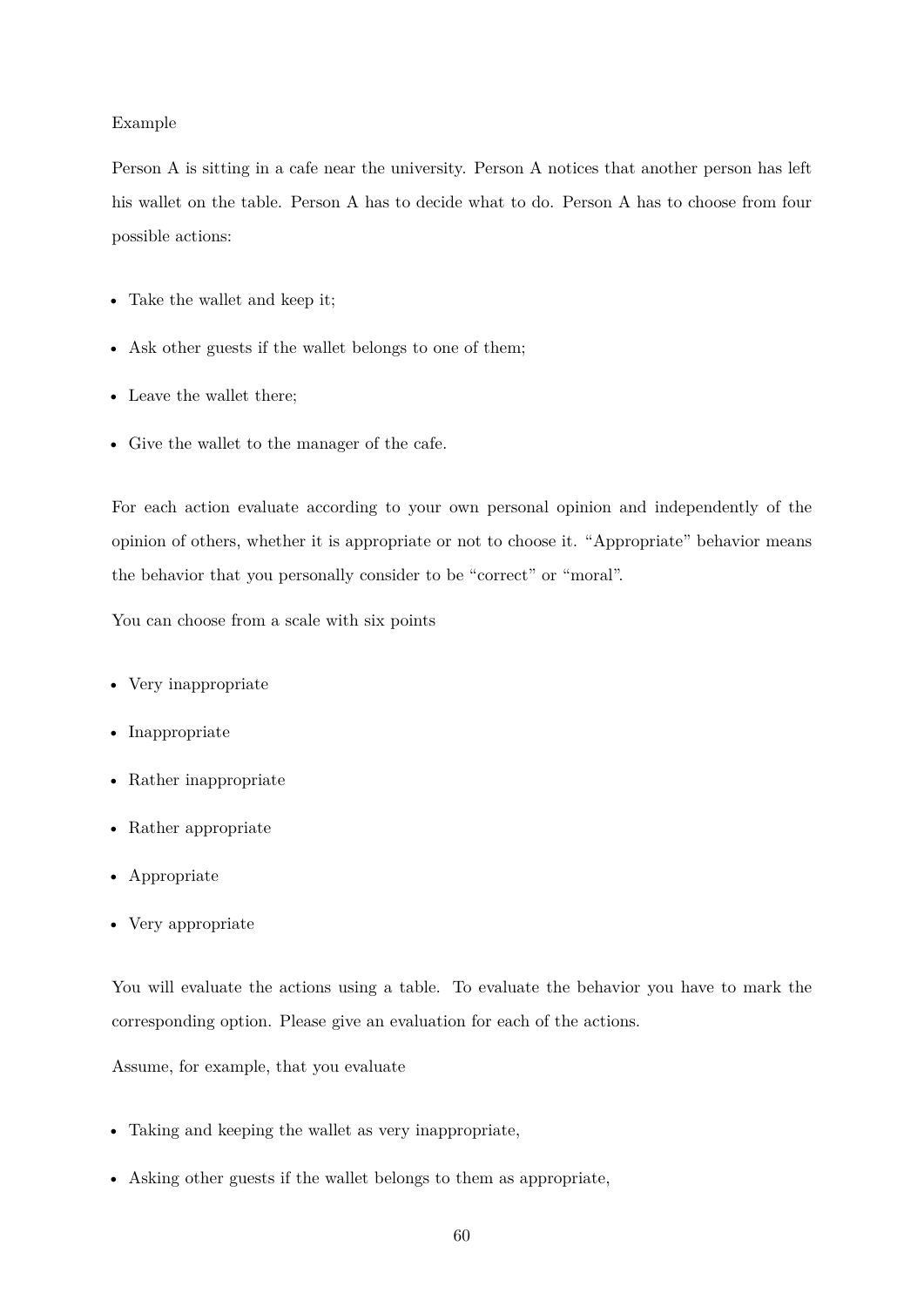Example

Person A is sitting in a cafe near the university. Person A notices that another person has left his wallet on the table. Person A has to decide what to do. Person A has to choose from four possible actions:

- Take the wallet and keep it;
- Ask other guests if the wallet belongs to one of them;
- Leave the wallet there;
- Give the wallet to the manager of the cafe.

For each action evaluate according to your own personal opinion and independently of the opinion of others, whether it is appropriate or not to choose it. "Appropriate" behavior means the behavior that you personally consider to be "correct" or "moral".

You can choose from a scale with six points

- Very inappropriate
- Inappropriate
- Rather inappropriate
- Rather appropriate
- Appropriate
- Very appropriate

You will evaluate the actions using a table. To evaluate the behavior you have to mark the corresponding option. Please give an evaluation for each of the actions.

Assume, for example, that you evaluate

- Taking and keeping the wallet as very inappropriate,
- Asking other guests if the wallet belongs to them as appropriate,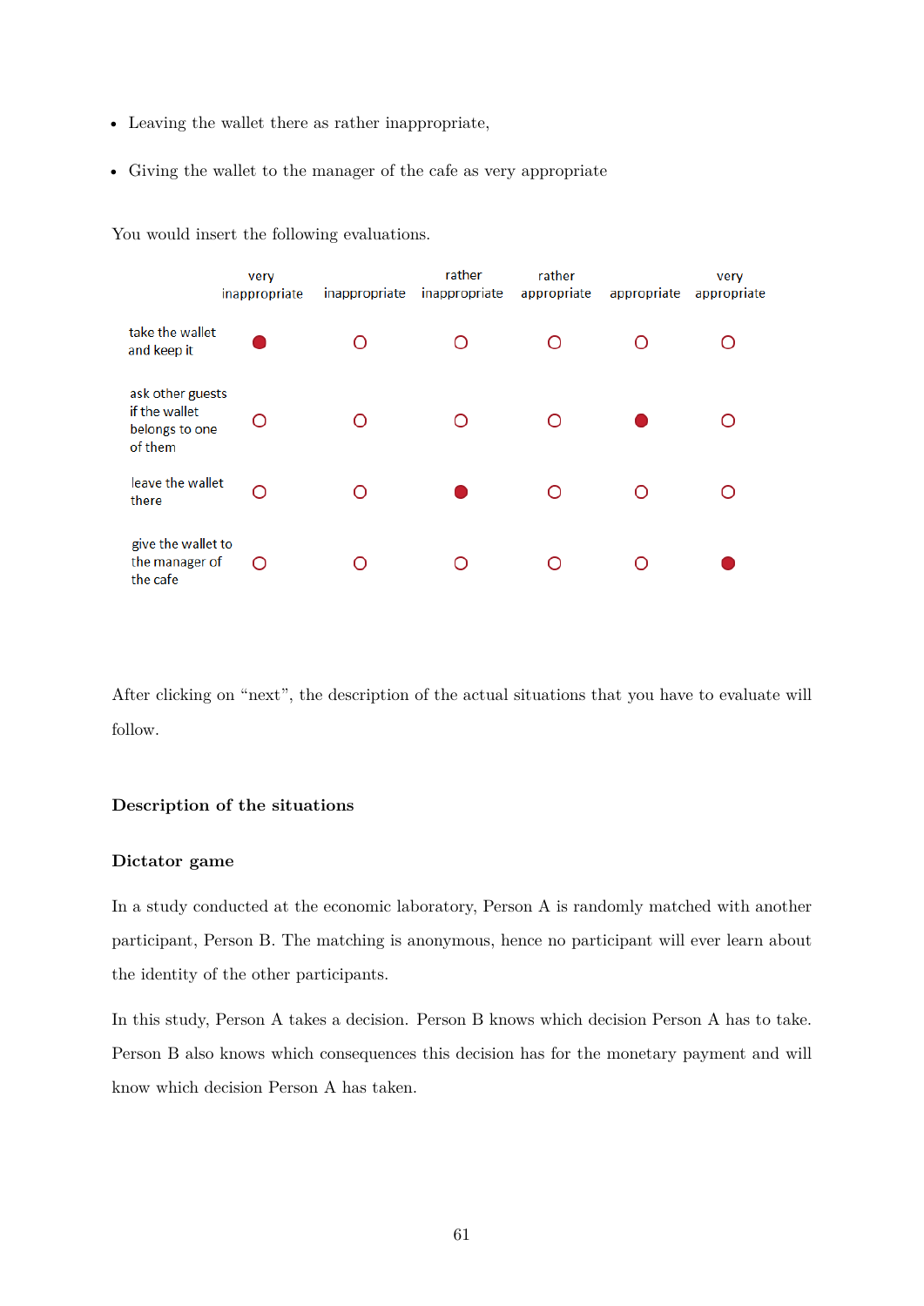- Leaving the wallet there as rather inappropriate,
- Giving the wallet to the manager of the cafe as very appropriate

You would insert the following evaluations.

| | very inappropriate | inappropriate | rather inappropriate | rather appropriate | appropriate | very appropriate |
|---|---|---|---|---|---|---|
| take the wallet and keep it | ● | ○ | ○ | ○ | ○ | ○ |
| ask other guests if the wallet belongs to one of them | ○ | ○ | ○ | ○ | ● | ○ |
| leave the wallet there | ○ | ○ | ● | ○ | ○ | ○ |
| give the wallet to the manager of the cafe | ○ | ○ | ○ | ○ | ○ | ● |

After clicking on "next", the description of the actual situations that you have to evaluate will follow.

**Description of the situations**

**Dictator game**

In a study conducted at the economic laboratory, Person A is randomly matched with another participant, Person B. The matching is anonymous, hence no participant will ever learn about the identity of the other participants.

In this study, Person A takes a decision. Person B knows which decision Person A has to take. Person B also knows which consequences this decision has for the monetary payment and will know which decision Person A has taken.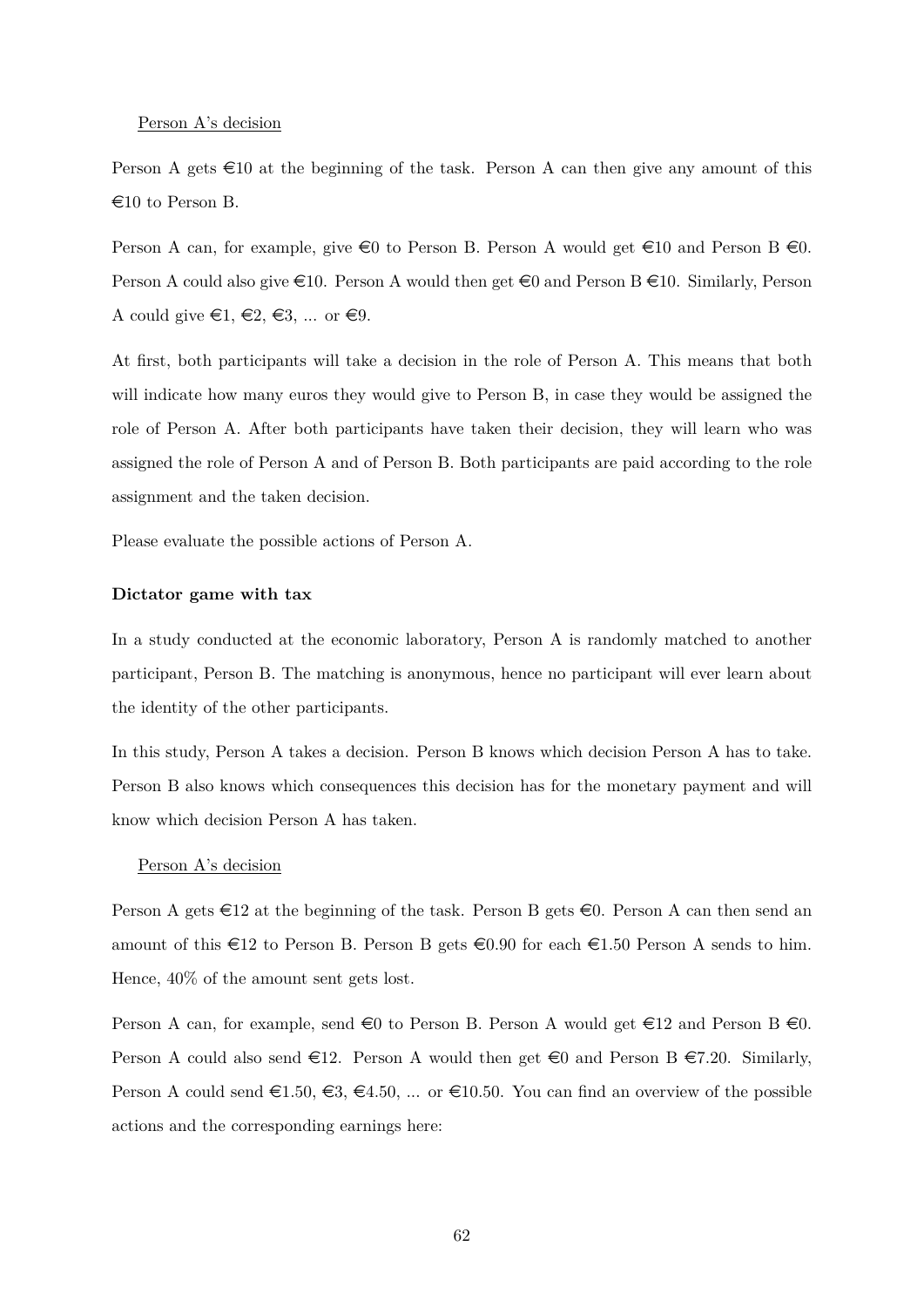Person A's decision

Person A gets €10 at the beginning of the task. Person A can then give any amount of this €10 to Person B.

Person A can, for example, give €0 to Person B. Person A would get €10 and Person B €0. Person A could also give €10. Person A would then get €0 and Person B €10. Similarly, Person A could give €1, €2, €3, ... or €9.

At first, both participants will take a decision in the role of Person A. This means that both will indicate how many euros they would give to Person B, in case they would be assigned the role of Person A. After both participants have taken their decision, they will learn who was assigned the role of Person A and of Person B. Both participants are paid according to the role assignment and the taken decision.

Please evaluate the possible actions of Person A.

**Dictator game with tax**

In a study conducted at the economic laboratory, Person A is randomly matched to another participant, Person B. The matching is anonymous, hence no participant will ever learn about the identity of the other participants.

In this study, Person A takes a decision. Person B knows which decision Person A has to take. Person B also knows which consequences this decision has for the monetary payment and will know which decision Person A has taken.

Person A's decision

Person A gets €12 at the beginning of the task. Person B gets €0. Person A can then send an amount of this €12 to Person B. Person B gets €0.90 for each €1.50 Person A sends to him. Hence, 40% of the amount sent gets lost.

Person A can, for example, send €0 to Person B. Person A would get €12 and Person B €0. Person A could also send €12. Person A would then get €0 and Person B €7.20. Similarly, Person A could send €1.50, €3, €4.50, ... or €10.50. You can find an overview of the possible actions and the corresponding earnings here: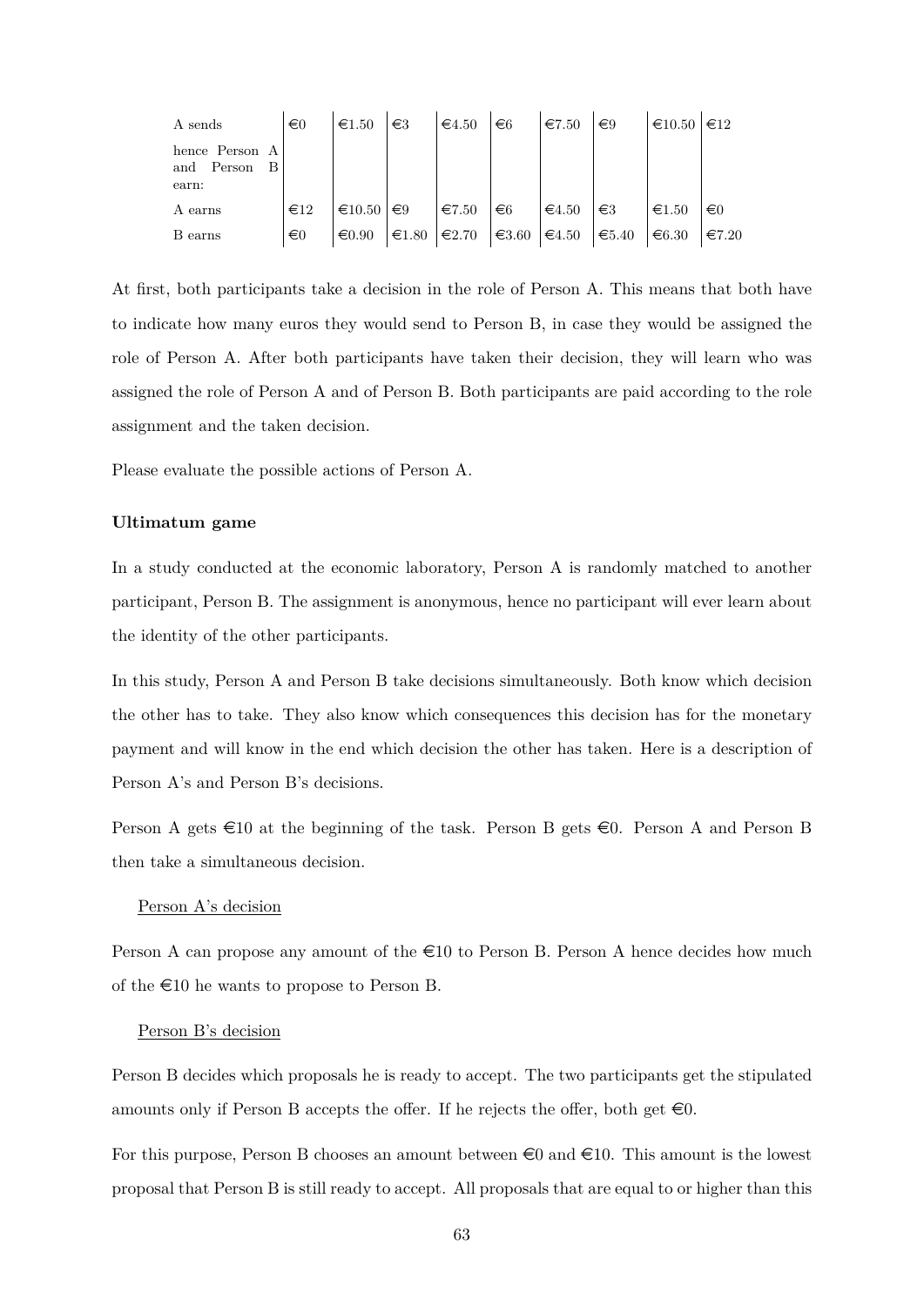| A sends | €0 | €1.50 | €3 | €4.50 | €6 | €7.50 | €9 | €10.50 | €12 |
|---|---|---|---|---|---|---|---|---|---|
| hence Person A and Person B earn: | | | | | | | | | |
| A earns | €12 | €10.50 | €9 | €7.50 | €6 | €4.50 | €3 | €1.50 | €0 |
| B earns | €0 | €0.90 | €1.80 | €2.70 | €3.60 | €4.50 | €5.40 | €6.30 | €7.20 |

At first, both participants take a decision in the role of Person A. This means that both have to indicate how many euros they would send to Person B, in case they would be assigned the role of Person A. After both participants have taken their decision, they will learn who was assigned the role of Person A and of Person B. Both participants are paid according to the role assignment and the taken decision.

Please evaluate the possible actions of Person A.

**Ultimatum game**

In a study conducted at the economic laboratory, Person A is randomly matched to another participant, Person B. The assignment is anonymous, hence no participant will ever learn about the identity of the other participants.

In this study, Person A and Person B take decisions simultaneously. Both know which decision the other has to take. They also know which consequences this decision has for the monetary payment and will know in the end which decision the other has taken. Here is a description of Person A's and Person B's decisions.

Person A gets €10 at the beginning of the task. Person B gets €0. Person A and Person B then take a simultaneous decision.

Person A's decision

Person A can propose any amount of the €10 to Person B. Person A hence decides how much of the €10 he wants to propose to Person B.

Person B's decision

Person B decides which proposals he is ready to accept. The two participants get the stipulated amounts only if Person B accepts the offer. If he rejects the offer, both get €0.

For this purpose, Person B chooses an amount between €0 and €10. This amount is the lowest proposal that Person B is still ready to accept. All proposals that are equal to or higher than this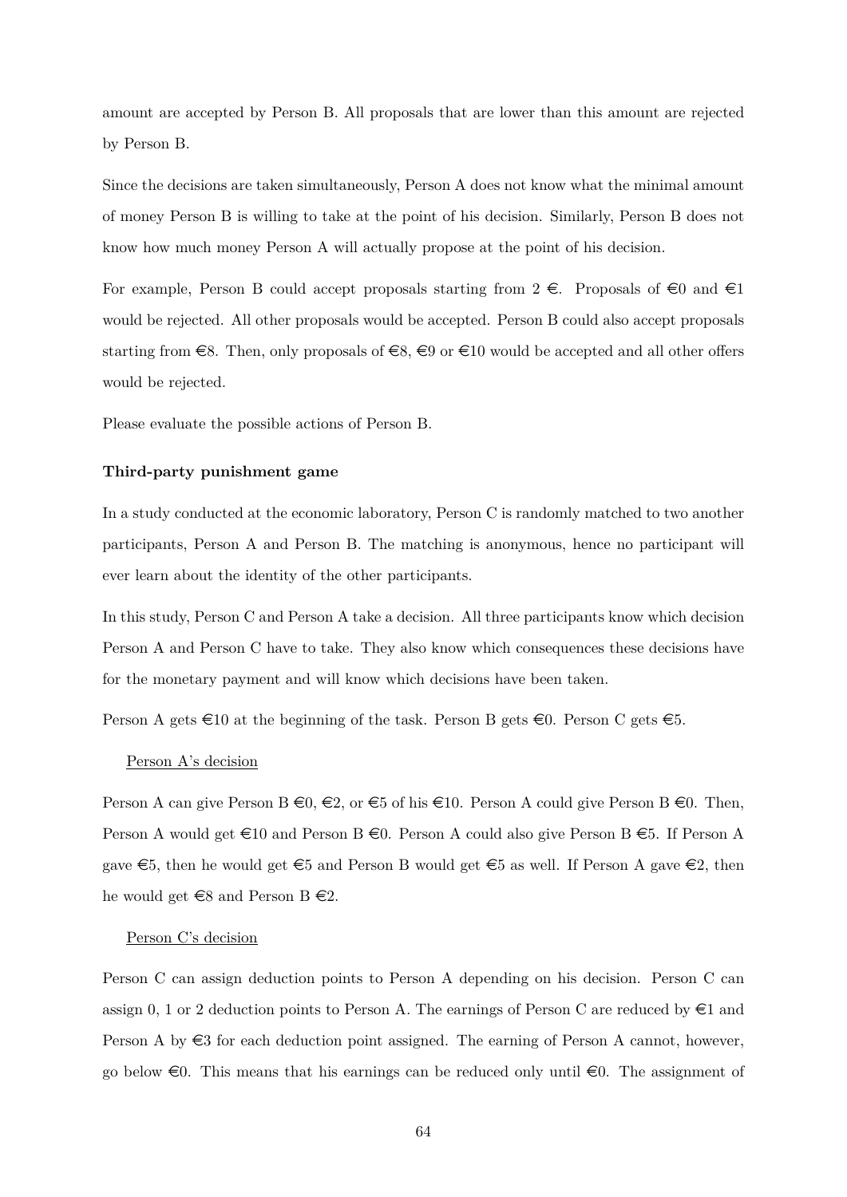amount are accepted by Person B. All proposals that are lower than this amount are rejected by Person B.

Since the decisions are taken simultaneously, Person A does not know what the minimal amount of money Person B is willing to take at the point of his decision. Similarly, Person B does not know how much money Person A will actually propose at the point of his decision.

For example, Person B could accept proposals starting from 2 €. Proposals of €0 and €1 would be rejected. All other proposals would be accepted. Person B could also accept proposals starting from €8. Then, only proposals of €8, €9 or €10 would be accepted and all other offers would be rejected.

Please evaluate the possible actions of Person B.

**Third-party punishment game**

In a study conducted at the economic laboratory, Person C is randomly matched to two another participants, Person A and Person B. The matching is anonymous, hence no participant will ever learn about the identity of the other participants.

In this study, Person C and Person A take a decision. All three participants know which decision Person A and Person C have to take. They also know which consequences these decisions have for the monetary payment and will know which decisions have been taken.

Person A gets €10 at the beginning of the task. Person B gets €0. Person C gets €5.

Person A's decision

Person A can give Person B €0, €2, or €5 of his €10. Person A could give Person B €0. Then, Person A would get €10 and Person B €0. Person A could also give Person B €5. If Person A gave €5, then he would get €5 and Person B would get €5 as well. If Person A gave €2, then he would get €8 and Person B €2.

Person C's decision

Person C can assign deduction points to Person A depending on his decision. Person C can assign 0, 1 or 2 deduction points to Person A. The earnings of Person C are reduced by €1 and Person A by €3 for each deduction point assigned. The earning of Person A cannot, however, go below €0. This means that his earnings can be reduced only until €0. The assignment of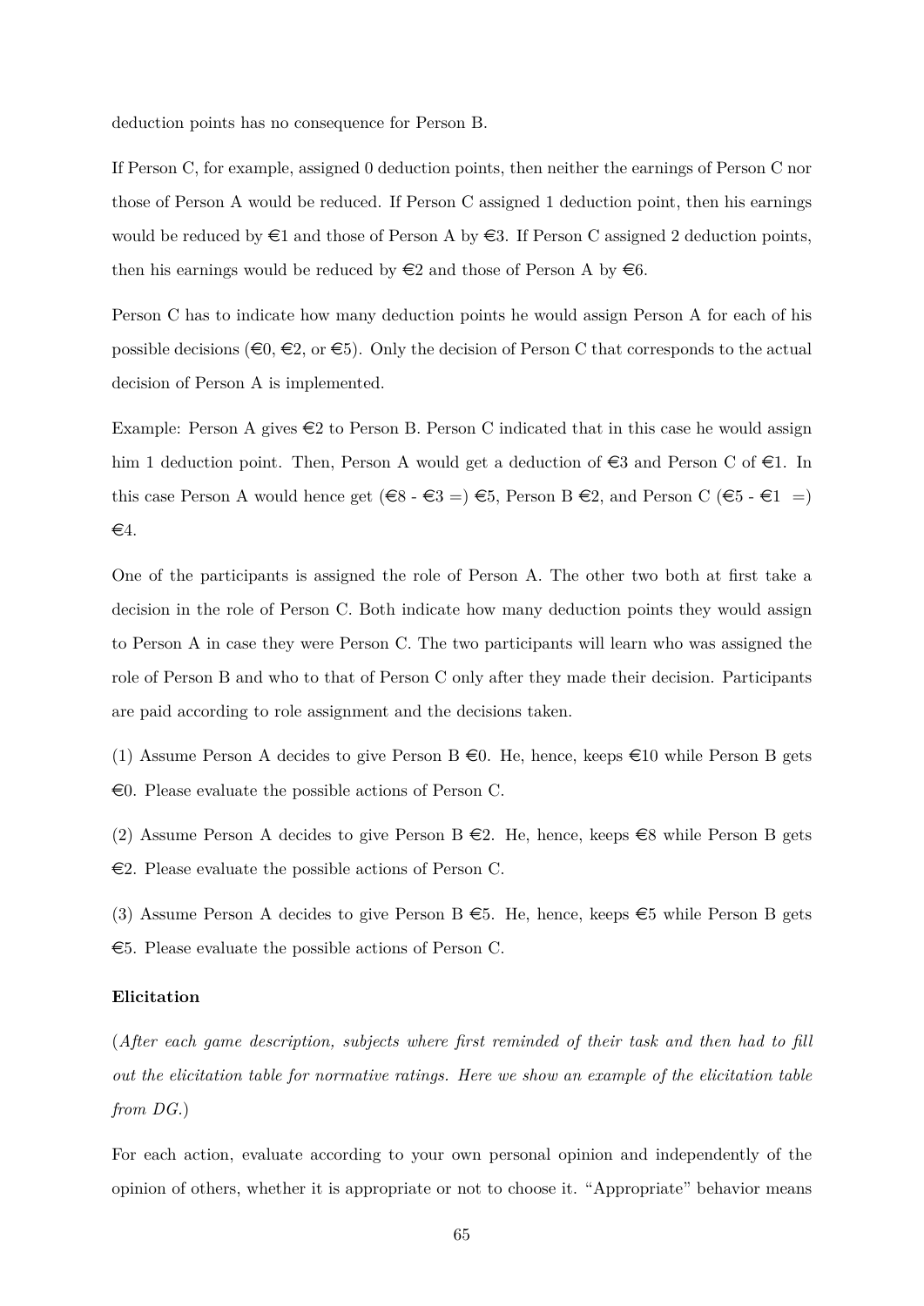deduction points has no consequence for Person B.

If Person C, for example, assigned 0 deduction points, then neither the earnings of Person C nor those of Person A would be reduced. If Person C assigned 1 deduction point, then his earnings would be reduced by €1 and those of Person A by €3. If Person C assigned 2 deduction points, then his earnings would be reduced by €2 and those of Person A by €6.

Person C has to indicate how many deduction points he would assign Person A for each of his possible decisions (€0, €2, or €5). Only the decision of Person C that corresponds to the actual decision of Person A is implemented.

Example: Person A gives €2 to Person B. Person C indicated that in this case he would assign him 1 deduction point. Then, Person A would get a deduction of €3 and Person C of €1. In this case Person A would hence get (€8 - €3 =) €5, Person B €2, and Person C (€5 - €1 =) €4.

One of the participants is assigned the role of Person A. The other two both at first take a decision in the role of Person C. Both indicate how many deduction points they would assign to Person A in case they were Person C. The two participants will learn who was assigned the role of Person B and who to that of Person C only after they made their decision. Participants are paid according to role assignment and the decisions taken.

(1) Assume Person A decides to give Person B €0. He, hence, keeps €10 while Person B gets €0. Please evaluate the possible actions of Person C.

(2) Assume Person A decides to give Person B €2. He, hence, keeps €8 while Person B gets €2. Please evaluate the possible actions of Person C.

(3) Assume Person A decides to give Person B €5. He, hence, keeps €5 while Person B gets €5. Please evaluate the possible actions of Person C.

**Elicitation**

(*After each game description, subjects where first reminded of their task and then had to fill out the elicitation table for normative ratings. Here we show an example of the elicitation table from DG.*)

For each action, evaluate according to your own personal opinion and independently of the opinion of others, whether it is appropriate or not to choose it. "Appropriate" behavior means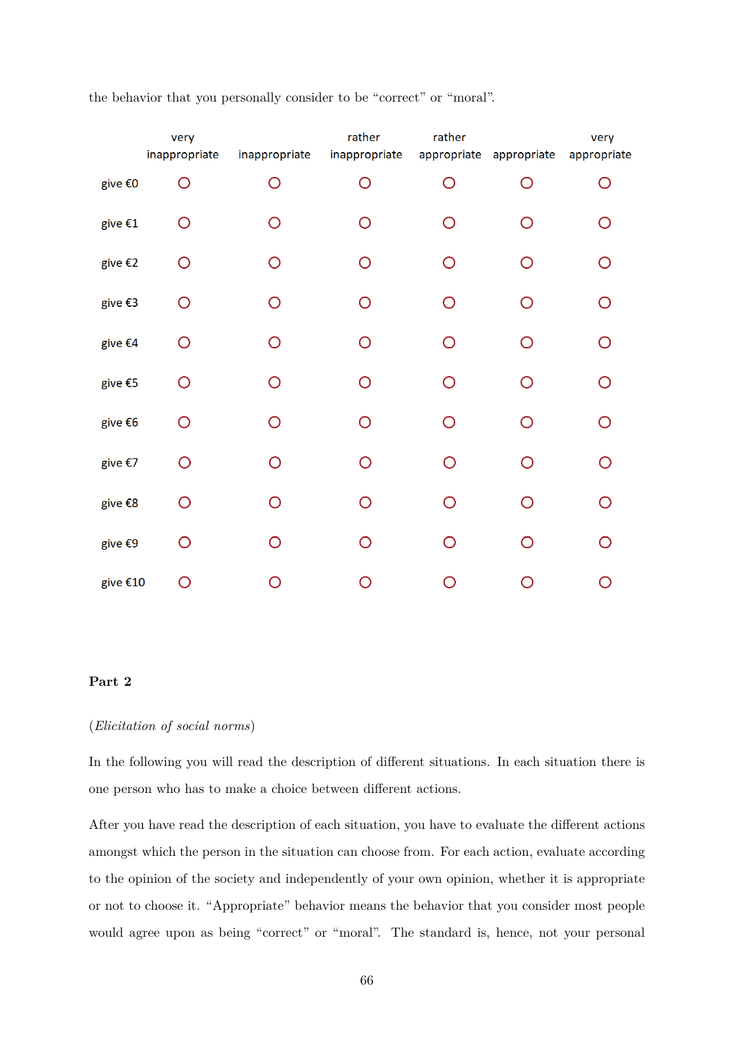the behavior that you personally consider to be "correct" or "moral".

| | very inappropriate | inappropriate | rather inappropriate | rather appropriate | appropriate | very appropriate |
|---|---|---|---|---|---|---|
| give €0 | ○ | ○ | ○ | ○ | ○ | ○ |
| give €1 | ○ | ○ | ○ | ○ | ○ | ○ |
| give €2 | ○ | ○ | ○ | ○ | ○ | ○ |
| give €3 | ○ | ○ | ○ | ○ | ○ | ○ |
| give €4 | ○ | ○ | ○ | ○ | ○ | ○ |
| give €5 | ○ | ○ | ○ | ○ | ○ | ○ |
| give €6 | ○ | ○ | ○ | ○ | ○ | ○ |
| give €7 | ○ | ○ | ○ | ○ | ○ | ○ |
| give €8 | ○ | ○ | ○ | ○ | ○ | ○ |
| give €9 | ○ | ○ | ○ | ○ | ○ | ○ |
| give €10 | ○ | ○ | ○ | ○ | ○ | ○ |

**Part 2**

(*Elicitation of social norms*)

In the following you will read the description of different situations. In each situation there is one person who has to make a choice between different actions.

After you have read the description of each situation, you have to evaluate the different actions amongst which the person in the situation can choose from. For each action, evaluate according to the opinion of the society and independently of your own opinion, whether it is appropriate or not to choose it. "Appropriate" behavior means the behavior that you consider most people would agree upon as being "correct" or "moral". The standard is, hence, not your personal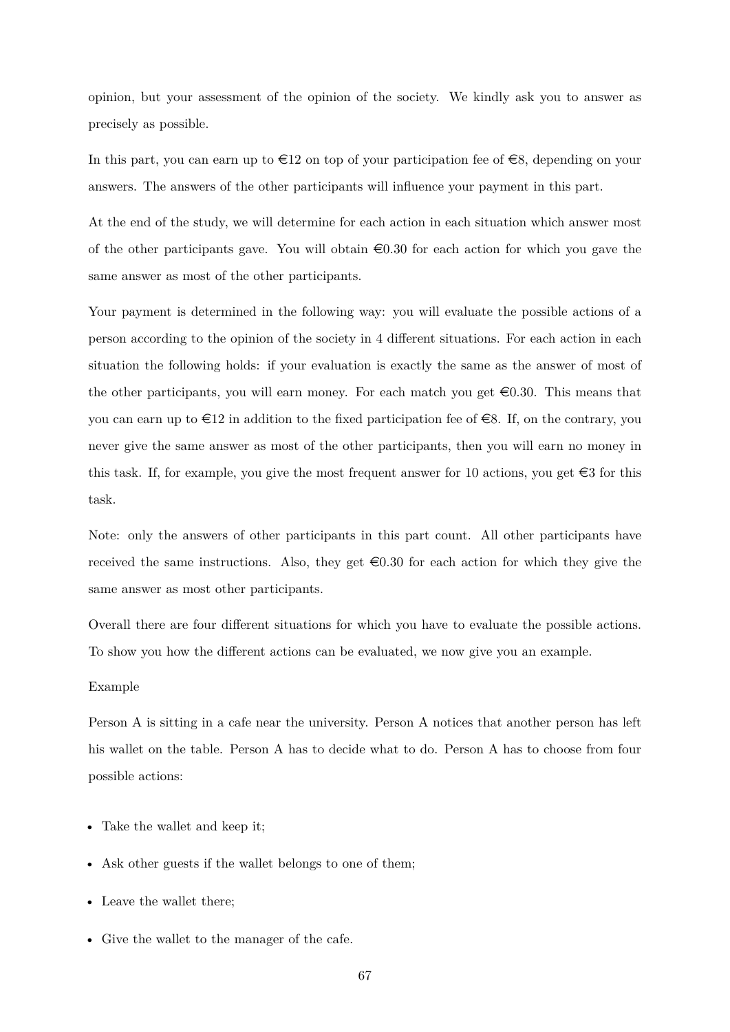opinion, but your assessment of the opinion of the society. We kindly ask you to answer as precisely as possible.

In this part, you can earn up to €12 on top of your participation fee of €8, depending on your answers. The answers of the other participants will influence your payment in this part.

At the end of the study, we will determine for each action in each situation which answer most of the other participants gave. You will obtain €0.30 for each action for which you gave the same answer as most of the other participants.

Your payment is determined in the following way: you will evaluate the possible actions of a person according to the opinion of the society in 4 different situations. For each action in each situation the following holds: if your evaluation is exactly the same as the answer of most of the other participants, you will earn money. For each match you get €0.30. This means that you can earn up to €12 in addition to the fixed participation fee of €8. If, on the contrary, you never give the same answer as most of the other participants, then you will earn no money in this task. If, for example, you give the most frequent answer for 10 actions, you get €3 for this task.

Note: only the answers of other participants in this part count. All other participants have received the same instructions. Also, they get €0.30 for each action for which they give the same answer as most other participants.

Overall there are four different situations for which you have to evaluate the possible actions. To show you how the different actions can be evaluated, we now give you an example.

Example

Person A is sitting in a cafe near the university. Person A notices that another person has left his wallet on the table. Person A has to decide what to do. Person A has to choose from four possible actions:

- Take the wallet and keep it;
- Ask other guests if the wallet belongs to one of them;
- Leave the wallet there;
- Give the wallet to the manager of the cafe.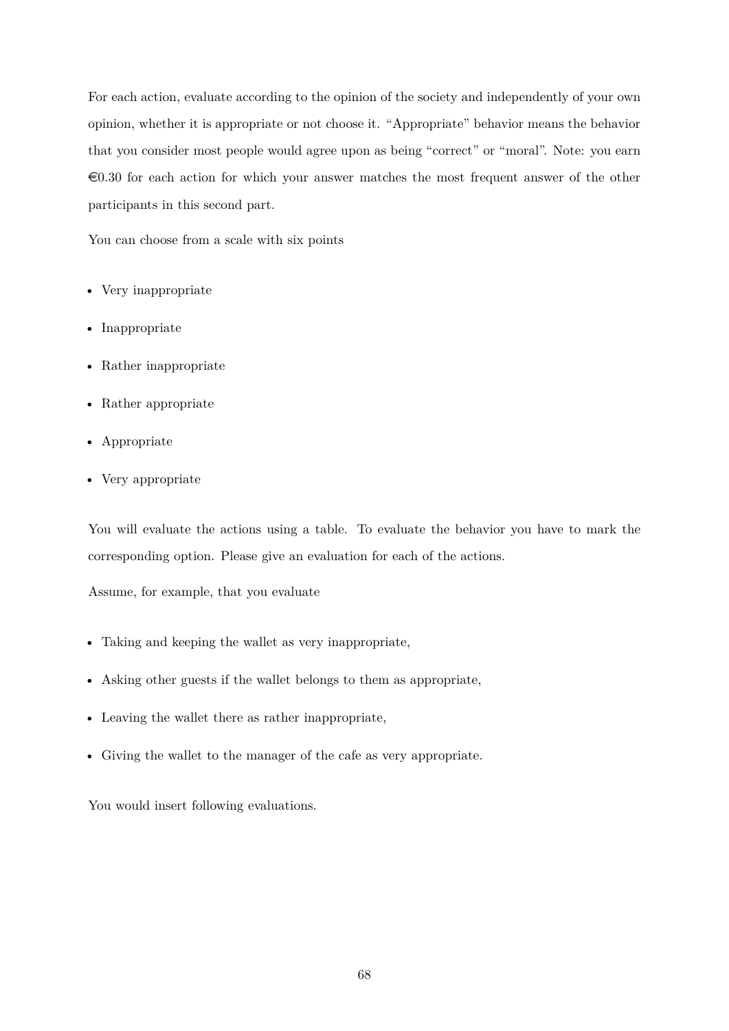For each action, evaluate according to the opinion of the society and independently of your own opinion, whether it is appropriate or not choose it. "Appropriate" behavior means the behavior that you consider most people would agree upon as being "correct" or "moral". Note: you earn €0.30 for each action for which your answer matches the most frequent answer of the other participants in this second part.

You can choose from a scale with six points

- Very inappropriate
- Inappropriate
- Rather inappropriate
- Rather appropriate
- Appropriate
- Very appropriate

You will evaluate the actions using a table. To evaluate the behavior you have to mark the corresponding option. Please give an evaluation for each of the actions.

Assume, for example, that you evaluate

- Taking and keeping the wallet as very inappropriate,
- Asking other guests if the wallet belongs to them as appropriate,
- Leaving the wallet there as rather inappropriate,
- Giving the wallet to the manager of the cafe as very appropriate.

You would insert following evaluations.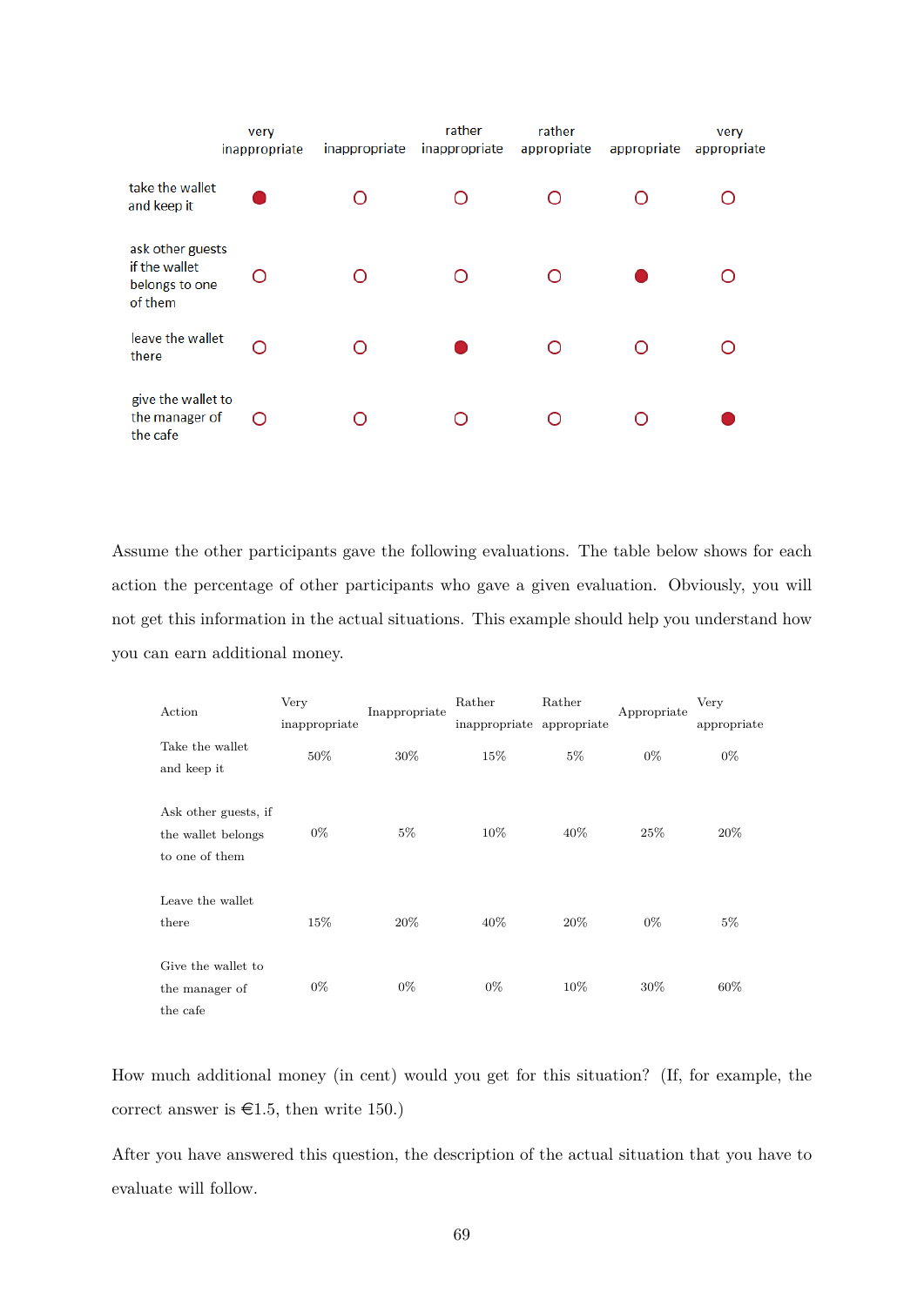| | very inappropriate | inappropriate | rather inappropriate | rather appropriate | appropriate | very appropriate |
|---|---|---|---|---|---|---|
| take the wallet and keep it | ● | ○ | ○ | ○ | ○ | ○ |
| ask other guests if the wallet belongs to one of them | ○ | ○ | ○ | ○ | ● | ○ |
| leave the wallet there | ○ | ○ | ● | ○ | ○ | ○ |
| give the wallet to the manager of the cafe | ○ | ○ | ○ | ○ | ○ | ● |

Assume the other participants gave the following evaluations. The table below shows for each action the percentage of other participants who gave a given evaluation. Obviously, you will not get this information in the actual situations. This example should help you understand how you can earn additional money.

| Action | Very inappropriate | Inappropriate | Rather inappropriate | Rather appropriate | Appropriate | Very appropriate |
|---|---|---|---|---|---|---|
| Take the wallet and keep it | 50% | 30% | 15% | 5% | 0% | 0% |
| Ask other guests, if the wallet belongs to one of them | 0% | 5% | 10% | 40% | 25% | 20% |
| Leave the wallet there | 15% | 20% | 40% | 20% | 0% | 5% |
| Give the wallet to the manager of the cafe | 0% | 0% | 0% | 10% | 30% | 60% |

How much additional money (in cent) would you get for this situation? (If, for example, the correct answer is €1.5, then write 150.)

After you have answered this question, the description of the actual situation that you have to evaluate will follow.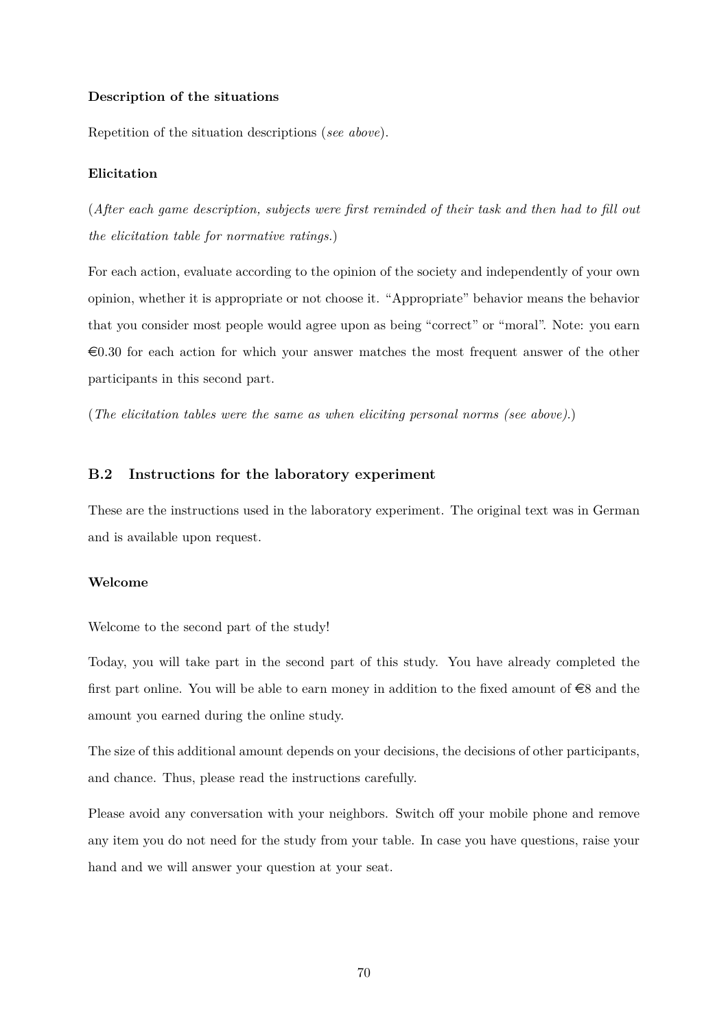**Description of the situations**

Repetition of the situation descriptions (*see above*).

**Elicitation**

(*After each game description, subjects were first reminded of their task and then had to fill out the elicitation table for normative ratings.*)

For each action, evaluate according to the opinion of the society and independently of your own opinion, whether it is appropriate or not choose it. “Appropriate” behavior means the behavior that you consider most people would agree upon as being “correct” or “moral”. Note: you earn €0.30 for each action for which your answer matches the most frequent answer of the other participants in this second part.

(*The elicitation tables were the same as when eliciting personal norms (see above).*)

## B.2 Instructions for the laboratory experiment

These are the instructions used in the laboratory experiment. The original text was in German and is available upon request.

**Welcome**

Welcome to the second part of the study!

Today, you will take part in the second part of this study. You have already completed the first part online. You will be able to earn money in addition to the fixed amount of €8 and the amount you earned during the online study.

The size of this additional amount depends on your decisions, the decisions of other participants, and chance. Thus, please read the instructions carefully.

Please avoid any conversation with your neighbors. Switch off your mobile phone and remove any item you do not need for the study from your table. In case you have questions, raise your hand and we will answer your question at your seat.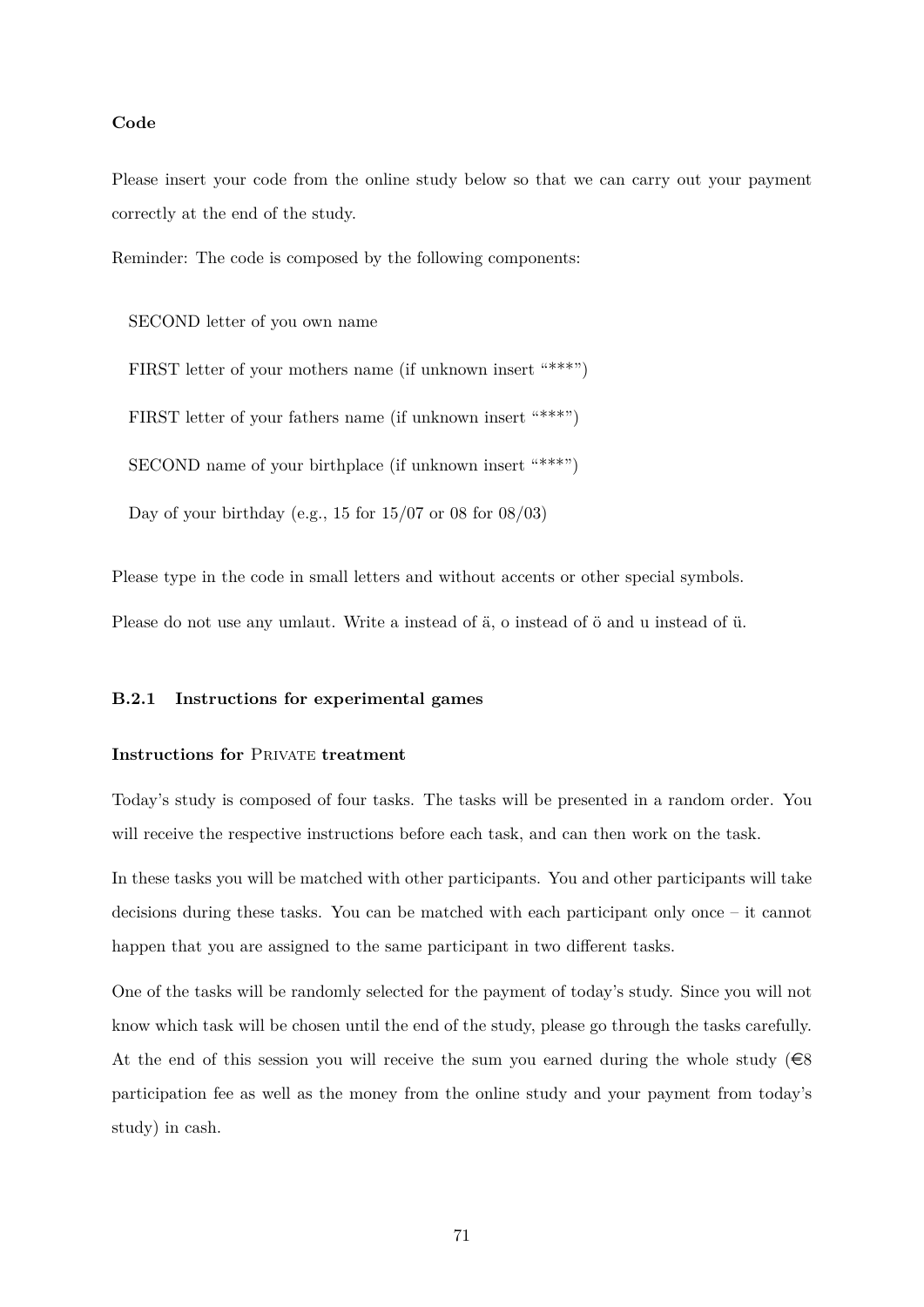**Code**

Please insert your code from the online study below so that we can carry out your payment correctly at the end of the study.

Reminder: The code is composed by the following components:

SECOND letter of you own name

FIRST letter of your mothers name (if unknown insert "***")

FIRST letter of your fathers name (if unknown insert "***")

SECOND name of your birthplace (if unknown insert "***")

Day of your birthday (e.g., 15 for 15/07 or 08 for 08/03)

Please type in the code in small letters and without accents or other special symbols.

Please do not use any umlaut. Write a instead of ä, o instead of ö and u instead of ü.

### B.2.1 Instructions for experimental games

**Instructions for** Private **treatment**

Today's study is composed of four tasks. The tasks will be presented in a random order. You will receive the respective instructions before each task, and can then work on the task.

In these tasks you will be matched with other participants. You and other participants will take decisions during these tasks. You can be matched with each participant only once – it cannot happen that you are assigned to the same participant in two different tasks.

One of the tasks will be randomly selected for the payment of today's study. Since you will not know which task will be chosen until the end of the study, please go through the tasks carefully. At the end of this session you will receive the sum you earned during the whole study (€8 participation fee as well as the money from the online study and your payment from today's study) in cash.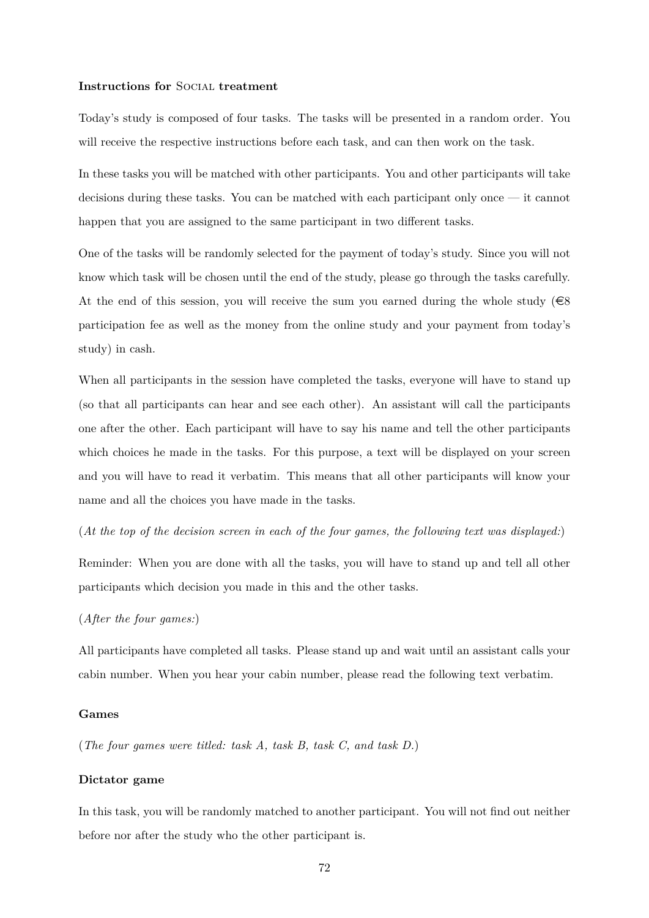**Instructions for Social treatment**

Today's study is composed of four tasks. The tasks will be presented in a random order. You will receive the respective instructions before each task, and can then work on the task.

In these tasks you will be matched with other participants. You and other participants will take decisions during these tasks. You can be matched with each participant only once — it cannot happen that you are assigned to the same participant in two different tasks.

One of the tasks will be randomly selected for the payment of today's study. Since you will not know which task will be chosen until the end of the study, please go through the tasks carefully. At the end of this session, you will receive the sum you earned during the whole study (€8 participation fee as well as the money from the online study and your payment from today's study) in cash.

When all participants in the session have completed the tasks, everyone will have to stand up (so that all participants can hear and see each other). An assistant will call the participants one after the other. Each participant will have to say his name and tell the other participants which choices he made in the tasks. For this purpose, a text will be displayed on your screen and you will have to read it verbatim. This means that all other participants will know your name and all the choices you have made in the tasks.

(*At the top of the decision screen in each of the four games, the following text was displayed:*)

Reminder: When you are done with all the tasks, you will have to stand up and tell all other participants which decision you made in this and the other tasks.

(*After the four games:*)

All participants have completed all tasks. Please stand up and wait until an assistant calls your cabin number. When you hear your cabin number, please read the following text verbatim.

**Games**

(*The four games were titled: task A, task B, task C, and task D.*)

**Dictator game**

In this task, you will be randomly matched to another participant. You will not find out neither before nor after the study who the other participant is.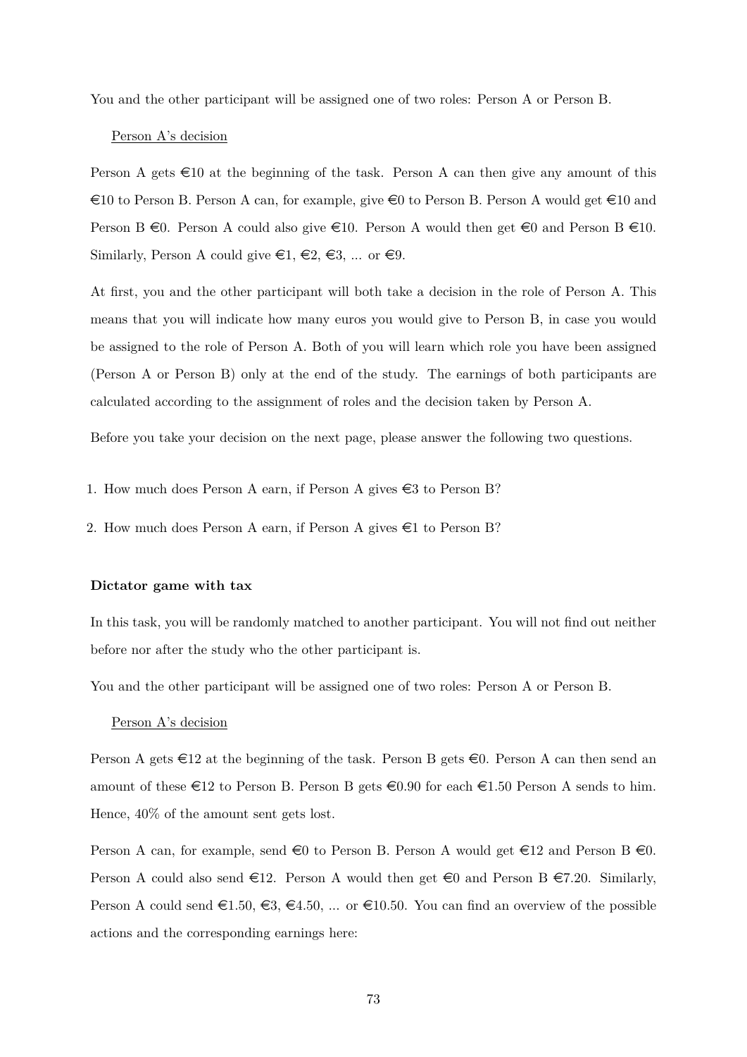You and the other participant will be assigned one of two roles: Person A or Person B.

Person A's decision

Person A gets €10 at the beginning of the task. Person A can then give any amount of this €10 to Person B. Person A can, for example, give €0 to Person B. Person A would get €10 and Person B €0. Person A could also give €10. Person A would then get €0 and Person B €10. Similarly, Person A could give €1, €2, €3, ... or €9.

At first, you and the other participant will both take a decision in the role of Person A. This means that you will indicate how many euros you would give to Person B, in case you would be assigned to the role of Person A. Both of you will learn which role you have been assigned (Person A or Person B) only at the end of the study. The earnings of both participants are calculated according to the assignment of roles and the decision taken by Person A.

Before you take your decision on the next page, please answer the following two questions.

1. How much does Person A earn, if Person A gives €3 to Person B?
2. How much does Person A earn, if Person A gives €1 to Person B?

**Dictator game with tax**

In this task, you will be randomly matched to another participant. You will not find out neither before nor after the study who the other participant is.

You and the other participant will be assigned one of two roles: Person A or Person B.

Person A's decision

Person A gets €12 at the beginning of the task. Person B gets €0. Person A can then send an amount of these €12 to Person B. Person B gets €0.90 for each €1.50 Person A sends to him. Hence, 40% of the amount sent gets lost.

Person A can, for example, send €0 to Person B. Person A would get €12 and Person B €0. Person A could also send €12. Person A would then get €0 and Person B €7.20. Similarly, Person A could send €1.50, €3, €4.50, ... or €10.50. You can find an overview of the possible actions and the corresponding earnings here: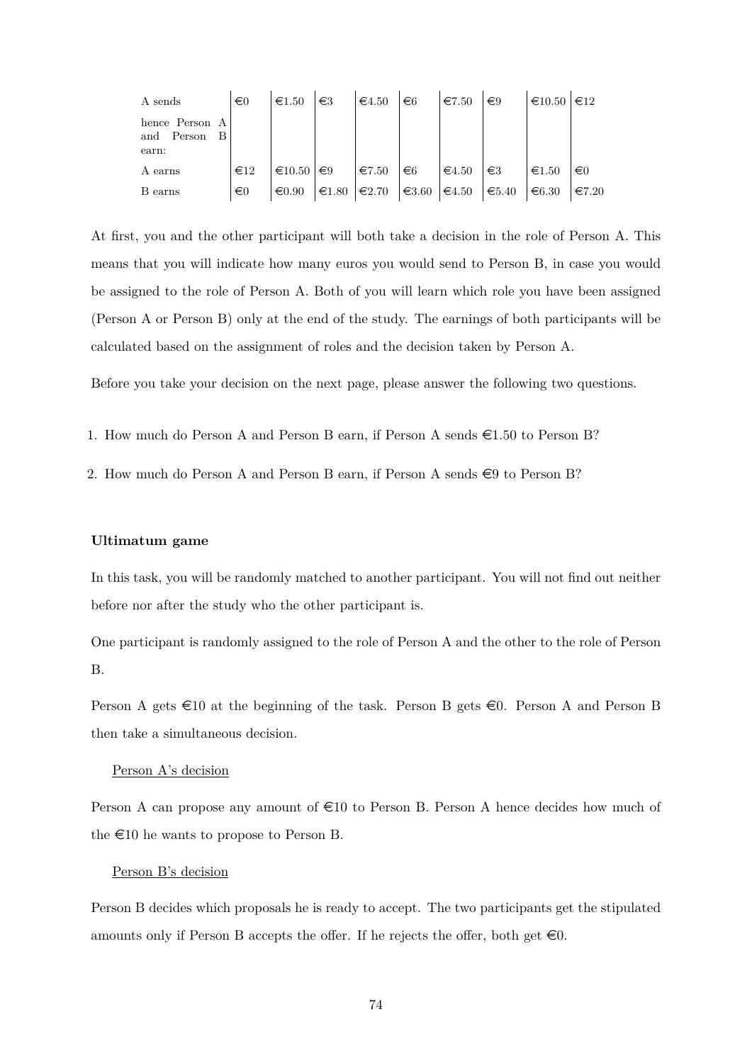| A sends | €0 | €1.50 | €3 | €4.50 | €6 | €7.50 | €9 | €10.50 | €12 |
|---|---|---|---|---|---|---|---|---|---|
| hence Person A and Person B earn: | | | | | | | | | |
| A earns | €12 | €10.50 | €9 | €7.50 | €6 | €4.50 | €3 | €1.50 | €0 |
| B earns | €0 | €0.90 | €1.80 | €2.70 | €3.60 | €4.50 | €5.40 | €6.30 | €7.20 |

At first, you and the other participant will both take a decision in the role of Person A. This means that you will indicate how many euros you would send to Person B, in case you would be assigned to the role of Person A. Both of you will learn which role you have been assigned (Person A or Person B) only at the end of the study. The earnings of both participants will be calculated based on the assignment of roles and the decision taken by Person A.

Before you take your decision on the next page, please answer the following two questions.

1. How much do Person A and Person B earn, if Person A sends €1.50 to Person B?
2. How much do Person A and Person B earn, if Person A sends €9 to Person B?

**Ultimatum game**

In this task, you will be randomly matched to another participant. You will not find out neither before nor after the study who the other participant is.

One participant is randomly assigned to the role of Person A and the other to the role of Person B.

Person A gets €10 at the beginning of the task. Person B gets €0. Person A and Person B then take a simultaneous decision.

Person A's decision

Person A can propose any amount of €10 to Person B. Person A hence decides how much of the €10 he wants to propose to Person B.

Person B's decision

Person B decides which proposals he is ready to accept. The two participants get the stipulated amounts only if Person B accepts the offer. If he rejects the offer, both get €0.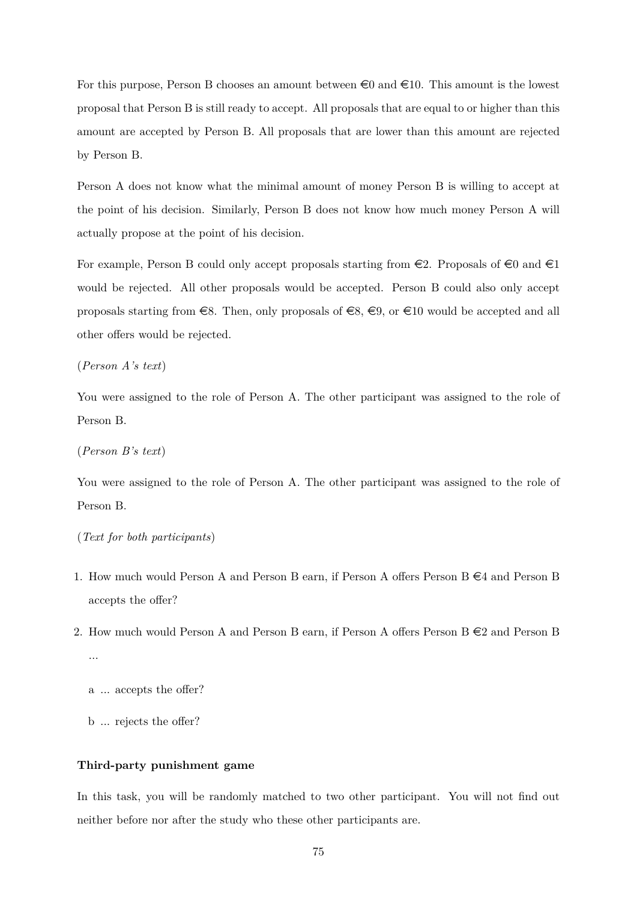For this purpose, Person B chooses an amount between €0 and €10. This amount is the lowest proposal that Person B is still ready to accept. All proposals that are equal to or higher than this amount are accepted by Person B. All proposals that are lower than this amount are rejected by Person B.

Person A does not know what the minimal amount of money Person B is willing to accept at the point of his decision. Similarly, Person B does not know how much money Person A will actually propose at the point of his decision.

For example, Person B could only accept proposals starting from €2. Proposals of €0 and €1 would be rejected. All other proposals would be accepted. Person B could also only accept proposals starting from €8. Then, only proposals of €8, €9, or €10 would be accepted and all other offers would be rejected.

(*Person A's text*)

You were assigned to the role of Person A. The other participant was assigned to the role of Person B.

(*Person B's text*)

You were assigned to the role of Person A. The other participant was assigned to the role of Person B.

(*Text for both participants*)

1. How much would Person A and Person B earn, if Person A offers Person B €4 and Person B accepts the offer?
2. How much would Person A and Person B earn, if Person A offers Person B €2 and Person B ...

   a ... accepts the offer?

   b ... rejects the offer?

**Third-party punishment game**

In this task, you will be randomly matched to two other participant. You will not find out neither before nor after the study who these other participants are.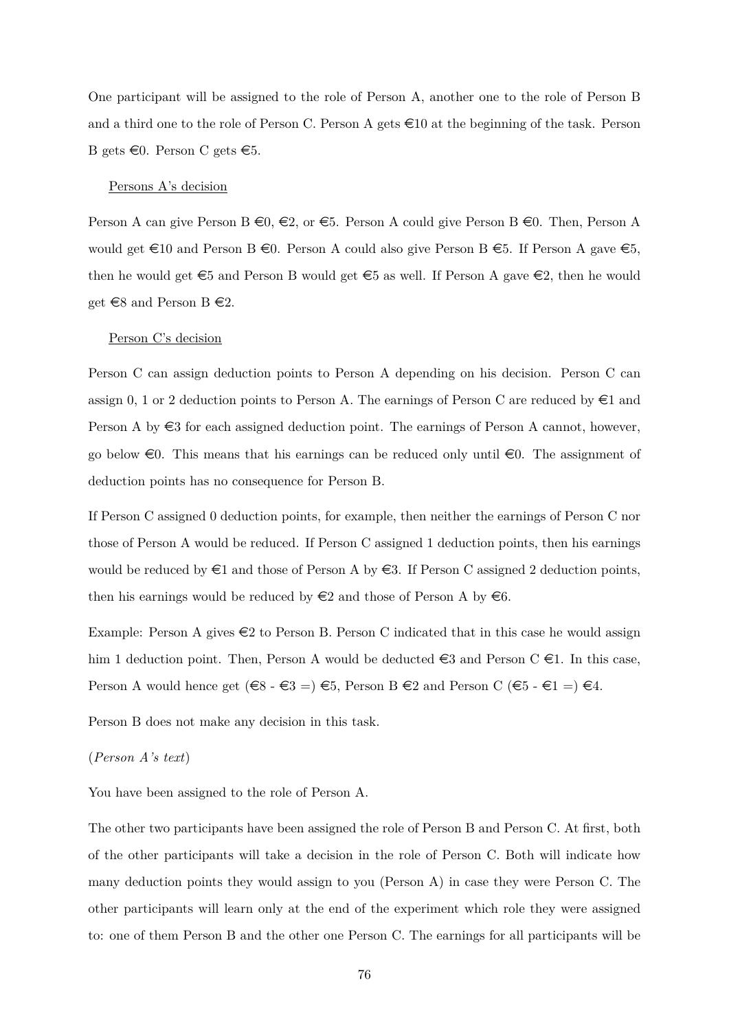One participant will be assigned to the role of Person A, another one to the role of Person B and a third one to the role of Person C. Person A gets €10 at the beginning of the task. Person B gets €0. Person C gets €5.

Persons A's decision

Person A can give Person B €0, €2, or €5. Person A could give Person B €0. Then, Person A would get €10 and Person B €0. Person A could also give Person B €5. If Person A gave €5, then he would get €5 and Person B would get €5 as well. If Person A gave €2, then he would get €8 and Person B €2.

Person C's decision

Person C can assign deduction points to Person A depending on his decision. Person C can assign 0, 1 or 2 deduction points to Person A. The earnings of Person C are reduced by €1 and Person A by €3 for each assigned deduction point. The earnings of Person A cannot, however, go below €0. This means that his earnings can be reduced only until €0. The assignment of deduction points has no consequence for Person B.

If Person C assigned 0 deduction points, for example, then neither the earnings of Person C nor those of Person A would be reduced. If Person C assigned 1 deduction points, then his earnings would be reduced by €1 and those of Person A by €3. If Person C assigned 2 deduction points, then his earnings would be reduced by €2 and those of Person A by €6.

Example: Person A gives €2 to Person B. Person C indicated that in this case he would assign him 1 deduction point. Then, Person A would be deducted €3 and Person C €1. In this case, Person A would hence get (€8 - €3 =) €5, Person B €2 and Person C (€5 - €1 =) €4.

Person B does not make any decision in this task.

(*Person A's text*)

You have been assigned to the role of Person A.

The other two participants have been assigned the role of Person B and Person C. At first, both of the other participants will take a decision in the role of Person C. Both will indicate how many deduction points they would assign to you (Person A) in case they were Person C. The other participants will learn only at the end of the experiment which role they were assigned to: one of them Person B and the other one Person C. The earnings for all participants will be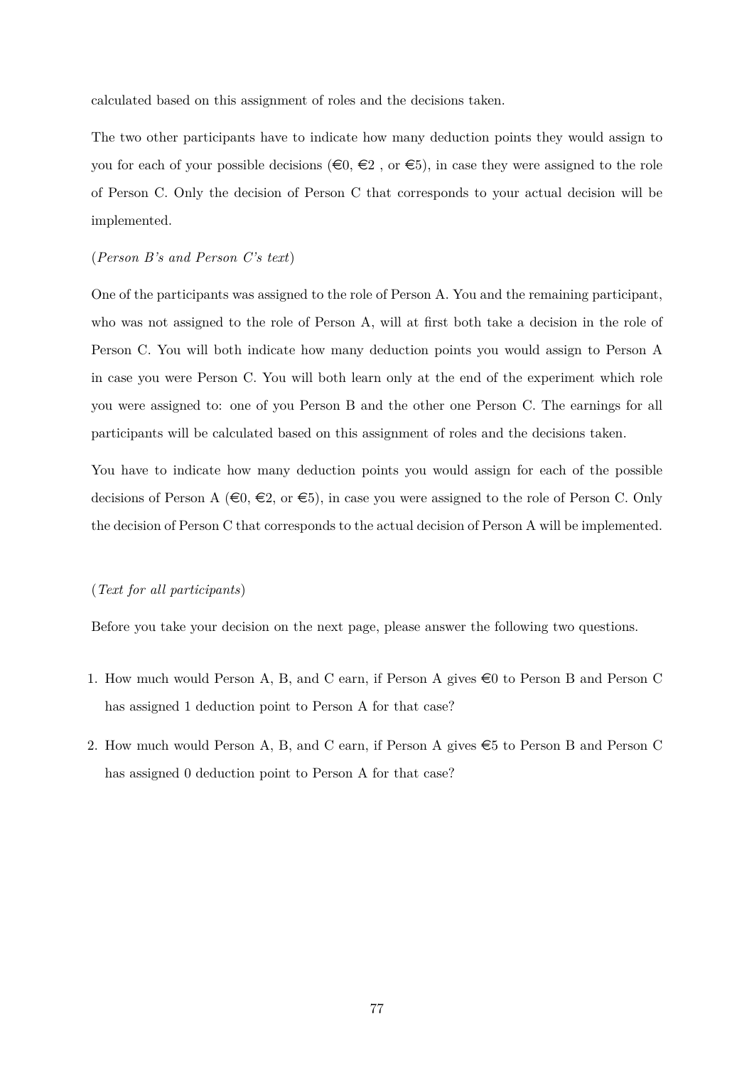calculated based on this assignment of roles and the decisions taken.

The two other participants have to indicate how many deduction points they would assign to you for each of your possible decisions (€0, €2 , or €5), in case they were assigned to the role of Person C. Only the decision of Person C that corresponds to your actual decision will be implemented.

(*Person B's and Person C's text*)

One of the participants was assigned to the role of Person A. You and the remaining participant, who was not assigned to the role of Person A, will at first both take a decision in the role of Person C. You will both indicate how many deduction points you would assign to Person A in case you were Person C. You will both learn only at the end of the experiment which role you were assigned to: one of you Person B and the other one Person C. The earnings for all participants will be calculated based on this assignment of roles and the decisions taken.

You have to indicate how many deduction points you would assign for each of the possible decisions of Person A (€0, €2, or €5), in case you were assigned to the role of Person C. Only the decision of Person C that corresponds to the actual decision of Person A will be implemented.

(*Text for all participants*)

Before you take your decision on the next page, please answer the following two questions.

1. How much would Person A, B, and C earn, if Person A gives €0 to Person B and Person C has assigned 1 deduction point to Person A for that case?
2. How much would Person A, B, and C earn, if Person A gives €5 to Person B and Person C has assigned 0 deduction point to Person A for that case?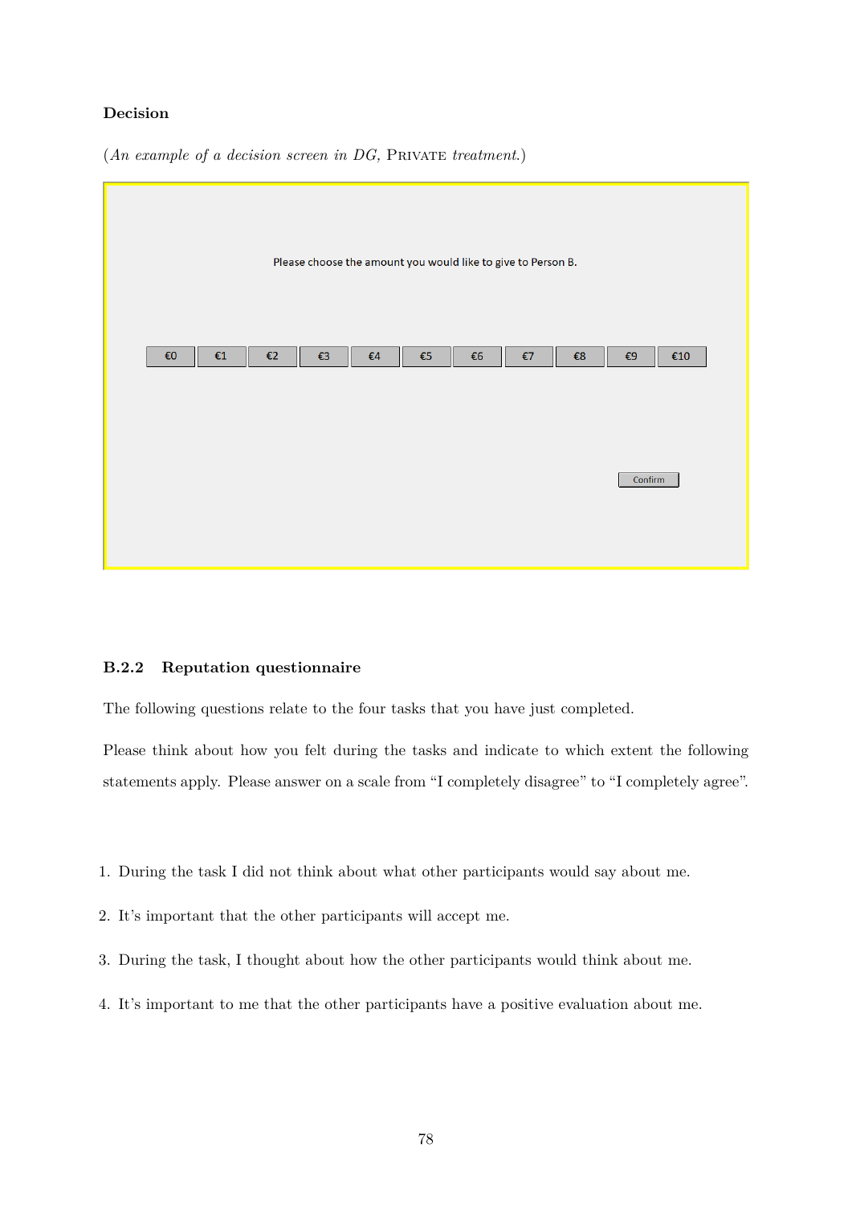**Decision**

(*An example of a decision screen in DG,* PRIVATE *treatment.*)

Please choose the amount you would like to give to Person B.

€0 €1 €2 €3 €4 €5 €6 €7 €8 €9 €10

Confirm

### B.2.2 Reputation questionnaire

The following questions relate to the four tasks that you have just completed.

Please think about how you felt during the tasks and indicate to which extent the following statements apply. Please answer on a scale from "I completely disagree" to "I completely agree".

1. During the task I did not think about what other participants would say about me.
2. It's important that the other participants will accept me.
3. During the task, I thought about how the other participants would think about me.
4. It's important to me that the other participants have a positive evaluation about me.